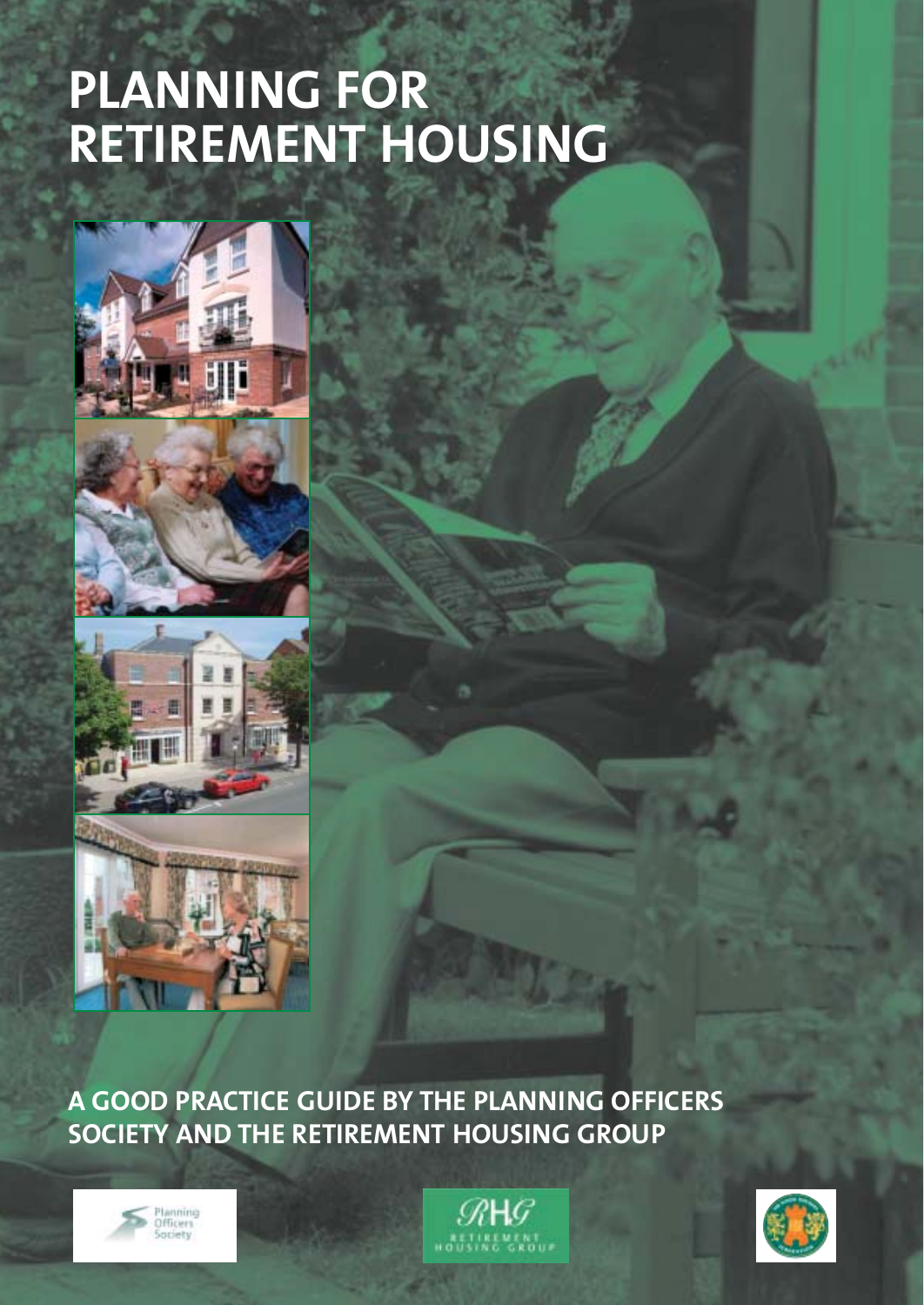# PLANNING FOR RETIREMENT HOUSING

**A GOOD PRACTICE GUIDE BY THE PLANNING OFFICERS SOCIETY AND THE RETIREMENT HOUSING GROUP**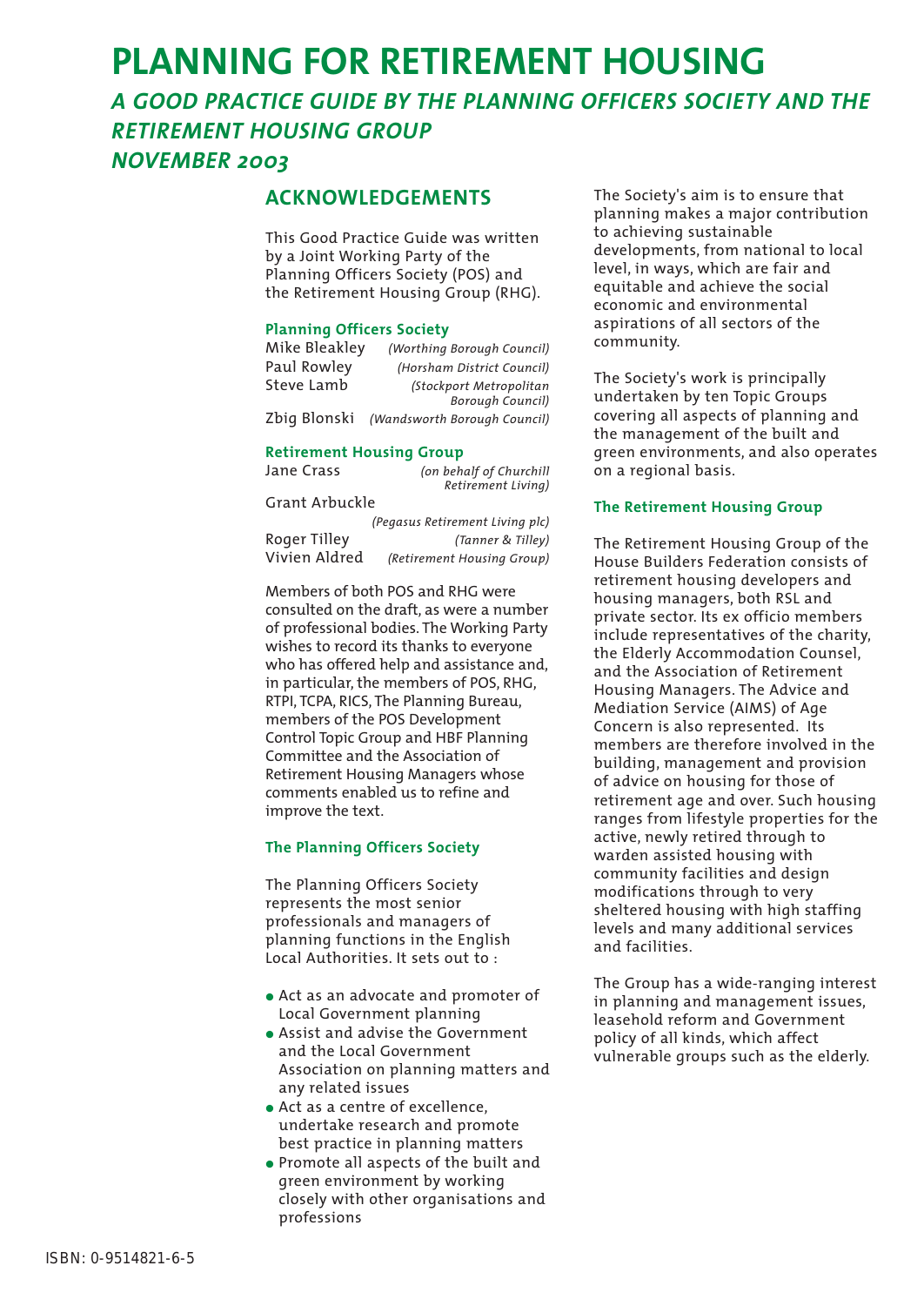# PLANNING FOR RETIREMENT HOUSING

## *A GOOD PRACTICE GUIDE BY THE PLANNING OFFICERS SOCIETY AND THE RETIREMENT HOUSING GROUP*

## *NOVEMBER 2003*

## ACKNOWLEDGEMENTS

This Good Practice Guide was written by a Joint Working Party of the Planning Officers Society (POS) and the Retirement Housing Group (RHG).

**Planning Officers Society**

Mike Bleakley *(Worthing Borough Council)*
Paul Rowley *(Horsham District Council)*
Steve Lamb *(Stockport Metropolitan Borough Council)*
Zbig Blonski *(Wandsworth Borough Council)*

**Retirement Housing Group**

Jane Crass *(on behalf of Churchill Retirement Living)*
Grant Arbuckle *(Pegasus Retirement Living plc)*
Roger Tilley *(Tanner & Tilley)*
Vivien Aldred *(Retirement Housing Group)*

Members of both POS and RHG were consulted on the draft, as were a number of professional bodies. The Working Party wishes to record its thanks to everyone who has offered help and assistance and, in particular, the members of POS, RHG, RTPI, TCPA, RICS, The Planning Bureau, members of the POS Development Control Topic Group and HBF Planning Committee and the Association of Retirement Housing Managers whose comments enabled us to refine and improve the text.

### The Planning Officers Society

The Planning Officers Society represents the most senior professionals and managers of planning functions in the English Local Authorities. It sets out to :

- Act as an advocate and promoter of Local Government planning
- Assist and advise the Government and the Local Government Association on planning matters and any related issues
- Act as a centre of excellence, undertake research and promote best practice in planning matters
- Promote all aspects of the built and green environment by working closely with other organisations and professions

The Society's aim is to ensure that planning makes a major contribution to achieving sustainable developments, from national to local level, in ways, which are fair and equitable and achieve the social economic and environmental aspirations of all sectors of the community.

The Society's work is principally undertaken by ten Topic Groups covering all aspects of planning and the management of the built and green environments, and also operates on a regional basis.

### The Retirement Housing Group

The Retirement Housing Group of the House Builders Federation consists of retirement housing developers and housing managers, both RSL and private sector. Its ex officio members include representatives of the charity, the Elderly Accommodation Counsel, and the Association of Retirement Housing Managers. The Advice and Mediation Service (AIMS) of Age Concern is also represented. Its members are therefore involved in the building, management and provision of advice on housing for those of retirement age and over. Such housing ranges from lifestyle properties for the active, newly retired through to warden assisted housing with community facilities and design modifications through to very sheltered housing with high staffing levels and many additional services and facilities.

The Group has a wide-ranging interest in planning and management issues, leasehold reform and Government policy of all kinds, which affect vulnerable groups such as the elderly.

ISBN: 0-9514821-6-5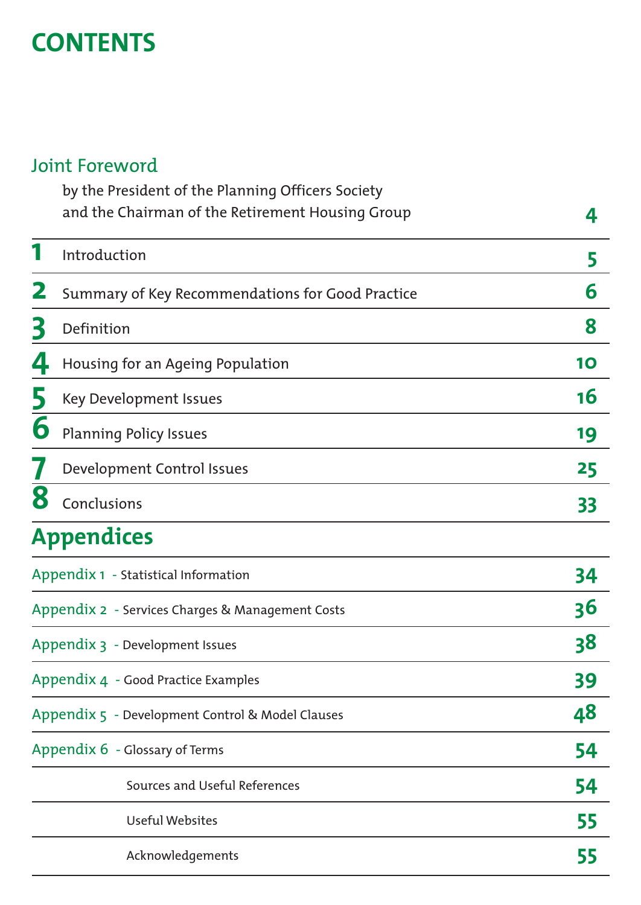# CONTENTS

| | | |
|---|---|---|
| **Joint Foreword** by the President of the Planning Officers Society and the Chairman of the Retirement Housing Group | | **4** |
| **1** | Introduction | **5** |
| **2** | Summary of Key Recommendations for Good Practice | **6** |
| **3** | Definition | **8** |
| **4** | Housing for an Ageing Population | **10** |
| **5** | Key Development Issues | **16** |
| **6** | Planning Policy Issues | **19** |
| **7** | Development Control Issues | **25** |
| **8** | Conclusions | **33** |

## Appendices

| | |
|---|---|
| Appendix 1 - Statistical Information | **34** |
| Appendix 2 - Services Charges & Management Costs | **36** |
| Appendix 3 - Development Issues | **38** |
| Appendix 4 - Good Practice Examples | **39** |
| Appendix 5 - Development Control & Model Clauses | **48** |
| Appendix 6 - Glossary of Terms | **54** |
| Sources and Useful References | **54** |
| Useful Websites | **55** |
| Acknowledgements | **55** |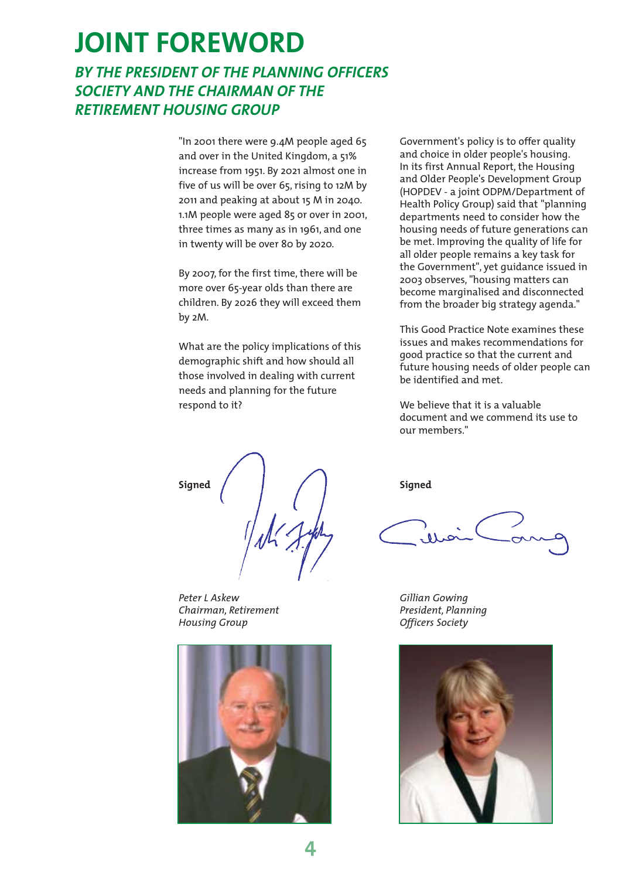# JOINT FOREWORD

## *BY THE PRESIDENT OF THE PLANNING OFFICERS SOCIETY AND THE CHAIRMAN OF THE RETIREMENT HOUSING GROUP*

"In 2001 there were 9.4M people aged 65 and over in the United Kingdom, a 51% increase from 1951. By 2021 almost one in five of us will be over 65, rising to 12M by 2011 and peaking at about 15 M in 2040. 1.1M people were aged 85 or over in 2001, three times as many as in 1961, and one in twenty will be over 80 by 2020.

By 2007, for the first time, there will be more over 65-year olds than there are children. By 2026 they will exceed them by 2M.

What are the policy implications of this demographic shift and how should all those involved in dealing with current needs and planning for the future respond to it?

Government's policy is to offer quality and choice in older people's housing. In its first Annual Report, the Housing and Older People's Development Group (HOPDEV - a joint ODPM/Department of Health Policy Group) said that "planning departments need to consider how the housing needs of future generations can be met. Improving the quality of life for all older people remains a key task for the Government", yet guidance issued in 2003 observes, "housing matters can become marginalised and disconnected from the broader big strategy agenda."

This Good Practice Note examines these issues and makes recommendations for good practice so that the current and future housing needs of older people can be identified and met.

We believe that it is a valuable document and we commend its use to our members."

**Signed**

*Peter L Askew*
*Chairman, Retirement Housing Group*

**Signed**

*Gillian Gowing*
*President, Planning Officers Society*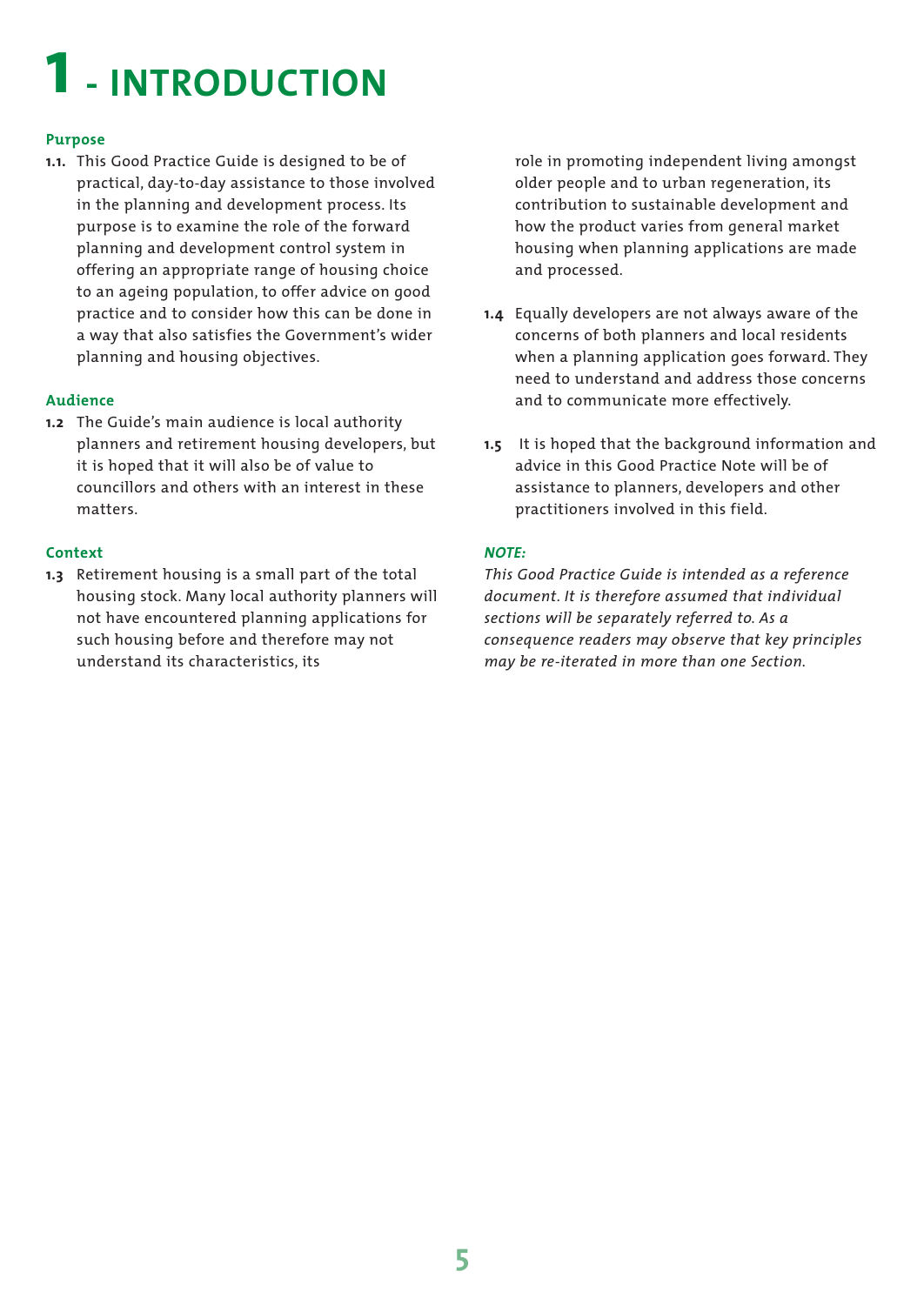# 1 - INTRODUCTION

### Purpose

**1.1.** This Good Practice Guide is designed to be of practical, day-to-day assistance to those involved in the planning and development process. Its purpose is to examine the role of the forward planning and development control system in offering an appropriate range of housing choice to an ageing population, to offer advice on good practice and to consider how this can be done in a way that also satisfies the Government's wider planning and housing objectives.

### Audience

**1.2** The Guide's main audience is local authority planners and retirement housing developers, but it is hoped that it will also be of value to councillors and others with an interest in these matters.

### Context

**1.3** Retirement housing is a small part of the total housing stock. Many local authority planners will not have encountered planning applications for such housing before and therefore may not understand its characteristics, its role in promoting independent living amongst older people and to urban regeneration, its contribution to sustainable development and how the product varies from general market housing when planning applications are made and processed.

**1.4** Equally developers are not always aware of the concerns of both planners and local residents when a planning application goes forward. They need to understand and address those concerns and to communicate more effectively.

**1.5** It is hoped that the background information and advice in this Good Practice Note will be of assistance to planners, developers and other practitioners involved in this field.

***NOTE:***

*This Good Practice Guide is intended as a reference document. It is therefore assumed that individual sections will be separately referred to. As a consequence readers may observe that key principles may be re-iterated in more than one Section.*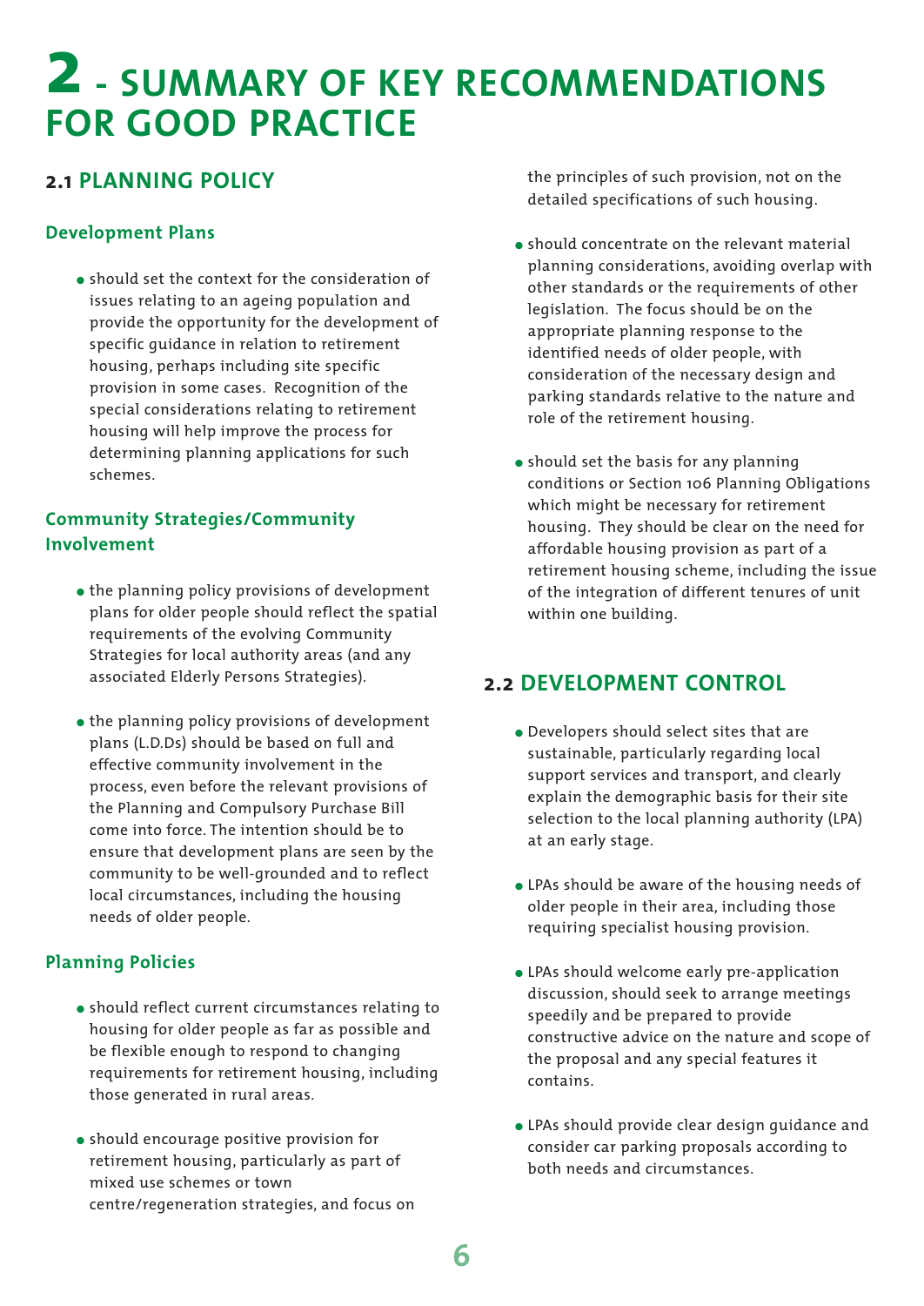# 2 - SUMMARY OF KEY RECOMMENDATIONS FOR GOOD PRACTICE

## 2.1 PLANNING POLICY

### Development Plans

- should set the context for the consideration of issues relating to an ageing population and provide the opportunity for the development of specific guidance in relation to retirement housing, perhaps including site specific provision in some cases. Recognition of the special considerations relating to retirement housing will help improve the process for determining planning applications for such schemes.

### Community Strategies/Community Involvement

- the planning policy provisions of development plans for older people should reflect the spatial requirements of the evolving Community Strategies for local authority areas (and any associated Elderly Persons Strategies).

- the planning policy provisions of development plans (L.D.Ds) should be based on full and effective community involvement in the process, even before the relevant provisions of the Planning and Compulsory Purchase Bill come into force. The intention should be to ensure that development plans are seen by the community to be well-grounded and to reflect local circumstances, including the housing needs of older people.

### Planning Policies

- should reflect current circumstances relating to housing for older people as far as possible and be flexible enough to respond to changing requirements for retirement housing, including those generated in rural areas.

- should encourage positive provision for retirement housing, particularly as part of mixed use schemes or town centre/regeneration strategies, and focus on the principles of such provision, not on the detailed specifications of such housing.

- should concentrate on the relevant material planning considerations, avoiding overlap with other standards or the requirements of other legislation. The focus should be on the appropriate planning response to the identified needs of older people, with consideration of the necessary design and parking standards relative to the nature and role of the retirement housing.

- should set the basis for any planning conditions or Section 106 Planning Obligations which might be necessary for retirement housing. They should be clear on the need for affordable housing provision as part of a retirement housing scheme, including the issue of the integration of different tenures of unit within one building.

## 2.2 DEVELOPMENT CONTROL

- Developers should select sites that are sustainable, particularly regarding local support services and transport, and clearly explain the demographic basis for their site selection to the local planning authority (LPA) at an early stage.

- LPAs should be aware of the housing needs of older people in their area, including those requiring specialist housing provision.

- LPAs should welcome early pre-application discussion, should seek to arrange meetings speedily and be prepared to provide constructive advice on the nature and scope of the proposal and any special features it contains.

- LPAs should provide clear design guidance and consider car parking proposals according to both needs and circumstances.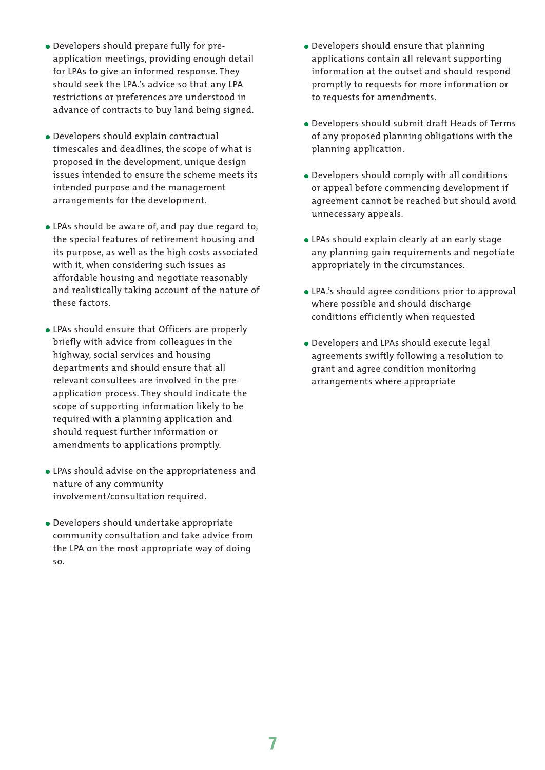- Developers should prepare fully for pre-application meetings, providing enough detail for LPAs to give an informed response. They should seek the LPA.'s advice so that any LPA restrictions or preferences are understood in advance of contracts to buy land being signed.

- Developers should explain contractual timescales and deadlines, the scope of what is proposed in the development, unique design issues intended to ensure the scheme meets its intended purpose and the management arrangements for the development.

- LPAs should be aware of, and pay due regard to, the special features of retirement housing and its purpose, as well as the high costs associated with it, when considering such issues as affordable housing and negotiate reasonably and realistically taking account of the nature of these factors.

- LPAs should ensure that Officers are properly briefly with advice from colleagues in the highway, social services and housing departments and should ensure that all relevant consultees are involved in the pre-application process. They should indicate the scope of supporting information likely to be required with a planning application and should request further information or amendments to applications promptly.

- LPAs should advise on the appropriateness and nature of any community involvement/consultation required.

- Developers should undertake appropriate community consultation and take advice from the LPA on the most appropriate way of doing so.

- Developers should ensure that planning applications contain all relevant supporting information at the outset and should respond promptly to requests for more information or to requests for amendments.

- Developers should submit draft Heads of Terms of any proposed planning obligations with the planning application.

- Developers should comply with all conditions or appeal before commencing development if agreement cannot be reached but should avoid unnecessary appeals.

- LPAs should explain clearly at an early stage any planning gain requirements and negotiate appropriately in the circumstances.

- LPA.'s should agree conditions prior to approval where possible and should discharge conditions efficiently when requested

- Developers and LPAs should execute legal agreements swiftly following a resolution to grant and agree condition monitoring arrangements where appropriate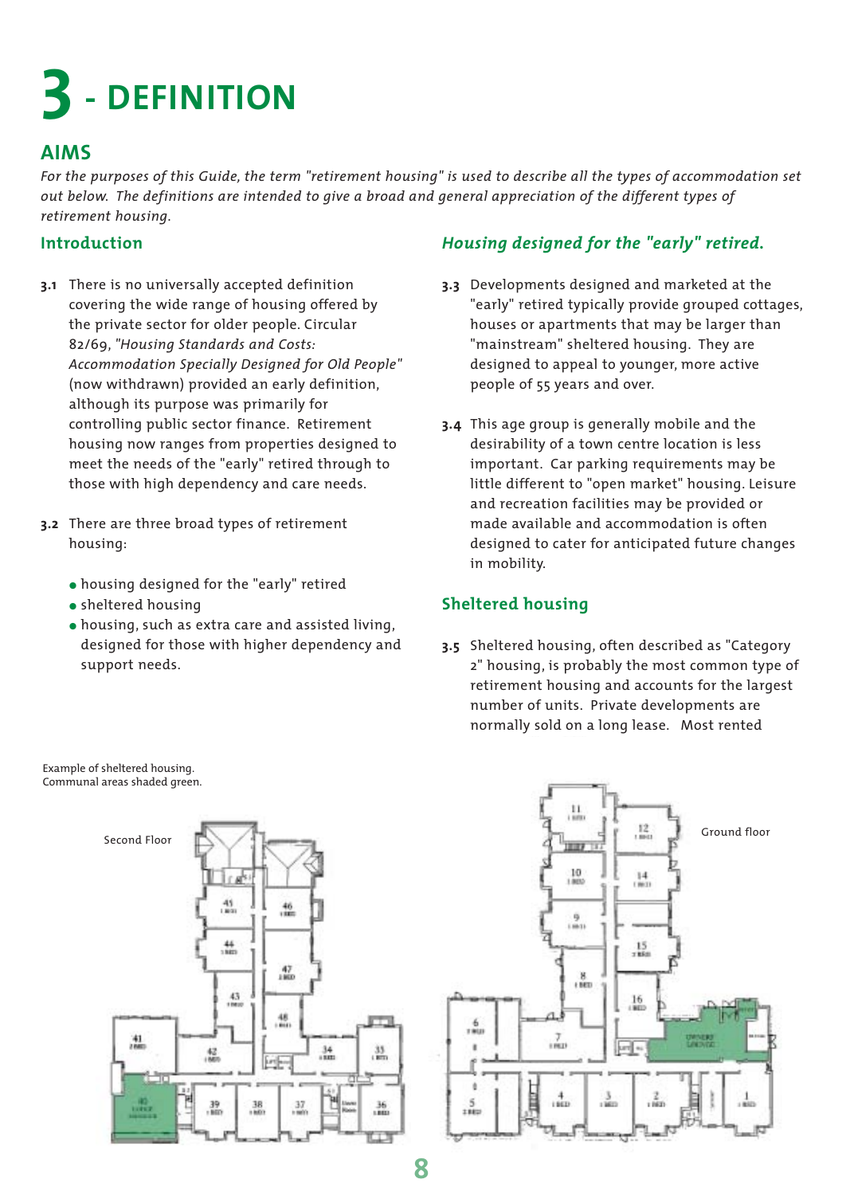# 3 - DEFINITION

## AIMS

*For the purposes of this Guide, the term "retirement housing" is used to describe all the types of accommodation set out below. The definitions are intended to give a broad and general appreciation of the different types of retirement housing.*

### Introduction

**3.1** There is no universally accepted definition covering the wide range of housing offered by the private sector for older people. Circular 82/69, *"Housing Standards and Costs: Accommodation Specially Designed for Old People"* (now withdrawn) provided an early definition, although its purpose was primarily for controlling public sector finance. Retirement housing now ranges from properties designed to meet the needs of the "early" retired through to those with high dependency and care needs.

**3.2** There are three broad types of retirement housing:

- housing designed for the "early" retired
- sheltered housing
- housing, such as extra care and assisted living, designed for those with higher dependency and support needs.

### *Housing designed for the "early" retired.*

**3.3** Developments designed and marketed at the "early" retired typically provide grouped cottages, houses or apartments that may be larger than "mainstream" sheltered housing. They are designed to appeal to younger, more active people of 55 years and over.

**3.4** This age group is generally mobile and the desirability of a town centre location is less important. Car parking requirements may be little different to "open market" housing. Leisure and recreation facilities may be provided or made available and accommodation is often designed to cater for anticipated future changes in mobility.

### Sheltered housing

**3.5** Sheltered housing, often described as "Category 2" housing, is probably the most common type of retirement housing and accounts for the largest number of units. Private developments are normally sold on a long lease. Most rented

Example of sheltered housing.
Communal areas shaded green.

Second Floor

Ground floor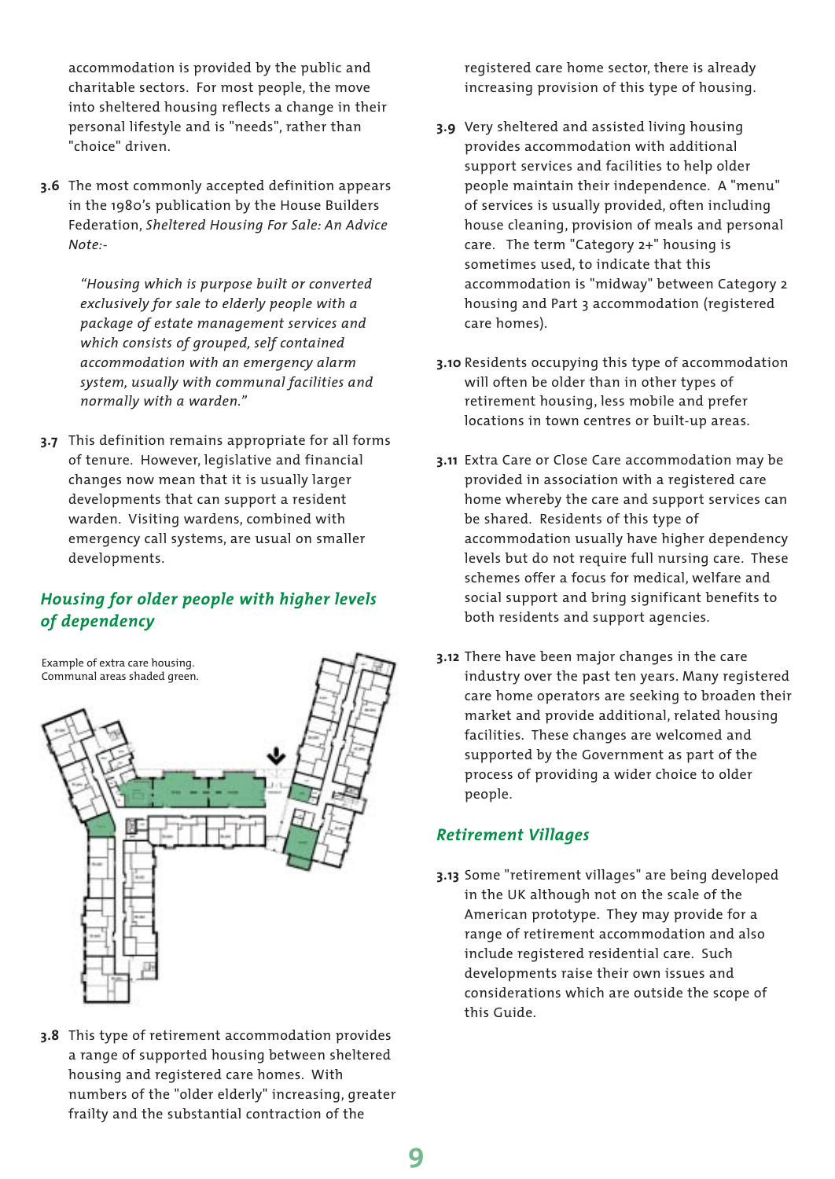accommodation is provided by the public and charitable sectors. For most people, the move into sheltered housing reflects a change in their personal lifestyle and is "needs", rather than "choice" driven.

**3.6** The most commonly accepted definition appears in the 1980's publication by the House Builders Federation, *Sheltered Housing For Sale: An Advice Note:-*

> *"Housing which is purpose built or converted exclusively for sale to elderly people with a package of estate management services and which consists of grouped, self contained accommodation with an emergency alarm system, usually with communal facilities and normally with a warden."*

**3.7** This definition remains appropriate for all forms of tenure. However, legislative and financial changes now mean that it is usually larger developments that can support a resident warden. Visiting wardens, combined with emergency call systems, are usual on smaller developments.

## Housing for older people with higher levels of dependency

Example of extra care housing.
Communal areas shaded green.

**3.8** This type of retirement accommodation provides a range of supported housing between sheltered housing and registered care homes. With numbers of the "older elderly" increasing, greater frailty and the substantial contraction of the registered care home sector, there is already increasing provision of this type of housing.

**3.9** Very sheltered and assisted living housing provides accommodation with additional support services and facilities to help older people maintain their independence. A "menu" of services is usually provided, often including house cleaning, provision of meals and personal care. The term "Category 2+" housing is sometimes used, to indicate that this accommodation is "midway" between Category 2 housing and Part 3 accommodation (registered care homes).

**3.10** Residents occupying this type of accommodation will often be older than in other types of retirement housing, less mobile and prefer locations in town centres or built-up areas.

**3.11** Extra Care or Close Care accommodation may be provided in association with a registered care home whereby the care and support services can be shared. Residents of this type of accommodation usually have higher dependency levels but do not require full nursing care. These schemes offer a focus for medical, welfare and social support and bring significant benefits to both residents and support agencies.

**3.12** There have been major changes in the care industry over the past ten years. Many registered care home operators are seeking to broaden their market and provide additional, related housing facilities. These changes are welcomed and supported by the Government as part of the process of providing a wider choice to older people.

## Retirement Villages

**3.13** Some "retirement villages" are being developed in the UK although not on the scale of the American prototype. They may provide for a range of retirement accommodation and also include registered residential care. Such developments raise their own issues and considerations which are outside the scope of this Guide.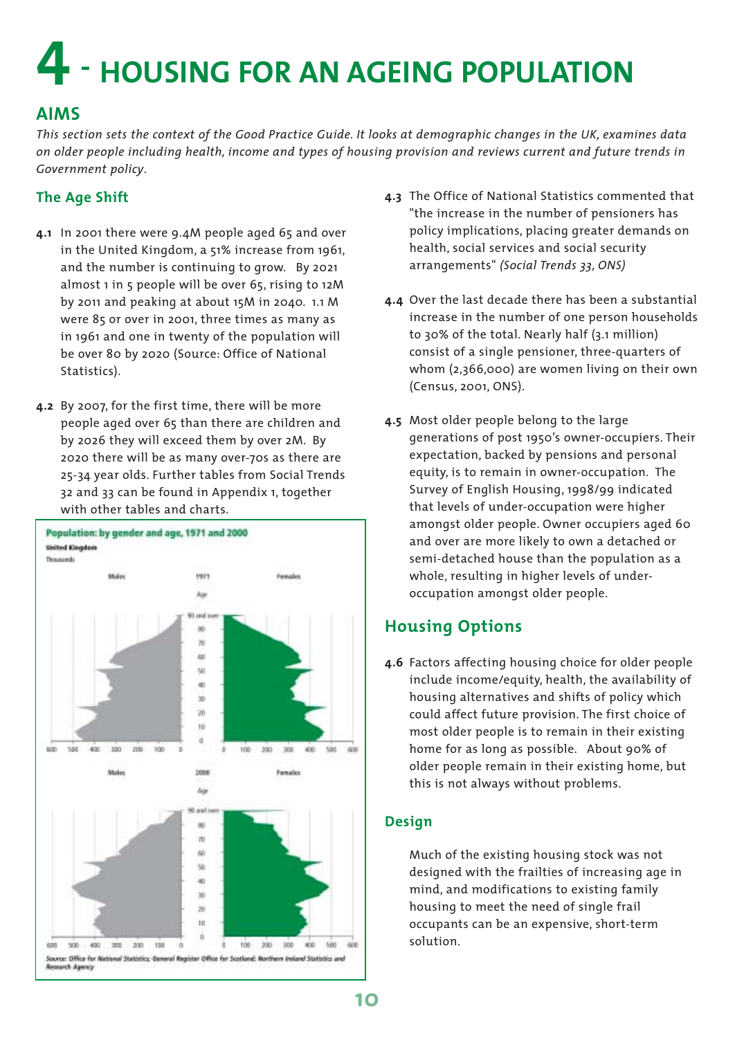# 4 - HOUSING FOR AN AGEING POPULATION

## AIMS

*This section sets the context of the Good Practice Guide. It looks at demographic changes in the UK, examines data on older people including health, income and types of housing provision and reviews current and future trends in Government policy.*

### The Age Shift

**4.1** In 2001 there were 9.4M people aged 65 and over in the United Kingdom, a 51% increase from 1961, and the number is continuing to grow. By 2021 almost 1 in 5 people will be over 65, rising to 12M by 2011 and peaking at about 15M in 2040. 1.1 M were 85 or over in 2001, three times as many as in 1961 and one in twenty of the population will be over 80 by 2020 (Source: Office of National Statistics).

**4.2** By 2007, for the first time, there will be more people aged over 65 than there are children and by 2026 they will exceed them by over 2M. By 2020 there will be as many over-70s as there are 25-34 year olds. Further tables from Social Trends 32 and 33 can be found in Appendix 1, together with other tables and charts.

**Population: by gender and age, 1971 and 2000**

United Kingdom

Thousands

Males 1971 Females

Age

90 and over
80
70
60
50
40
30
20
10
0

600 500 400 300 200 100 0 0 100 200 300 400 500 600

Males 2000 Females

Age

90 and over
80
70
60
50
40
30
20
10
0

600 500 400 300 200 100 0 0 100 200 300 400 500 600

Source: Office for National Statistics; General Register Office for Scotland; Northern Ireland Statistics and Research Agency

**4.3** The Office of National Statistics commented that "the increase in the number of pensioners has policy implications, placing greater demands on health, social services and social security arrangements" *(Social Trends 33, ONS)*

**4.4** Over the last decade there has been a substantial increase in the number of one person households to 30% of the total. Nearly half (3.1 million) consist of a single pensioner, three-quarters of whom (2,366,000) are women living on their own (Census, 2001, ONS).

**4.5** Most older people belong to the large generations of post 1950's owner-occupiers. Their expectation, backed by pensions and personal equity, is to remain in owner-occupation. The Survey of English Housing, 1998/99 indicated that levels of under-occupation were higher amongst older people. Owner occupiers aged 60 and over are more likely to own a detached or semi-detached house than the population as a whole, resulting in higher levels of under-occupation amongst older people.

## Housing Options

**4.6** Factors affecting housing choice for older people include income/equity, health, the availability of housing alternatives and shifts of policy which could affect future provision. The first choice of most older people is to remain in their existing home for as long as possible. About 90% of older people remain in their existing home, but this is not always without problems.

### Design

Much of the existing housing stock was not designed with the frailties of increasing age in mind, and modifications to existing family housing to meet the need of single frail occupants can be an expensive, short-term solution.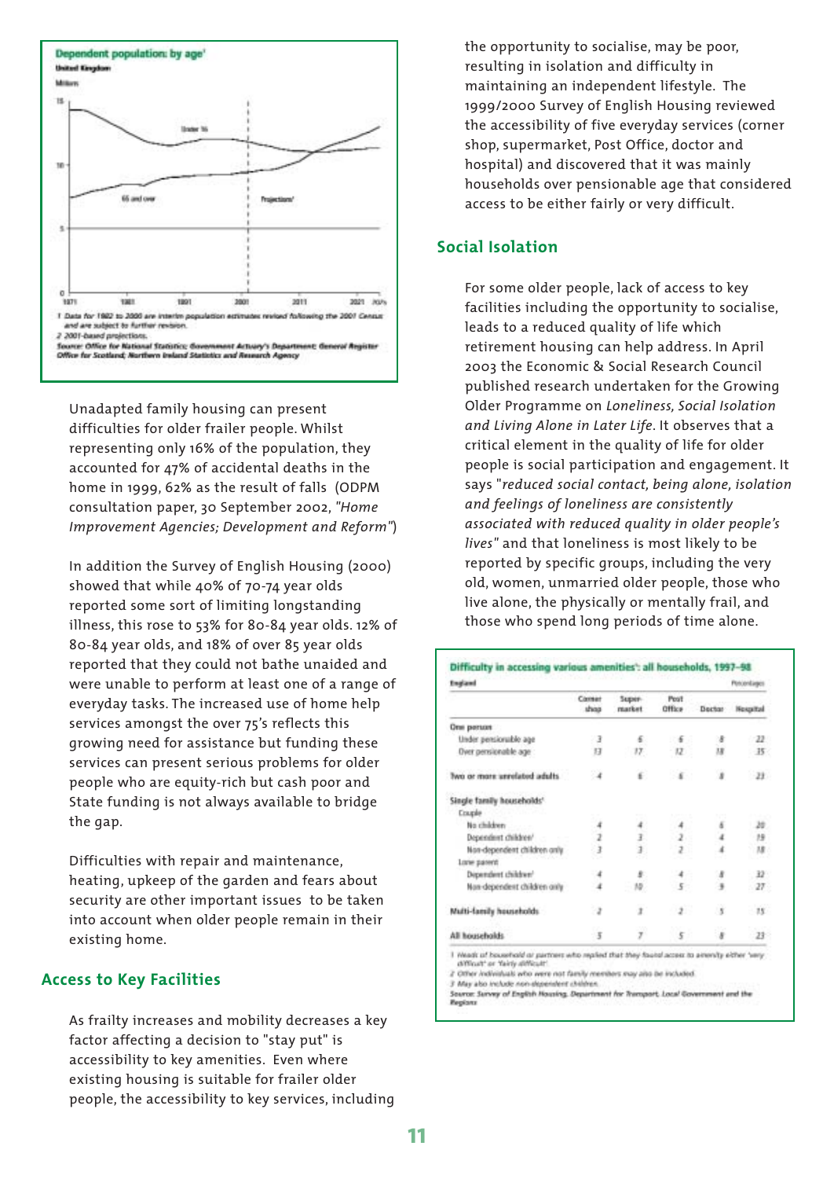**Dependent population: by age[1]**

United Kingdom

Millions

15

10

5

0

1971 1981 1991 2001 2011 2021 2025

Under 16

65 and over

Projections[2]

1 Data for 1982 to 2000 are interim population estimates revised following the 2001 Census and are subject to further revision.

2 2001-based projections.

Source: Office for National Statistics; Government Actuary's Department; General Register Office for Scotland; Northern Ireland Statistics and Research Agency

Unadapted family housing can present difficulties for older frailer people. Whilst representing only 16% of the population, they accounted for 47% of accidental deaths in the home in 1999, 62% as the result of falls (ODPM consultation paper, 30 September 2002, *"Home Improvement Agencies; Development and Reform"*)

In addition the Survey of English Housing (2000) showed that while 40% of 70-74 year olds reported some sort of limiting longstanding illness, this rose to 53% for 80-84 year olds. 12% of 80-84 year olds, and 18% of over 85 year olds reported that they could not bathe unaided and were unable to perform at least one of a range of everyday tasks. The increased use of home help services amongst the over 75's reflects this growing need for assistance but funding these services can present serious problems for older people who are equity-rich but cash poor and State funding is not always available to bridge the gap.

Difficulties with repair and maintenance, heating, upkeep of the garden and fears about security are other important issues to be taken into account when older people remain in their existing home.

## Access to Key Facilities

As frailty increases and mobility decreases a key factor affecting a decision to "stay put" is accessibility to key amenities. Even where existing housing is suitable for frailer older people, the accessibility to key services, including the opportunity to socialise, may be poor, resulting in isolation and difficulty in maintaining an independent lifestyle. The 1999/2000 Survey of English Housing reviewed the accessibility of five everyday services (corner shop, supermarket, Post Office, doctor and hospital) and discovered that it was mainly households over pensionable age that considered access to be either fairly or very difficult.

## Social Isolation

For some older people, lack of access to key facilities including the opportunity to socialise, leads to a reduced quality of life which retirement housing can help address. In April 2003 the Economic & Social Research Council published research undertaken for the Growing Older Programme on *Loneliness, Social Isolation and Living Alone in Later Life*. It observes that a critical element in the quality of life for older people is social participation and engagement. It says "*reduced social contact, being alone, isolation and feelings of loneliness are consistently associated with reduced quality in older people's lives*" and that loneliness is most likely to be reported by specific groups, including the very old, women, unmarried older people, those who live alone, the physically or mentally frail, and those who spend long periods of time alone.

**Difficulty in accessing various amenities[1]: all households, 1997-98**

England — Percentages

| | Corner shop | Super-market | Post Office | Doctor | Hospital |
|---|---|---|---|---|---|
| **One person** | | | | | |
| Under pensionable age | 3 | 6 | 6 | 8 | 22 |
| Over pensionable age | 13 | 17 | 12 | 18 | 35 |
| **Two or more unrelated adults** | 4 | 6 | 6 | 8 | 23 |
| **Single family households[2]** | | | | | |
| Couple | | | | | |
| No children | 4 | 4 | 4 | 6 | 20 |
| Dependent children[3] | 2 | 3 | 2 | 4 | 19 |
| Non-dependent children only | 3 | 3 | 2 | 4 | 18 |
| Lone parent | | | | | |
| Dependent children[3] | 4 | 8 | 4 | 8 | 32 |
| Non-dependent children only | 4 | 10 | 5 | 9 | 27 |
| **Multi-family households** | 2 | 3 | 2 | 5 | 15 |
| **All households** | 5 | 7 | 5 | 8 | 23 |

1 Heads of household or partners who replied that they found access to amenity either 'very difficult' or 'fairly difficult'.

2 Other individuals who were not family members may also be included.

3 May also include non-dependent children.

Source: Survey of English Housing, Department for Transport, Local Government and the Regions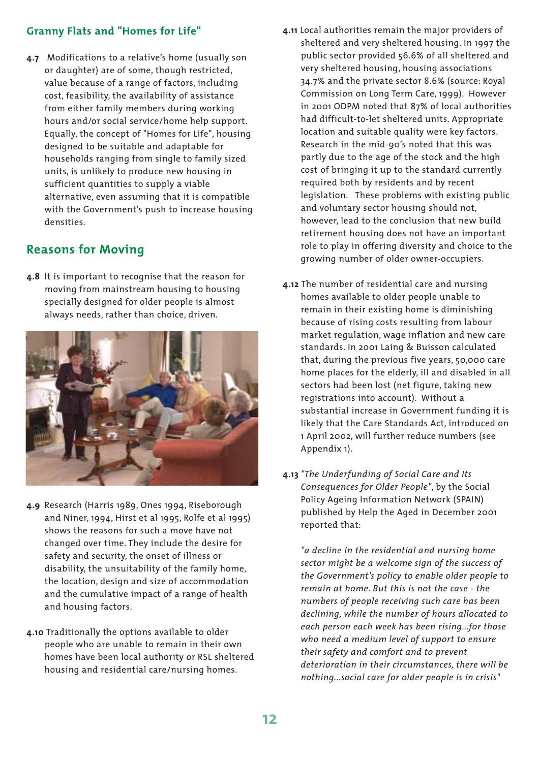## Granny Flats and "Homes for Life"

**4.7** Modifications to a relative's home (usually son or daughter) are of some, though restricted, value because of a range of factors, including cost, feasibility, the availability of assistance from either family members during working hours and/or social service/home help support. Equally, the concept of "Homes for Life", housing designed to be suitable and adaptable for households ranging from single to family sized units, is unlikely to produce new housing in sufficient quantities to supply a viable alternative, even assuming that it is compatible with the Government's push to increase housing densities.

## Reasons for Moving

**4.8** It is important to recognise that the reason for moving from mainstream housing to housing specially designed for older people is almost always needs, rather than choice, driven.

**4.9** Research (Harris 1989, Ones 1994, Riseborough and Niner, 1994, Hirst et al 1995, Rolfe et al 1995) shows the reasons for such a move have not changed over time. They include the desire for safety and security, the onset of illness or disability, the unsuitability of the family home, the location, design and size of accommodation and the cumulative impact of a range of health and housing factors.

**4.10** Traditionally the options available to older people who are unable to remain in their own homes have been local authority or RSL sheltered housing and residential care/nursing homes.

**4.11** Local authorities remain the major providers of sheltered and very sheltered housing. In 1997 the public sector provided 56.6% of all sheltered and very sheltered housing, housing associations 34.7% and the private sector 8.6% (source: Royal Commission on Long Term Care, 1999). However in 2001 ODPM noted that 87% of local authorities had difficult-to-let sheltered units. Appropriate location and suitable quality were key factors. Research in the mid-90's noted that this was partly due to the age of the stock and the high cost of bringing it up to the standard currently required both by residents and by recent legislation. These problems with existing public and voluntary sector housing should not, however, lead to the conclusion that new build retirement housing does not have an important role to play in offering diversity and choice to the growing number of older owner-occupiers.

**4.12** The number of residential care and nursing homes available to older people unable to remain in their existing home is diminishing because of rising costs resulting from labour market regulation, wage inflation and new care standards. In 2001 Laing & Buisson calculated that, during the previous five years, 50,000 care home places for the elderly, ill and disabled in all sectors had been lost (net figure, taking new registrations into account). Without a substantial increase in Government funding it is likely that the Care Standards Act, introduced on 1 April 2002, will further reduce numbers (see Appendix 1).

**4.13** *"The Underfunding of Social Care and Its Consequences for Older People"*, by the Social Policy Ageing Information Network (SPAIN) published by Help the Aged in December 2001 reported that:

*"a decline in the residential and nursing home sector might be a welcome sign of the success of the Government's policy to enable older people to remain at home. But this is not the case - the numbers of people receiving such care has been declining, while the number of hours allocated to each person each week has been rising...for those who need a medium level of support to ensure their safety and comfort and to prevent deterioration in their circumstances, there will be nothing...social care for older people is in crisis"*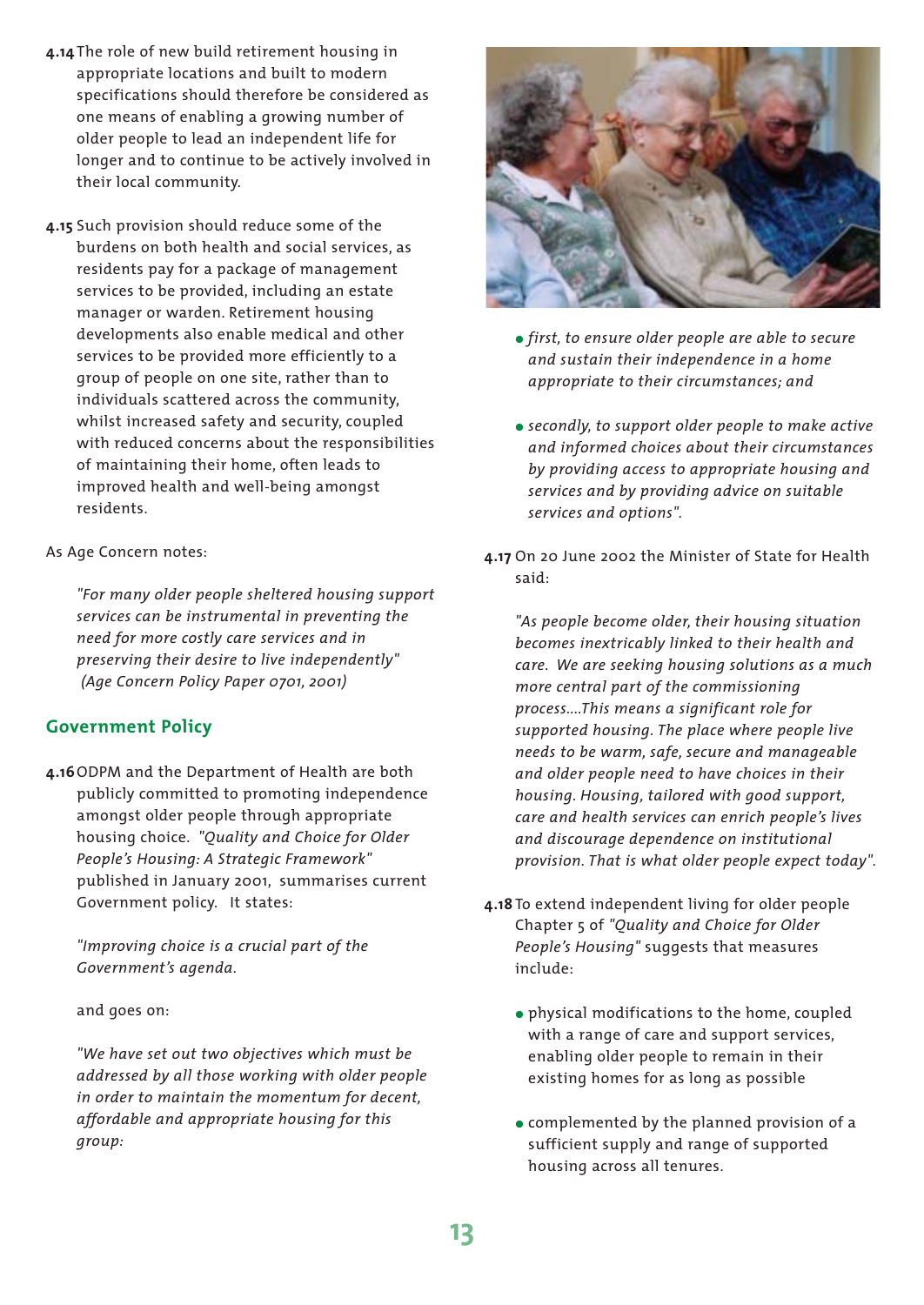**4.14** The role of new build retirement housing in appropriate locations and built to modern specifications should therefore be considered as one means of enabling a growing number of older people to lead an independent life for longer and to continue to be actively involved in their local community.

**4.15** Such provision should reduce some of the burdens on both health and social services, as residents pay for a package of management services to be provided, including an estate manager or warden. Retirement housing developments also enable medical and other services to be provided more efficiently to a group of people on one site, rather than to individuals scattered across the community, whilst increased safety and security, coupled with reduced concerns about the responsibilities of maintaining their home, often leads to improved health and well-being amongst residents.

As Age Concern notes:

> *"For many older people sheltered housing support services can be instrumental in preventing the need for more costly care services and in preserving their desire to live independently" (Age Concern Policy Paper 0701, 2001)*

## Government Policy

**4.16** ODPM and the Department of Health are both publicly committed to promoting independence amongst older people through appropriate housing choice. *"Quality and Choice for Older People's Housing: A Strategic Framework"* published in January 2001, summarises current Government policy. It states:

> *"Improving choice is a crucial part of the Government's agenda.*

and goes on:

> *"We have set out two objectives which must be addressed by all those working with older people in order to maintain the momentum for decent, affordable and appropriate housing for this group:*
>
> - *first, to ensure older people are able to secure and sustain their independence in a home appropriate to their circumstances; and*
> - *secondly, to support older people to make active and informed choices about their circumstances by providing access to appropriate housing and services and by providing advice on suitable services and options".*

**4.17** On 20 June 2002 the Minister of State for Health said:

> *"As people become older, their housing situation becomes inextricably linked to their health and care. We are seeking housing solutions as a much more central part of the commissioning process....This means a significant role for supported housing. The place where people live needs to be warm, safe, secure and manageable and older people need to have choices in their housing. Housing, tailored with good support, care and health services can enrich people's lives and discourage dependence on institutional provision. That is what older people expect today".*

**4.18** To extend independent living for older people Chapter 5 of *"Quality and Choice for Older People's Housing"* suggests that measures include:

- physical modifications to the home, coupled with a range of care and support services, enabling older people to remain in their existing homes for as long as possible
- complemented by the planned provision of a sufficient supply and range of supported housing across all tenures.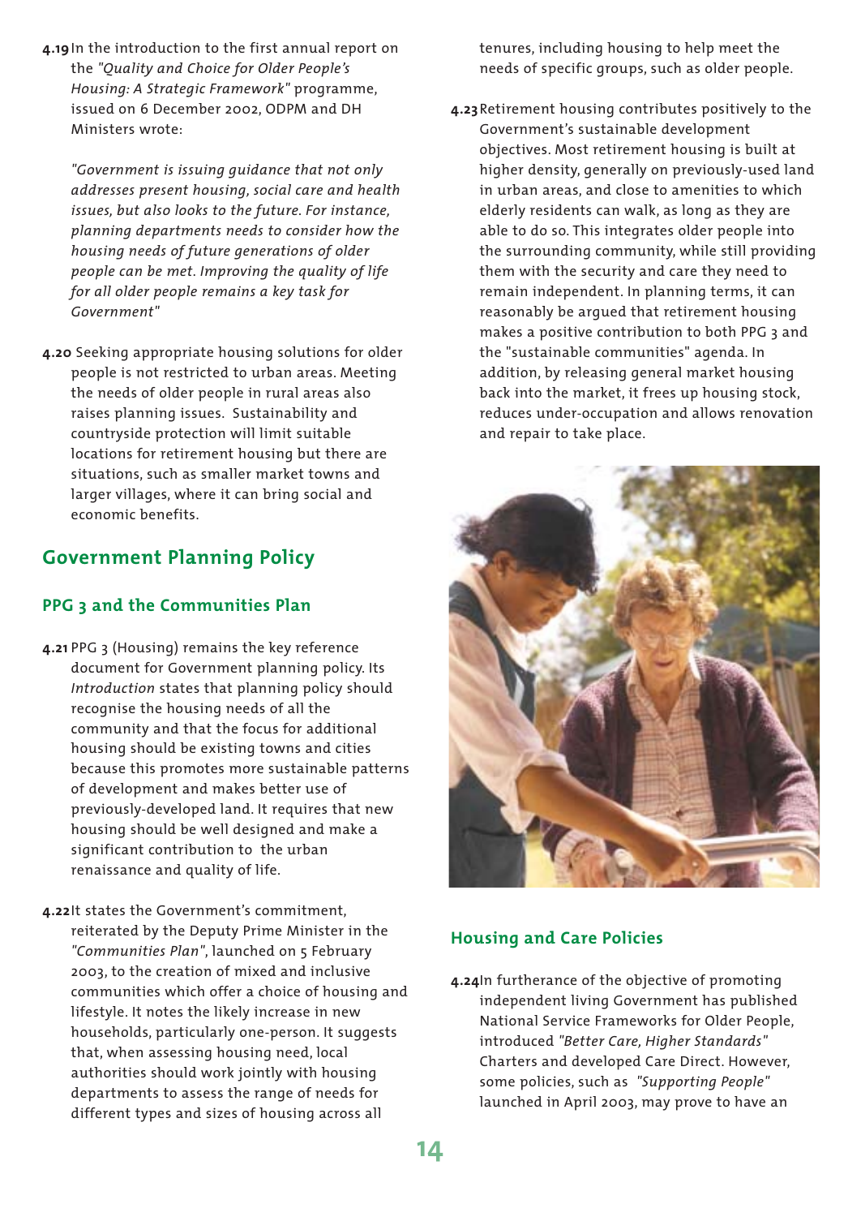**4.19** In the introduction to the first annual report on the *"Quality and Choice for Older People's Housing: A Strategic Framework"* programme, issued on 6 December 2002, ODPM and DH Ministers wrote:

*"Government is issuing guidance that not only addresses present housing, social care and health issues, but also looks to the future. For instance, planning departments needs to consider how the housing needs of future generations of older people can be met. Improving the quality of life for all older people remains a key task for Government"*

**4.20** Seeking appropriate housing solutions for older people is not restricted to urban areas. Meeting the needs of older people in rural areas also raises planning issues. Sustainability and countryside protection will limit suitable locations for retirement housing but there are situations, such as smaller market towns and larger villages, where it can bring social and economic benefits.

## Government Planning Policy

### PPG 3 and the Communities Plan

**4.21** PPG 3 (Housing) remains the key reference document for Government planning policy. Its *Introduction* states that planning policy should recognise the housing needs of all the community and that the focus for additional housing should be existing towns and cities because this promotes more sustainable patterns of development and makes better use of previously-developed land. It requires that new housing should be well designed and make a significant contribution to the urban renaissance and quality of life.

**4.22** It states the Government's commitment, reiterated by the Deputy Prime Minister in the *"Communities Plan"*, launched on 5 February 2003, to the creation of mixed and inclusive communities which offer a choice of housing and lifestyle. It notes the likely increase in new households, particularly one-person. It suggests that, when assessing housing need, local authorities should work jointly with housing departments to assess the range of needs for different types and sizes of housing across all tenures, including housing to help meet the needs of specific groups, such as older people.

**4.23** Retirement housing contributes positively to the Government's sustainable development objectives. Most retirement housing is built at higher density, generally on previously-used land in urban areas, and close to amenities to which elderly residents can walk, as long as they are able to do so. This integrates older people into the surrounding community, while still providing them with the security and care they need to remain independent. In planning terms, it can reasonably be argued that retirement housing makes a positive contribution to both PPG 3 and the "sustainable communities" agenda. In addition, by releasing general market housing back into the market, it frees up housing stock, reduces under-occupation and allows renovation and repair to take place.

### Housing and Care Policies

**4.24** In furtherance of the objective of promoting independent living Government has published National Service Frameworks for Older People, introduced *"Better Care, Higher Standards"* Charters and developed Care Direct. However, some policies, such as *"Supporting People"* launched in April 2003, may prove to have an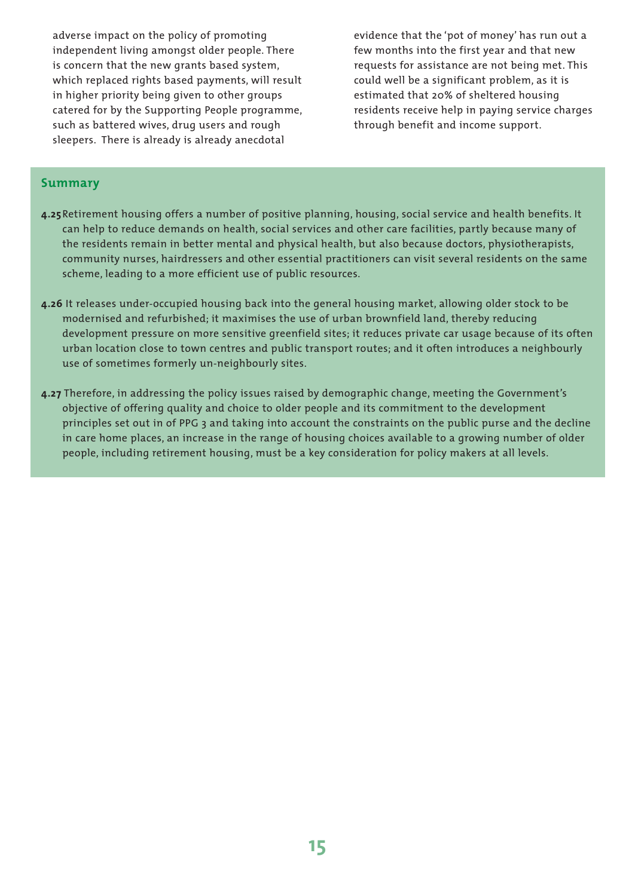adverse impact on the policy of promoting independent living amongst older people. There is concern that the new grants based system, which replaced rights based payments, will result in higher priority being given to other groups catered for by the Supporting People programme, such as battered wives, drug users and rough sleepers. There is already is already anecdotal evidence that the 'pot of money' has run out a few months into the first year and that new requests for assistance are not being met. This could well be a significant problem, as it is estimated that 20% of sheltered housing residents receive help in paying service charges through benefit and income support.

## Summary

**4.25** Retirement housing offers a number of positive planning, housing, social service and health benefits. It can help to reduce demands on health, social services and other care facilities, partly because many of the residents remain in better mental and physical health, but also because doctors, physiotherapists, community nurses, hairdressers and other essential practitioners can visit several residents on the same scheme, leading to a more efficient use of public resources.

**4.26** It releases under-occupied housing back into the general housing market, allowing older stock to be modernised and refurbished; it maximises the use of urban brownfield land, thereby reducing development pressure on more sensitive greenfield sites; it reduces private car usage because of its often urban location close to town centres and public transport routes; and it often introduces a neighbourly use of sometimes formerly un-neighbourly sites.

**4.27** Therefore, in addressing the policy issues raised by demographic change, meeting the Government's objective of offering quality and choice to older people and its commitment to the development principles set out in of PPG 3 and taking into account the constraints on the public purse and the decline in care home places, an increase in the range of housing choices available to a growing number of older people, including retirement housing, must be a key consideration for policy makers at all levels.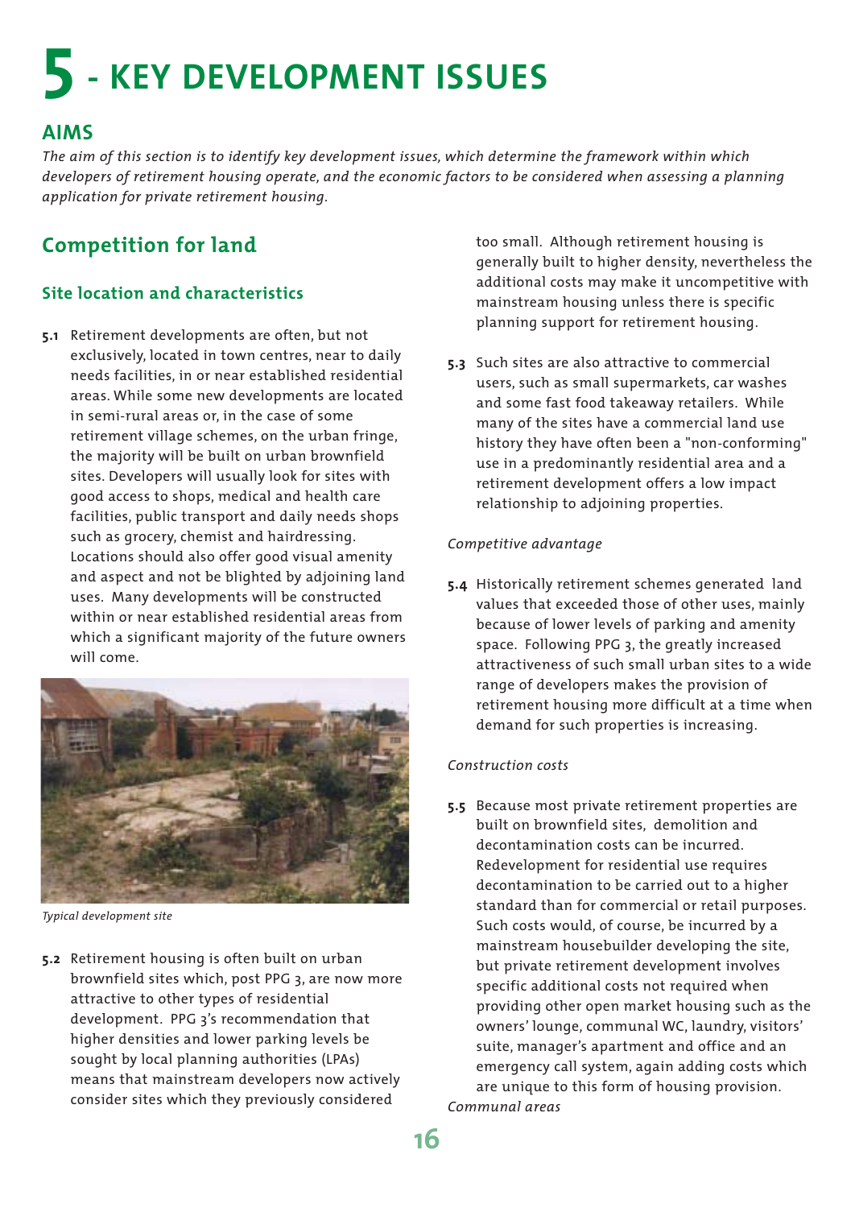# 5 - KEY DEVELOPMENT ISSUES

## AIMS

*The aim of this section is to identify key development issues, which determine the framework within which developers of retirement housing operate, and the economic factors to be considered when assessing a planning application for private retirement housing.*

## Competition for land

### Site location and characteristics

**5.1** Retirement developments are often, but not exclusively, located in town centres, near to daily needs facilities, in or near established residential areas. While some new developments are located in semi-rural areas or, in the case of some retirement village schemes, on the urban fringe, the majority will be built on urban brownfield sites. Developers will usually look for sites with good access to shops, medical and health care facilities, public transport and daily needs shops such as grocery, chemist and hairdressing. Locations should also offer good visual amenity and aspect and not be blighted by adjoining land uses. Many developments will be constructed within or near established residential areas from which a significant majority of the future owners will come.

*Typical development site*

**5.2** Retirement housing is often built on urban brownfield sites which, post PPG 3, are now more attractive to other types of residential development. PPG 3's recommendation that higher densities and lower parking levels be sought by local planning authorities (LPAs) means that mainstream developers now actively consider sites which they previously considered too small. Although retirement housing is generally built to higher density, nevertheless the additional costs may make it uncompetitive with mainstream housing unless there is specific planning support for retirement housing.

**5.3** Such sites are also attractive to commercial users, such as small supermarkets, car washes and some fast food takeaway retailers. While many of the sites have a commercial land use history they have often been a "non-conforming" use in a predominantly residential area and a retirement development offers a low impact relationship to adjoining properties.

*Competitive advantage*

**5.4** Historically retirement schemes generated land values that exceeded those of other uses, mainly because of lower levels of parking and amenity space. Following PPG 3, the greatly increased attractiveness of such small urban sites to a wide range of developers makes the provision of retirement housing more difficult at a time when demand for such properties is increasing.

*Construction costs*

**5.5** Because most private retirement properties are built on brownfield sites, demolition and decontamination costs can be incurred. Redevelopment for residential use requires decontamination to be carried out to a higher standard than for commercial or retail purposes. Such costs would, of course, be incurred by a mainstream housebuilder developing the site, but private retirement development involves specific additional costs not required when providing other open market housing such as the owners' lounge, communal WC, laundry, visitors' suite, manager's apartment and office and an emergency call system, again adding costs which are unique to this form of housing provision.

*Communal areas*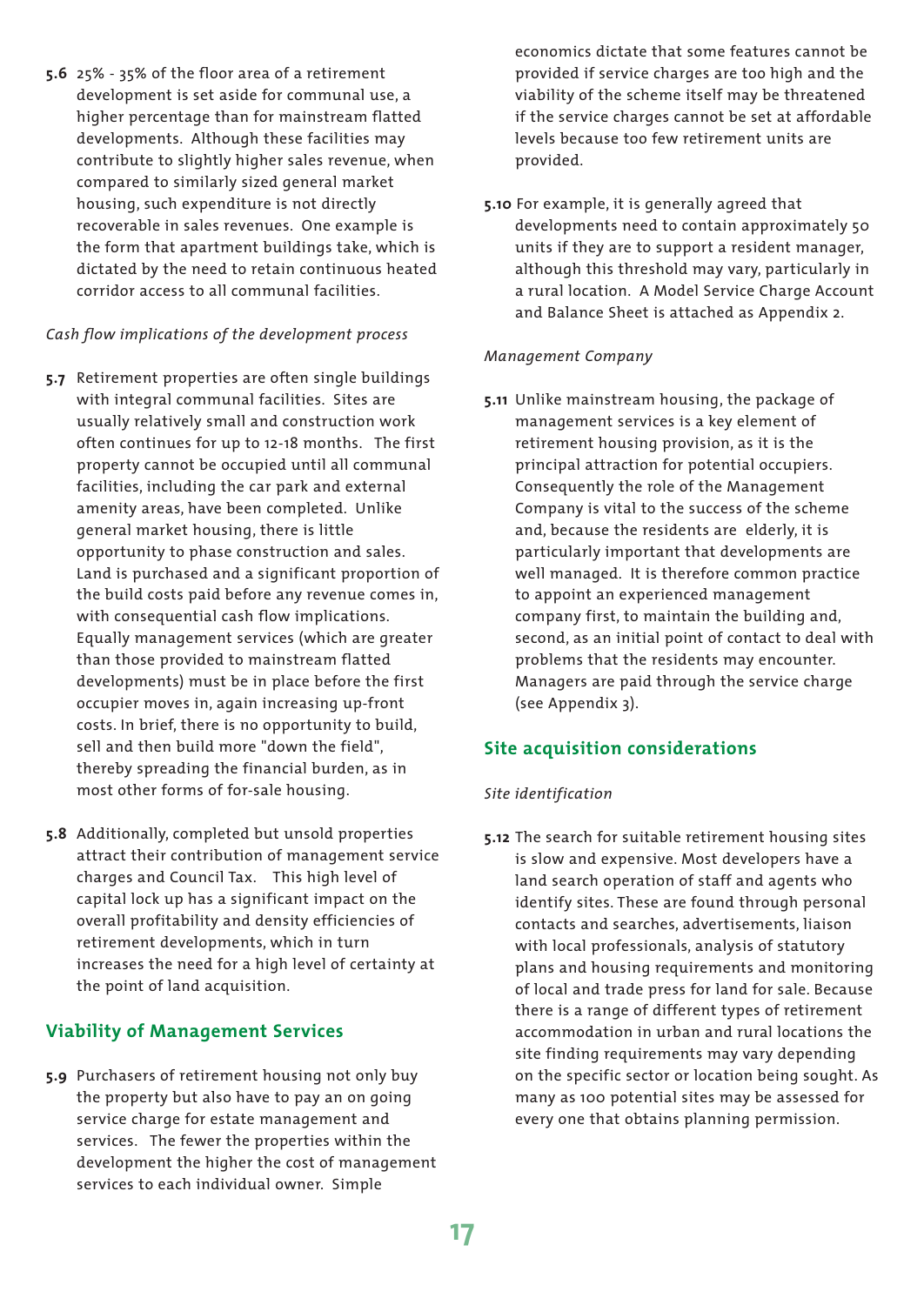**5.6** 25% - 35% of the floor area of a retirement development is set aside for communal use, a higher percentage than for mainstream flatted developments. Although these facilities may contribute to slightly higher sales revenue, when compared to similarly sized general market housing, such expenditure is not directly recoverable in sales revenues. One example is the form that apartment buildings take, which is dictated by the need to retain continuous heated corridor access to all communal facilities.

*Cash flow implications of the development process*

**5.7** Retirement properties are often single buildings with integral communal facilities. Sites are usually relatively small and construction work often continues for up to 12-18 months. The first property cannot be occupied until all communal facilities, including the car park and external amenity areas, have been completed. Unlike general market housing, there is little opportunity to phase construction and sales. Land is purchased and a significant proportion of the build costs paid before any revenue comes in, with consequential cash flow implications. Equally management services (which are greater than those provided to mainstream flatted developments) must be in place before the first occupier moves in, again increasing up-front costs. In brief, there is no opportunity to build, sell and then build more "down the field", thereby spreading the financial burden, as in most other forms of for-sale housing.

**5.8** Additionally, completed but unsold properties attract their contribution of management service charges and Council Tax. This high level of capital lock up has a significant impact on the overall profitability and density efficiencies of retirement developments, which in turn increases the need for a high level of certainty at the point of land acquisition.

## Viability of Management Services

**5.9** Purchasers of retirement housing not only buy the property but also have to pay an on going service charge for estate management and services. The fewer the properties within the development the higher the cost of management services to each individual owner. Simple economics dictate that some features cannot be provided if service charges are too high and the viability of the scheme itself may be threatened if the service charges cannot be set at affordable levels because too few retirement units are provided.

**5.10** For example, it is generally agreed that developments need to contain approximately 50 units if they are to support a resident manager, although this threshold may vary, particularly in a rural location. A Model Service Charge Account and Balance Sheet is attached as Appendix 2.

*Management Company*

**5.11** Unlike mainstream housing, the package of management services is a key element of retirement housing provision, as it is the principal attraction for potential occupiers. Consequently the role of the Management Company is vital to the success of the scheme and, because the residents are elderly, it is particularly important that developments are well managed. It is therefore common practice to appoint an experienced management company first, to maintain the building and, second, as an initial point of contact to deal with problems that the residents may encounter. Managers are paid through the service charge (see Appendix 3).

## Site acquisition considerations

*Site identification*

**5.12** The search for suitable retirement housing sites is slow and expensive. Most developers have a land search operation of staff and agents who identify sites. These are found through personal contacts and searches, advertisements, liaison with local professionals, analysis of statutory plans and housing requirements and monitoring of local and trade press for land for sale. Because there is a range of different types of retirement accommodation in urban and rural locations the site finding requirements may vary depending on the specific sector or location being sought. As many as 100 potential sites may be assessed for every one that obtains planning permission.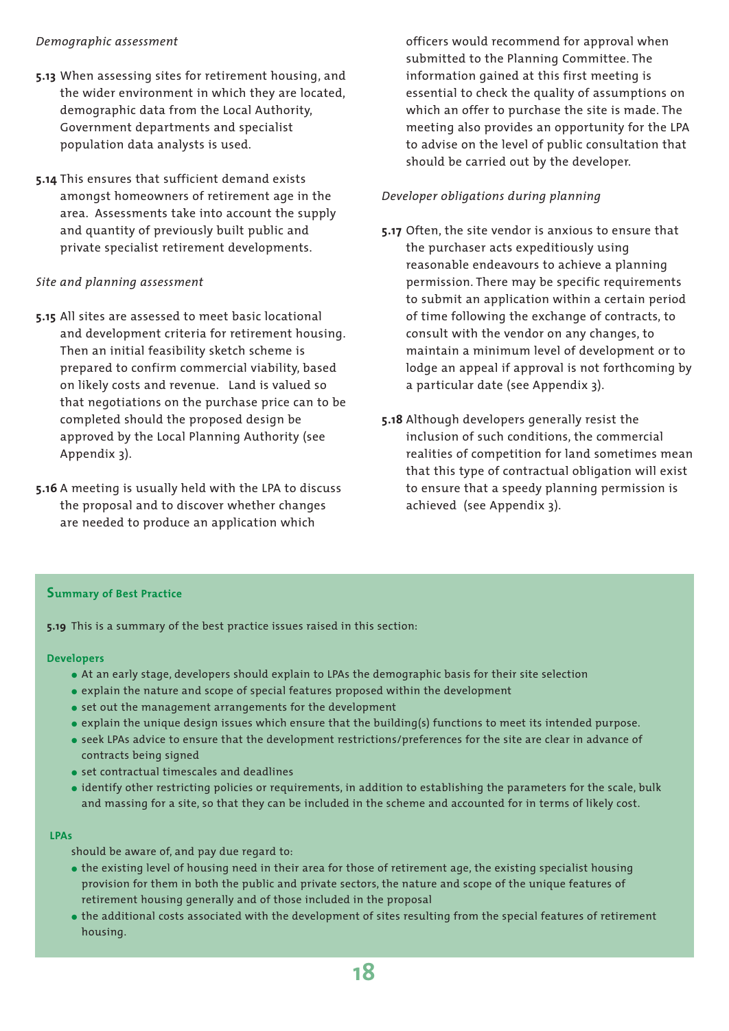*Demographic assessment*

**5.13** When assessing sites for retirement housing, and the wider environment in which they are located, demographic data from the Local Authority, Government departments and specialist population data analysts is used.

**5.14** This ensures that sufficient demand exists amongst homeowners of retirement age in the area. Assessments take into account the supply and quantity of previously built public and private specialist retirement developments.

*Site and planning assessment*

**5.15** All sites are assessed to meet basic locational and development criteria for retirement housing. Then an initial feasibility sketch scheme is prepared to confirm commercial viability, based on likely costs and revenue. Land is valued so that negotiations on the purchase price can to be completed should the proposed design be approved by the Local Planning Authority (see Appendix 3).

**5.16** A meeting is usually held with the LPA to discuss the proposal and to discover whether changes are needed to produce an application which officers would recommend for approval when submitted to the Planning Committee. The information gained at this first meeting is essential to check the quality of assumptions on which an offer to purchase the site is made. The meeting also provides an opportunity for the LPA to advise on the level of public consultation that should be carried out by the developer.

*Developer obligations during planning*

**5.17** Often, the site vendor is anxious to ensure that the purchaser acts expeditiously using reasonable endeavours to achieve a planning permission. There may be specific requirements to submit an application within a certain period of time following the exchange of contracts, to consult with the vendor on any changes, to maintain a minimum level of development or to lodge an appeal if approval is not forthcoming by a particular date (see Appendix 3).

**5.18** Although developers generally resist the inclusion of such conditions, the commercial realities of competition for land sometimes mean that this type of contractual obligation will exist to ensure that a speedy planning permission is achieved (see Appendix 3).

### Summary of Best Practice

**5.19** This is a summary of the best practice issues raised in this section:

**Developers**

- At an early stage, developers should explain to LPAs the demographic basis for their site selection
- explain the nature and scope of special features proposed within the development
- set out the management arrangements for the development
- explain the unique design issues which ensure that the building(s) functions to meet its intended purpose.
- seek LPAs advice to ensure that the development restrictions/preferences for the site are clear in advance of contracts being signed
- set contractual timescales and deadlines
- identify other restricting policies or requirements, in addition to establishing the parameters for the scale, bulk and massing for a site, so that they can be included in the scheme and accounted for in terms of likely cost.

**LPAs**

should be aware of, and pay due regard to:

- the existing level of housing need in their area for those of retirement age, the existing specialist housing provision for them in both the public and private sectors, the nature and scope of the unique features of retirement housing generally and of those included in the proposal
- the additional costs associated with the development of sites resulting from the special features of retirement housing.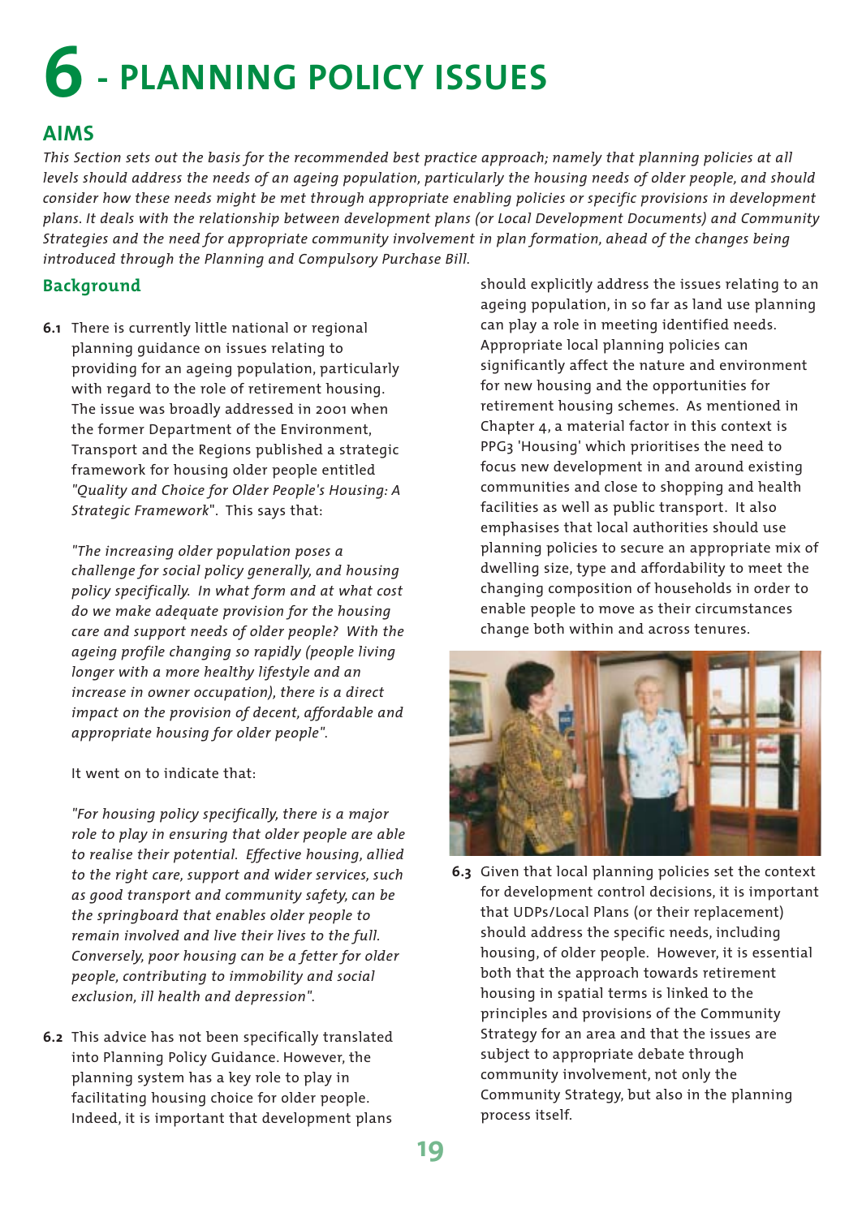# 6 - PLANNING POLICY ISSUES

## AIMS

*This Section sets out the basis for the recommended best practice approach; namely that planning policies at all levels should address the needs of an ageing population, particularly the housing needs of older people, and should consider how these needs might be met through appropriate enabling policies or specific provisions in development plans. It deals with the relationship between development plans (or Local Development Documents) and Community Strategies and the need for appropriate community involvement in plan formation, ahead of the changes being introduced through the Planning and Compulsory Purchase Bill.*

### Background

**6.1** There is currently little national or regional planning guidance on issues relating to providing for an ageing population, particularly with regard to the role of retirement housing. The issue was broadly addressed in 2001 when the former Department of the Environment, Transport and the Regions published a strategic framework for housing older people entitled *"Quality and Choice for Older People's Housing: A Strategic Framework"*. This says that:

*"The increasing older population poses a challenge for social policy generally, and housing policy specifically. In what form and at what cost do we make adequate provision for the housing care and support needs of older people? With the ageing profile changing so rapidly (people living longer with a more healthy lifestyle and an increase in owner occupation), there is a direct impact on the provision of decent, affordable and appropriate housing for older people".*

It went on to indicate that:

*"For housing policy specifically, there is a major role to play in ensuring that older people are able to realise their potential. Effective housing, allied to the right care, support and wider services, such as good transport and community safety, can be the springboard that enables older people to remain involved and live their lives to the full. Conversely, poor housing can be a fetter for older people, contributing to immobility and social exclusion, ill health and depression".*

**6.2** This advice has not been specifically translated into Planning Policy Guidance. However, the planning system has a key role to play in facilitating housing choice for older people. Indeed, it is important that development plans should explicitly address the issues relating to an ageing population, in so far as land use planning can play a role in meeting identified needs. Appropriate local planning policies can significantly affect the nature and environment for new housing and the opportunities for retirement housing schemes. As mentioned in Chapter 4, a material factor in this context is PPG3 'Housing' which prioritises the need to focus new development in and around existing communities and close to shopping and health facilities as well as public transport. It also emphasises that local authorities should use planning policies to secure an appropriate mix of dwelling size, type and affordability to meet the changing composition of households in order to enable people to move as their circumstances change both within and across tenures.

**6.3** Given that local planning policies set the context for development control decisions, it is important that UDPs/Local Plans (or their replacement) should address the specific needs, including housing, of older people. However, it is essential both that the approach towards retirement housing in spatial terms is linked to the principles and provisions of the Community Strategy for an area and that the issues are subject to appropriate debate through community involvement, not only the Community Strategy, but also in the planning process itself.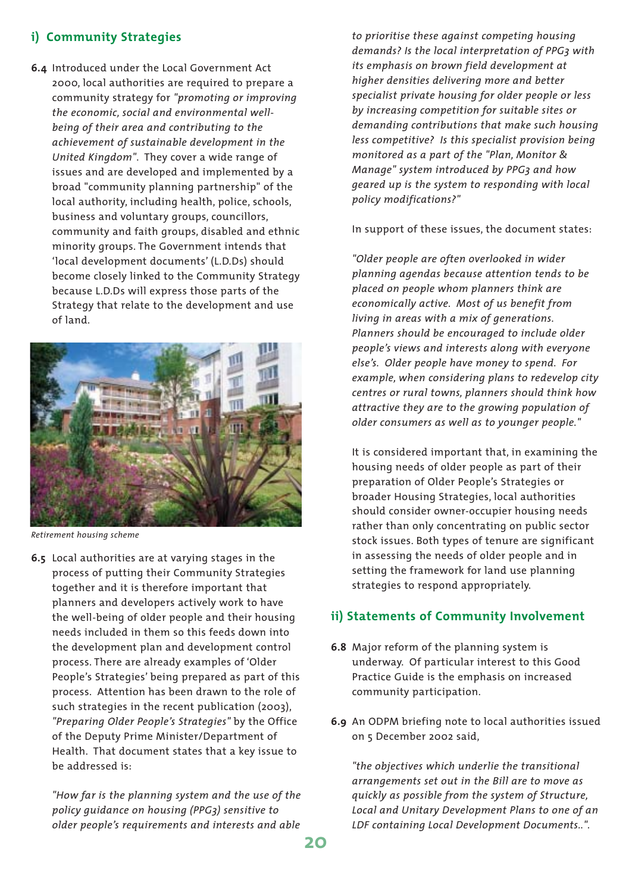## i) Community Strategies

**6.4** Introduced under the Local Government Act 2000, local authorities are required to prepare a community strategy for *"promoting or improving the economic, social and environmental well-being of their area and contributing to the achievement of sustainable development in the United Kingdom"*. They cover a wide range of issues and are developed and implemented by a broad "community planning partnership" of the local authority, including health, police, schools, business and voluntary groups, councillors, community and faith groups, disabled and ethnic minority groups. The Government intends that 'local development documents' (L.D.Ds) should become closely linked to the Community Strategy because L.D.Ds will express those parts of the Strategy that relate to the development and use of land.

*Retirement housing scheme*

**6.5** Local authorities are at varying stages in the process of putting their Community Strategies together and it is therefore important that planners and developers actively work to have the well-being of older people and their housing needs included in them so this feeds down into the development plan and development control process. There are already examples of 'Older People's Strategies' being prepared as part of this process. Attention has been drawn to the role of such strategies in the recent publication (2003), *"Preparing Older People's Strategies"* by the Office of the Deputy Prime Minister/Department of Health. That document states that a key issue to be addressed is:

*"How far is the planning system and the use of the policy guidance on housing (PPG3) sensitive to older people's requirements and interests and able to prioritise these against competing housing demands? Is the local interpretation of PPG3 with its emphasis on brown field development at higher densities delivering more and better specialist private housing for older people or less by increasing competition for suitable sites or demanding contributions that make such housing less competitive? Is this specialist provision being monitored as a part of the "Plan, Monitor & Manage" system introduced by PPG3 and how geared up is the system to responding with local policy modifications?"*

In support of these issues, the document states:

*"Older people are often overlooked in wider planning agendas because attention tends to be placed on people whom planners think are economically active. Most of us benefit from living in areas with a mix of generations. Planners should be encouraged to include older people's views and interests along with everyone else's. Older people have money to spend. For example, when considering plans to redevelop city centres or rural towns, planners should think how attractive they are to the growing population of older consumers as well as to younger people."*

It is considered important that, in examining the housing needs of older people as part of their preparation of Older People's Strategies or broader Housing Strategies, local authorities should consider owner-occupier housing needs rather than only concentrating on public sector stock issues. Both types of tenure are significant in assessing the needs of older people and in setting the framework for land use planning strategies to respond appropriately.

## ii) Statements of Community Involvement

**6.8** Major reform of the planning system is underway. Of particular interest to this Good Practice Guide is the emphasis on increased community participation.

**6.9** An ODPM briefing note to local authorities issued on 5 December 2002 said,

*"the objectives which underlie the transitional arrangements set out in the Bill are to move as quickly as possible from the system of Structure, Local and Unitary Development Plans to one of an LDF containing Local Development Documents..".*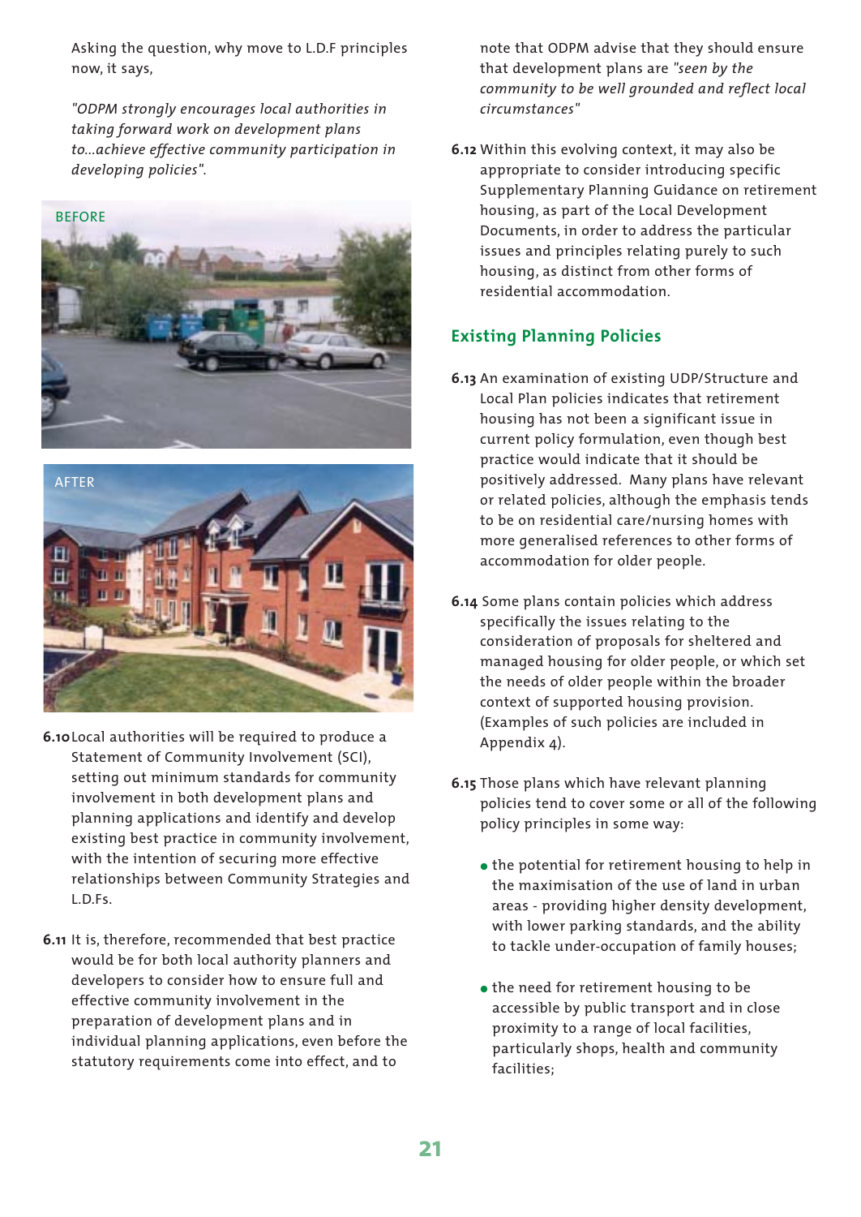Asking the question, why move to L.D.F principles now, it says,

*"ODPM strongly encourages local authorities in taking forward work on development plans to...achieve effective community participation in developing policies".*

BEFORE

AFTER

**6.10** Local authorities will be required to produce a Statement of Community Involvement (SCI), setting out minimum standards for community involvement in both development plans and planning applications and identify and develop existing best practice in community involvement, with the intention of securing more effective relationships between Community Strategies and L.D.Fs.

**6.11** It is, therefore, recommended that best practice would be for both local authority planners and developers to consider how to ensure full and effective community involvement in the preparation of development plans and in individual planning applications, even before the statutory requirements come into effect, and to note that ODPM advise that they should ensure that development plans are *"seen by the community to be well grounded and reflect local circumstances"*

**6.12** Within this evolving context, it may also be appropriate to consider introducing specific Supplementary Planning Guidance on retirement housing, as part of the Local Development Documents, in order to address the particular issues and principles relating purely to such housing, as distinct from other forms of residential accommodation.

## Existing Planning Policies

**6.13** An examination of existing UDP/Structure and Local Plan policies indicates that retirement housing has not been a significant issue in current policy formulation, even though best practice would indicate that it should be positively addressed. Many plans have relevant or related policies, although the emphasis tends to be on residential care/nursing homes with more generalised references to other forms of accommodation for older people.

**6.14** Some plans contain policies which address specifically the issues relating to the consideration of proposals for sheltered and managed housing for older people, or which set the needs of older people within the broader context of supported housing provision. (Examples of such policies are included in Appendix 4).

**6.15** Those plans which have relevant planning policies tend to cover some or all of the following policy principles in some way:

- the potential for retirement housing to help in the maximisation of the use of land in urban areas - providing higher density development, with lower parking standards, and the ability to tackle under-occupation of family houses;
- the need for retirement housing to be accessible by public transport and in close proximity to a range of local facilities, particularly shops, health and community facilities;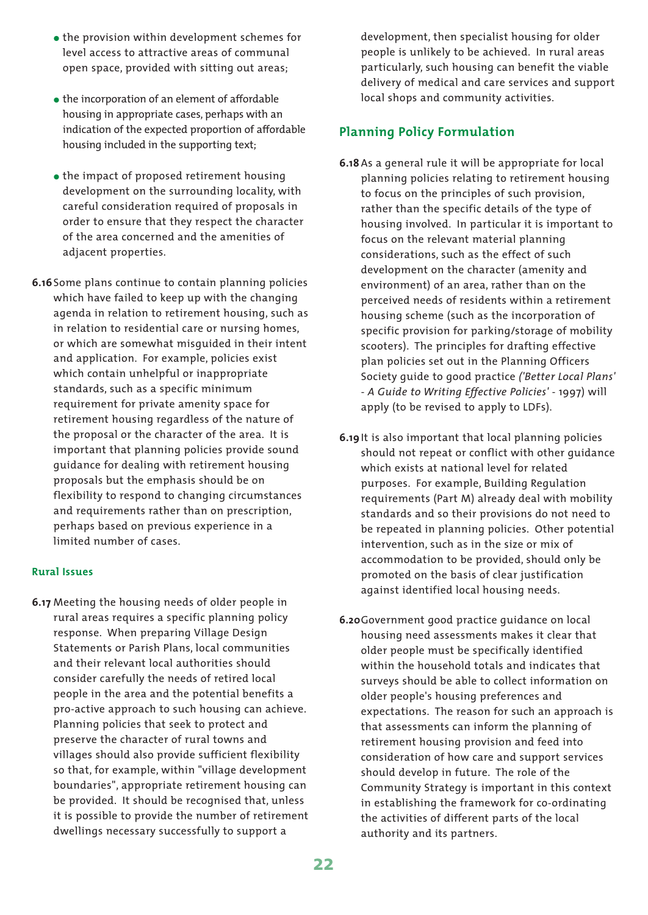- the provision within development schemes for level access to attractive areas of communal open space, provided with sitting out areas;

- the incorporation of an element of affordable housing in appropriate cases, perhaps with an indication of the expected proportion of affordable housing included in the supporting text;

- the impact of proposed retirement housing development on the surrounding locality, with careful consideration required of proposals in order to ensure that they respect the character of the area concerned and the amenities of adjacent properties.

**6.16** Some plans continue to contain planning policies which have failed to keep up with the changing agenda in relation to retirement housing, such as in relation to residential care or nursing homes, or which are somewhat misguided in their intent and application. For example, policies exist which contain unhelpful or inappropriate standards, such as a specific minimum requirement for private amenity space for retirement housing regardless of the nature of the proposal or the character of the area. It is important that planning policies provide sound guidance for dealing with retirement housing proposals but the emphasis should be on flexibility to respond to changing circumstances and requirements rather than on prescription, perhaps based on previous experience in a limited number of cases.

### Rural Issues

**6.17** Meeting the housing needs of older people in rural areas requires a specific planning policy response. When preparing Village Design Statements or Parish Plans, local communities and their relevant local authorities should consider carefully the needs of retired local people in the area and the potential benefits a pro-active approach to such housing can achieve. Planning policies that seek to protect and preserve the character of rural towns and villages should also provide sufficient flexibility so that, for example, within "village development boundaries", appropriate retirement housing can be provided. It should be recognised that, unless it is possible to provide the number of retirement dwellings necessary successfully to support a development, then specialist housing for older people is unlikely to be achieved. In rural areas particularly, such housing can benefit the viable delivery of medical and care services and support local shops and community activities.

## Planning Policy Formulation

**6.18** As a general rule it will be appropriate for local planning policies relating to retirement housing to focus on the principles of such provision, rather than the specific details of the type of housing involved. In particular it is important to focus on the relevant material planning considerations, such as the effect of such development on the character (amenity and environment) of an area, rather than on the perceived needs of residents within a retirement housing scheme (such as the incorporation of specific provision for parking/storage of mobility scooters). The principles for drafting effective plan policies set out in the Planning Officers Society guide to good practice *('Better Local Plans' - A Guide to Writing Effective Policies'* - 1997) will apply (to be revised to apply to LDFs).

**6.19** It is also important that local planning policies should not repeat or conflict with other guidance which exists at national level for related purposes. For example, Building Regulation requirements (Part M) already deal with mobility standards and so their provisions do not need to be repeated in planning policies. Other potential intervention, such as in the size or mix of accommodation to be provided, should only be promoted on the basis of clear justification against identified local housing needs.

**6.20** Government good practice guidance on local housing need assessments makes it clear that older people must be specifically identified within the household totals and indicates that surveys should be able to collect information on older people's housing preferences and expectations. The reason for such an approach is that assessments can inform the planning of retirement housing provision and feed into consideration of how care and support services should develop in future. The role of the Community Strategy is important in this context in establishing the framework for co-ordinating the activities of different parts of the local authority and its partners.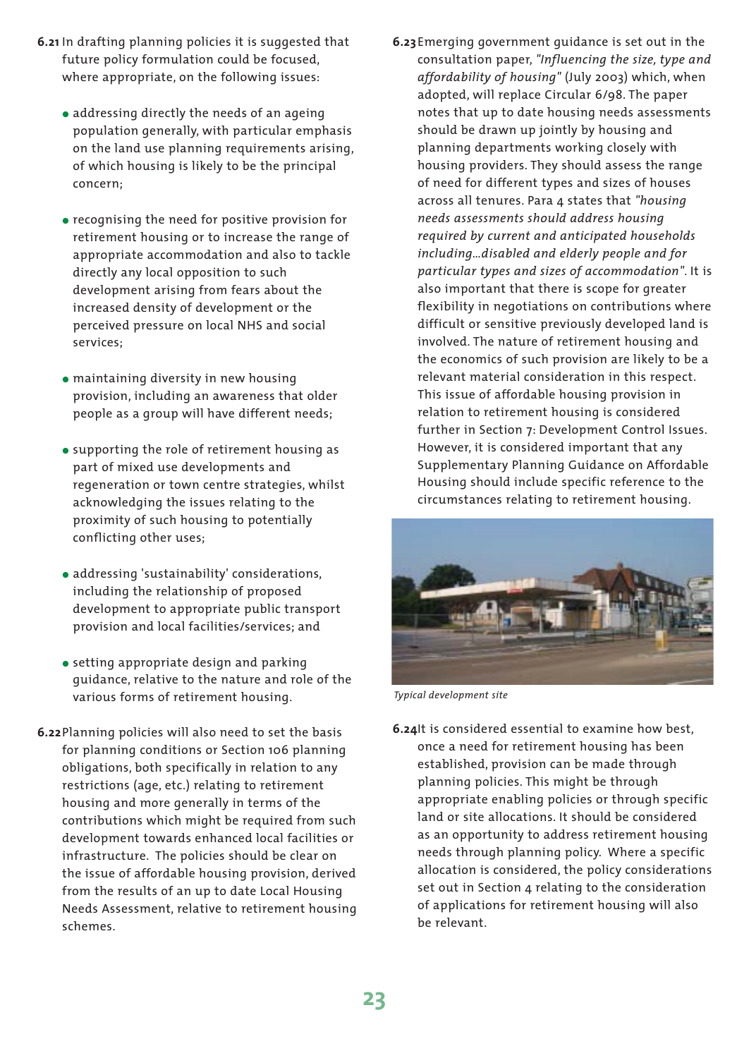**6.21** In drafting planning policies it is suggested that future policy formulation could be focused, where appropriate, on the following issues:

- addressing directly the needs of an ageing population generally, with particular emphasis on the land use planning requirements arising, of which housing is likely to be the principal concern;
- recognising the need for positive provision for retirement housing or to increase the range of appropriate accommodation and also to tackle directly any local opposition to such development arising from fears about the increased density of development or the perceived pressure on local NHS and social services;
- maintaining diversity in new housing provision, including an awareness that older people as a group will have different needs;
- supporting the role of retirement housing as part of mixed use developments and regeneration or town centre strategies, whilst acknowledging the issues relating to the proximity of such housing to potentially conflicting other uses;
- addressing 'sustainability' considerations, including the relationship of proposed development to appropriate public transport provision and local facilities/services; and
- setting appropriate design and parking guidance, relative to the nature and role of the various forms of retirement housing.

**6.22** Planning policies will also need to set the basis for planning conditions or Section 106 planning obligations, both specifically in relation to any restrictions (age, etc.) relating to retirement housing and more generally in terms of the contributions which might be required from such development towards enhanced local facilities or infrastructure. The policies should be clear on the issue of affordable housing provision, derived from the results of an up to date Local Housing Needs Assessment, relative to retirement housing schemes.

**6.23** Emerging government guidance is set out in the consultation paper, *"Influencing the size, type and affordability of housing"* (July 2003) which, when adopted, will replace Circular 6/98. The paper notes that up to date housing needs assessments should be drawn up jointly by housing and planning departments working closely with housing providers. They should assess the range of need for different types and sizes of houses across all tenures. Para 4 states that *"housing needs assessments should address housing required by current and anticipated households including...disabled and elderly people and for particular types and sizes of accommodation"*. It is also important that there is scope for greater flexibility in negotiations on contributions where difficult or sensitive previously developed land is involved. The nature of retirement housing and the economics of such provision are likely to be a relevant material consideration in this respect. This issue of affordable housing provision in relation to retirement housing is considered further in Section 7: Development Control Issues. However, it is considered important that any Supplementary Planning Guidance on Affordable Housing should include specific reference to the circumstances relating to retirement housing.

*Typical development site*

**6.24** It is considered essential to examine how best, once a need for retirement housing has been established, provision can be made through planning policies. This might be through appropriate enabling policies or through specific land or site allocations. It should be considered as an opportunity to address retirement housing needs through planning policy. Where a specific allocation is considered, the policy considerations set out in Section 4 relating to the consideration of applications for retirement housing will also be relevant.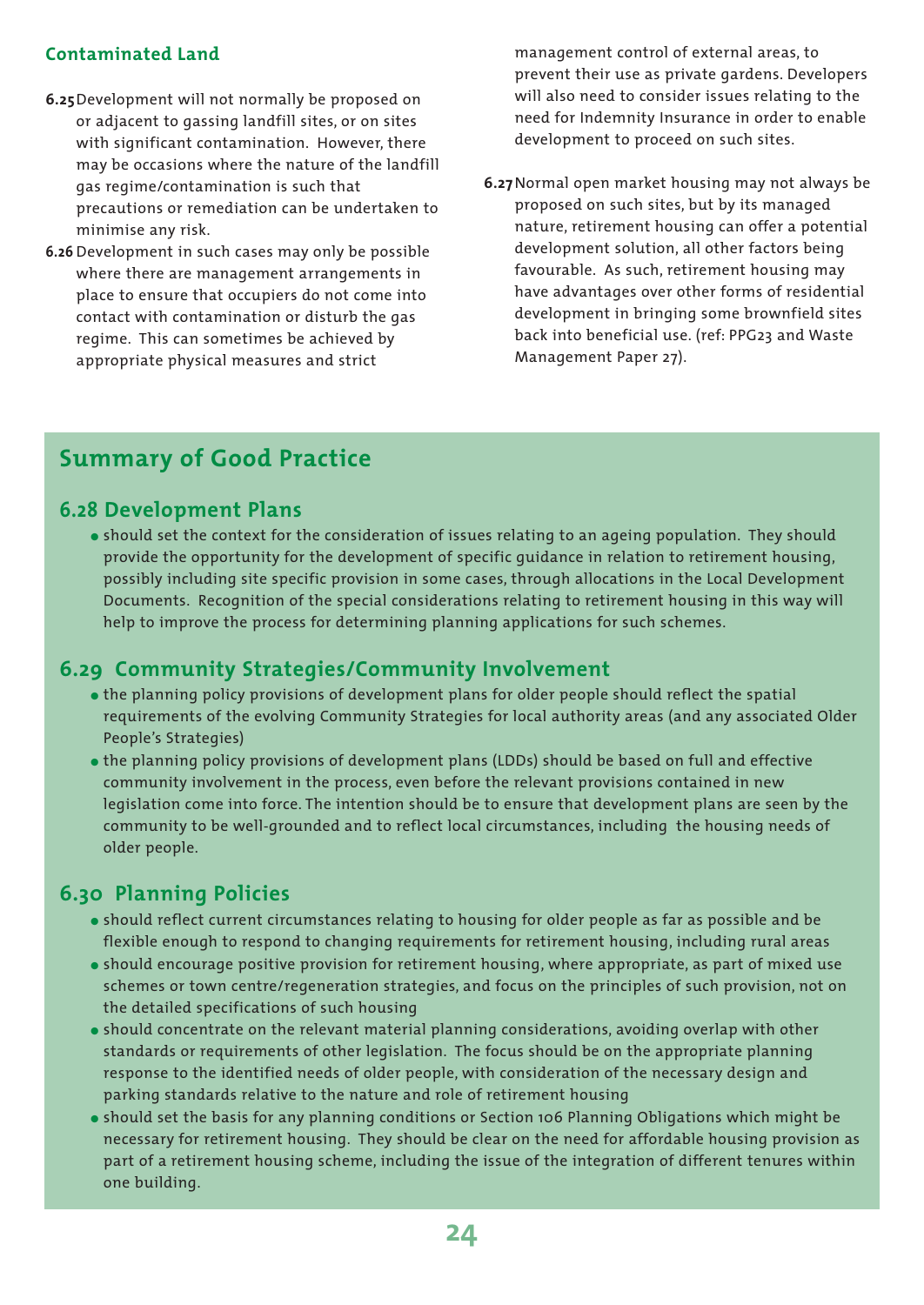## Contaminated Land

**6.25** Development will not normally be proposed on or adjacent to gassing landfill sites, or on sites with significant contamination. However, there may be occasions where the nature of the landfill gas regime/contamination is such that precautions or remediation can be undertaken to minimise any risk.

**6.26** Development in such cases may only be possible where there are management arrangements in place to ensure that occupiers do not come into contact with contamination or disturb the gas regime. This can sometimes be achieved by appropriate physical measures and strict management control of external areas, to prevent their use as private gardens. Developers will also need to consider issues relating to the need for Indemnity Insurance in order to enable development to proceed on such sites.

**6.27** Normal open market housing may not always be proposed on such sites, but by its managed nature, retirement housing can offer a potential development solution, all other factors being favourable. As such, retirement housing may have advantages over other forms of residential development in bringing some brownfield sites back into beneficial use. (ref: PPG23 and Waste Management Paper 27).

## Summary of Good Practice

### 6.28 Development Plans

- should set the context for the consideration of issues relating to an ageing population. They should provide the opportunity for the development of specific guidance in relation to retirement housing, possibly including site specific provision in some cases, through allocations in the Local Development Documents. Recognition of the special considerations relating to retirement housing in this way will help to improve the process for determining planning applications for such schemes.

### 6.29 Community Strategies/Community Involvement

- the planning policy provisions of development plans for older people should reflect the spatial requirements of the evolving Community Strategies for local authority areas (and any associated Older People's Strategies)
- the planning policy provisions of development plans (LDDs) should be based on full and effective community involvement in the process, even before the relevant provisions contained in new legislation come into force. The intention should be to ensure that development plans are seen by the community to be well-grounded and to reflect local circumstances, including the housing needs of older people.

### 6.30 Planning Policies

- should reflect current circumstances relating to housing for older people as far as possible and be flexible enough to respond to changing requirements for retirement housing, including rural areas
- should encourage positive provision for retirement housing, where appropriate, as part of mixed use schemes or town centre/regeneration strategies, and focus on the principles of such provision, not on the detailed specifications of such housing
- should concentrate on the relevant material planning considerations, avoiding overlap with other standards or requirements of other legislation. The focus should be on the appropriate planning response to the identified needs of older people, with consideration of the necessary design and parking standards relative to the nature and role of retirement housing
- should set the basis for any planning conditions or Section 106 Planning Obligations which might be necessary for retirement housing. They should be clear on the need for affordable housing provision as part of a retirement housing scheme, including the issue of the integration of different tenures within one building.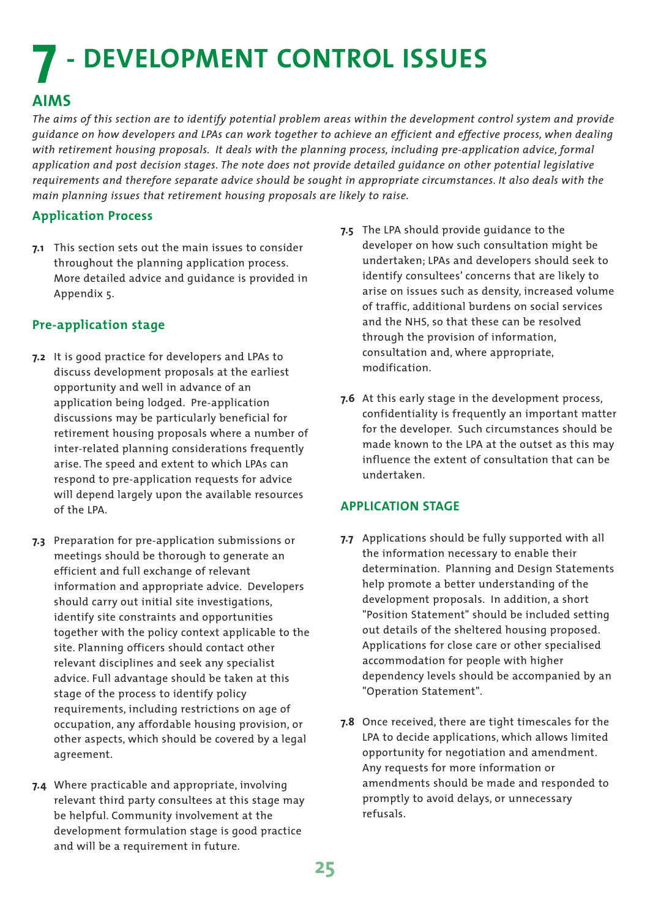# 7 - DEVELOPMENT CONTROL ISSUES

## AIMS

*The aims of this section are to identify potential problem areas within the development control system and provide guidance on how developers and LPAs can work together to achieve an efficient and effective process, when dealing with retirement housing proposals. It deals with the planning process, including pre-application advice, formal application and post decision stages. The note does not provide detailed guidance on other potential legislative requirements and therefore separate advice should be sought in appropriate circumstances. It also deals with the main planning issues that retirement housing proposals are likely to raise.*

### Application Process

**7.1** This section sets out the main issues to consider throughout the planning application process. More detailed advice and guidance is provided in Appendix 5.

### Pre-application stage

**7.2** It is good practice for developers and LPAs to discuss development proposals at the earliest opportunity and well in advance of an application being lodged. Pre-application discussions may be particularly beneficial for retirement housing proposals where a number of inter-related planning considerations frequently arise. The speed and extent to which LPAs can respond to pre-application requests for advice will depend largely upon the available resources of the LPA.

**7.3** Preparation for pre-application submissions or meetings should be thorough to generate an efficient and full exchange of relevant information and appropriate advice. Developers should carry out initial site investigations, identify site constraints and opportunities together with the policy context applicable to the site. Planning officers should contact other relevant disciplines and seek any specialist advice. Full advantage should be taken at this stage of the process to identify policy requirements, including restrictions on age of occupation, any affordable housing provision, or other aspects, which should be covered by a legal agreement.

**7.4** Where practicable and appropriate, involving relevant third party consultees at this stage may be helpful. Community involvement at the development formulation stage is good practice and will be a requirement in future.

**7.5** The LPA should provide guidance to the developer on how such consultation might be undertaken; LPAs and developers should seek to identify consultees' concerns that are likely to arise on issues such as density, increased volume of traffic, additional burdens on social services and the NHS, so that these can be resolved through the provision of information, consultation and, where appropriate, modification.

**7.6** At this early stage in the development process, confidentiality is frequently an important matter for the developer. Such circumstances should be made known to the LPA at the outset as this may influence the extent of consultation that can be undertaken.

### APPLICATION STAGE

**7.7** Applications should be fully supported with all the information necessary to enable their determination. Planning and Design Statements help promote a better understanding of the development proposals. In addition, a short "Position Statement" should be included setting out details of the sheltered housing proposed. Applications for close care or other specialised accommodation for people with higher dependency levels should be accompanied by an "Operation Statement".

**7.8** Once received, there are tight timescales for the LPA to decide applications, which allows limited opportunity for negotiation and amendment. Any requests for more information or amendments should be made and responded to promptly to avoid delays, or unnecessary refusals.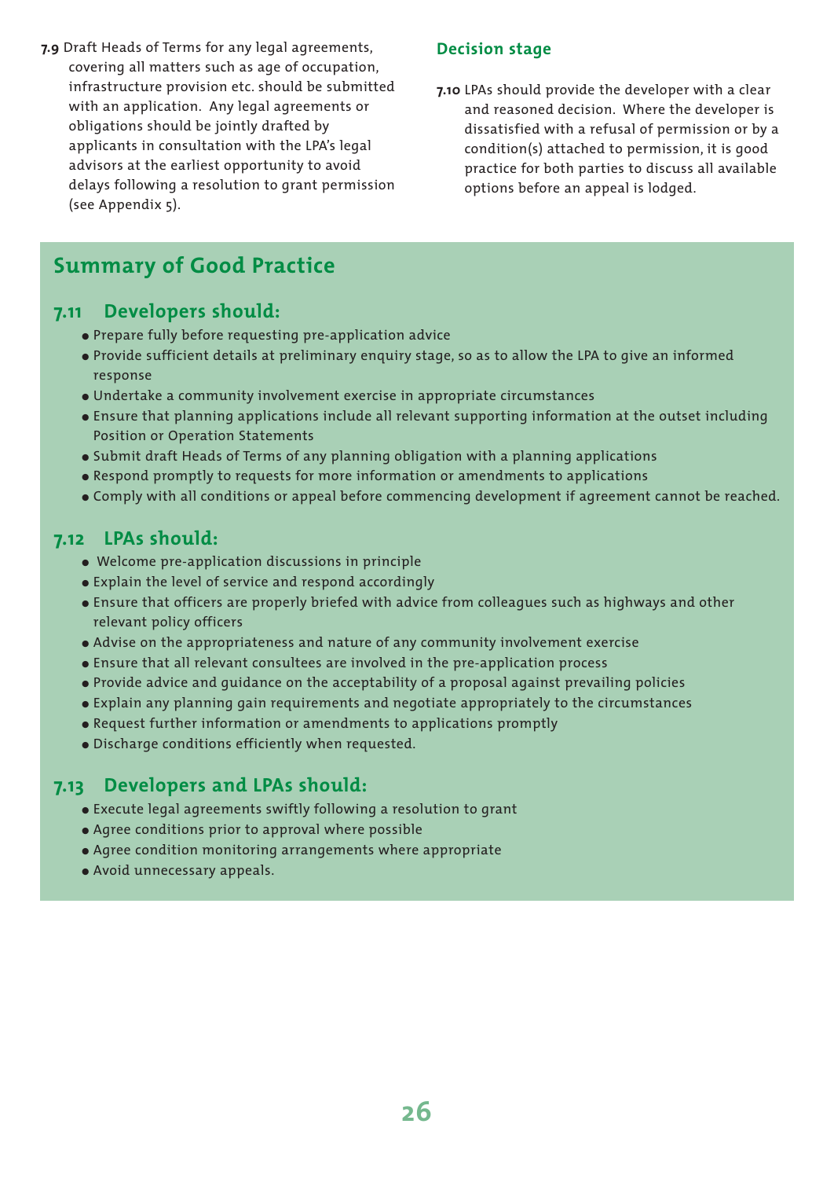**7.9** Draft Heads of Terms for any legal agreements, covering all matters such as age of occupation, infrastructure provision etc. should be submitted with an application. Any legal agreements or obligations should be jointly drafted by applicants in consultation with the LPA's legal advisors at the earliest opportunity to avoid delays following a resolution to grant permission (see Appendix 5).

### Decision stage

**7.10** LPAs should provide the developer with a clear and reasoned decision. Where the developer is dissatisfied with a refusal of permission or by a condition(s) attached to permission, it is good practice for both parties to discuss all available options before an appeal is lodged.

## Summary of Good Practice

### 7.11 Developers should:

- Prepare fully before requesting pre-application advice
- Provide sufficient details at preliminary enquiry stage, so as to allow the LPA to give an informed response
- Undertake a community involvement exercise in appropriate circumstances
- Ensure that planning applications include all relevant supporting information at the outset including Position or Operation Statements
- Submit draft Heads of Terms of any planning obligation with a planning applications
- Respond promptly to requests for more information or amendments to applications
- Comply with all conditions or appeal before commencing development if agreement cannot be reached.

### 7.12 LPAs should:

- Welcome pre-application discussions in principle
- Explain the level of service and respond accordingly
- Ensure that officers are properly briefed with advice from colleagues such as highways and other relevant policy officers
- Advise on the appropriateness and nature of any community involvement exercise
- Ensure that all relevant consultees are involved in the pre-application process
- Provide advice and guidance on the acceptability of a proposal against prevailing policies
- Explain any planning gain requirements and negotiate appropriately to the circumstances
- Request further information or amendments to applications promptly
- Discharge conditions efficiently when requested.

### 7.13 Developers and LPAs should:

- Execute legal agreements swiftly following a resolution to grant
- Agree conditions prior to approval where possible
- Agree condition monitoring arrangements where appropriate
- Avoid unnecessary appeals.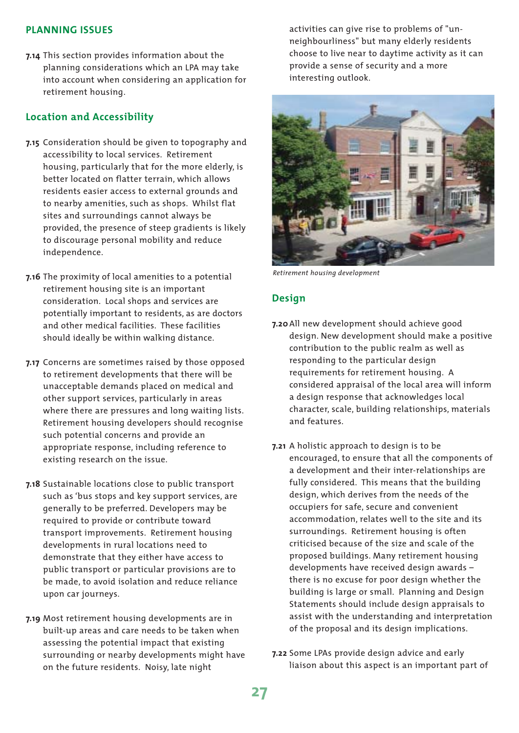## PLANNING ISSUES

**7.14** This section provides information about the planning considerations which an LPA may take into account when considering an application for retirement housing.

### Location and Accessibility

**7.15** Consideration should be given to topography and accessibility to local services. Retirement housing, particularly that for the more elderly, is better located on flatter terrain, which allows residents easier access to external grounds and to nearby amenities, such as shops. Whilst flat sites and surroundings cannot always be provided, the presence of steep gradients is likely to discourage personal mobility and reduce independence.

**7.16** The proximity of local amenities to a potential retirement housing site is an important consideration. Local shops and services are potentially important to residents, as are doctors and other medical facilities. These facilities should ideally be within walking distance.

**7.17** Concerns are sometimes raised by those opposed to retirement developments that there will be unacceptable demands placed on medical and other support services, particularly in areas where there are pressures and long waiting lists. Retirement housing developers should recognise such potential concerns and provide an appropriate response, including reference to existing research on the issue.

**7.18** Sustainable locations close to public transport such as 'bus stops and key support services, are generally to be preferred. Developers may be required to provide or contribute toward transport improvements. Retirement housing developments in rural locations need to demonstrate that they either have access to public transport or particular provisions are to be made, to avoid isolation and reduce reliance upon car journeys.

**7.19** Most retirement housing developments are in built-up areas and care needs to be taken when assessing the potential impact that existing surrounding or nearby developments might have on the future residents. Noisy, late night activities can give rise to problems of "un-neighbourliness" but many elderly residents choose to live near to daytime activity as it can provide a sense of security and a more interesting outlook.

*Retirement housing development*

### Design

**7.20** All new development should achieve good design. New development should make a positive contribution to the public realm as well as responding to the particular design requirements for retirement housing. A considered appraisal of the local area will inform a design response that acknowledges local character, scale, building relationships, materials and features.

**7.21** A holistic approach to design is to be encouraged, to ensure that all the components of a development and their inter-relationships are fully considered. This means that the building design, which derives from the needs of the occupiers for safe, secure and convenient accommodation, relates well to the site and its surroundings. Retirement housing is often criticised because of the size and scale of the proposed buildings. Many retirement housing developments have received design awards – there is no excuse for poor design whether the building is large or small. Planning and Design Statements should include design appraisals to assist with the understanding and interpretation of the proposal and its design implications.

**7.22** Some LPAs provide design advice and early liaison about this aspect is an important part of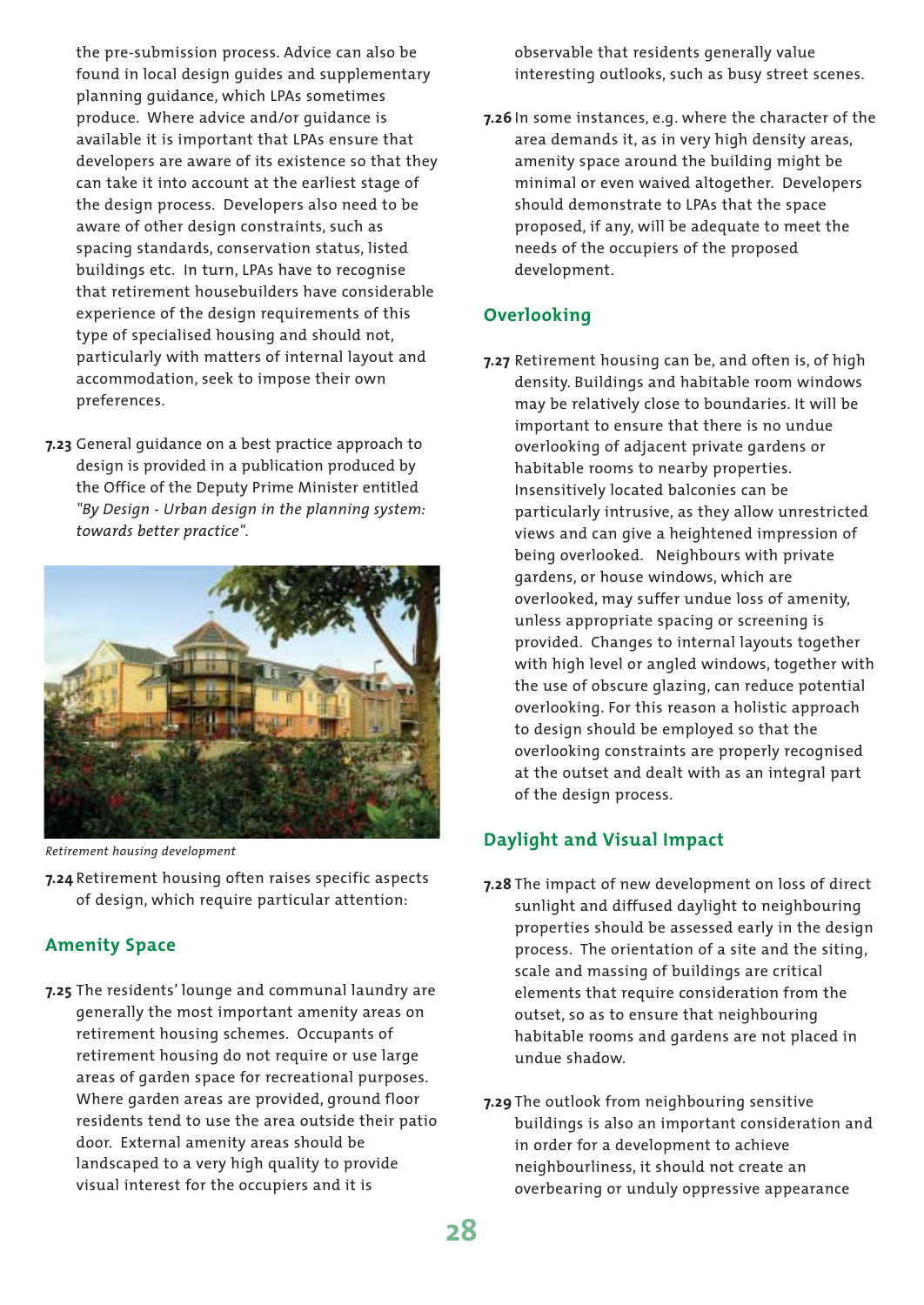the pre-submission process. Advice can also be found in local design guides and supplementary planning guidance, which LPAs sometimes produce. Where advice and/or guidance is available it is important that LPAs ensure that developers are aware of its existence so that they can take it into account at the earliest stage of the design process. Developers also need to be aware of other design constraints, such as spacing standards, conservation status, listed buildings etc. In turn, LPAs have to recognise that retirement housebuilders have considerable experience of the design requirements of this type of specialised housing and should not, particularly with matters of internal layout and accommodation, seek to impose their own preferences.

**7.23** General guidance on a best practice approach to design is provided in a publication produced by the Office of the Deputy Prime Minister entitled *"By Design - Urban design in the planning system: towards better practice"*.

*Retirement housing development*

**7.24** Retirement housing often raises specific aspects of design, which require particular attention:

## Amenity Space

**7.25** The residents' lounge and communal laundry are generally the most important amenity areas on retirement housing schemes. Occupants of retirement housing do not require or use large areas of garden space for recreational purposes. Where garden areas are provided, ground floor residents tend to use the area outside their patio door. External amenity areas should be landscaped to a very high quality to provide visual interest for the occupiers and it is observable that residents generally value interesting outlooks, such as busy street scenes.

**7.26** In some instances, e.g. where the character of the area demands it, as in very high density areas, amenity space around the building might be minimal or even waived altogether. Developers should demonstrate to LPAs that the space proposed, if any, will be adequate to meet the needs of the occupiers of the proposed development.

## Overlooking

**7.27** Retirement housing can be, and often is, of high density. Buildings and habitable room windows may be relatively close to boundaries. It will be important to ensure that there is no undue overlooking of adjacent private gardens or habitable rooms to nearby properties. Insensitively located balconies can be particularly intrusive, as they allow unrestricted views and can give a heightened impression of being overlooked. Neighbours with private gardens, or house windows, which are overlooked, may suffer undue loss of amenity, unless appropriate spacing or screening is provided. Changes to internal layouts together with high level or angled windows, together with the use of obscure glazing, can reduce potential overlooking. For this reason a holistic approach to design should be employed so that the overlooking constraints are properly recognised at the outset and dealt with as an integral part of the design process.

## Daylight and Visual Impact

**7.28** The impact of new development on loss of direct sunlight and diffused daylight to neighbouring properties should be assessed early in the design process. The orientation of a site and the siting, scale and massing of buildings are critical elements that require consideration from the outset, so as to ensure that neighbouring habitable rooms and gardens are not placed in undue shadow.

**7.29** The outlook from neighbouring sensitive buildings is also an important consideration and in order for a development to achieve neighbourliness, it should not create an overbearing or unduly oppressive appearance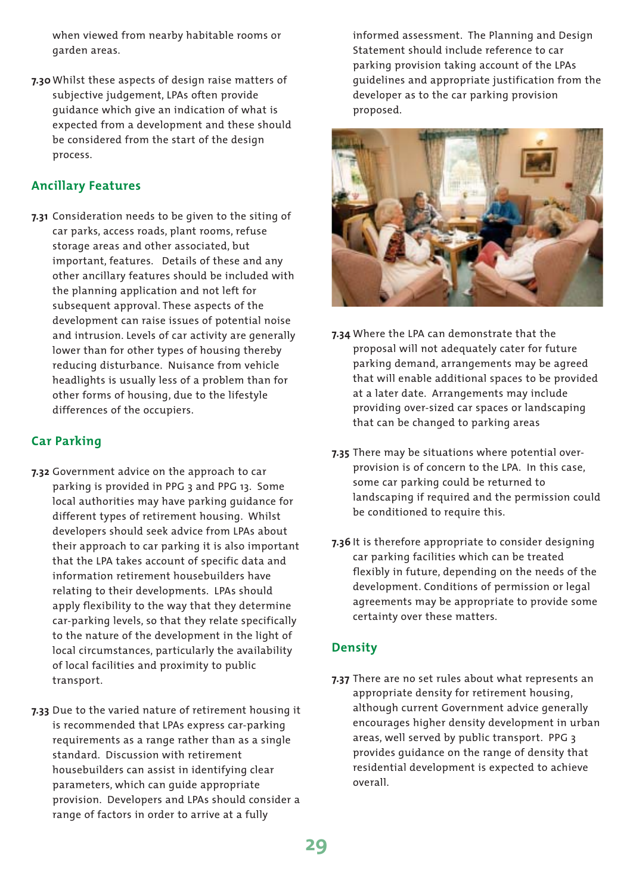when viewed from nearby habitable rooms or garden areas.

**7.30** Whilst these aspects of design raise matters of subjective judgement, LPAs often provide guidance which give an indication of what is expected from a development and these should be considered from the start of the design process.

## Ancillary Features

**7.31** Consideration needs to be given to the siting of car parks, access roads, plant rooms, refuse storage areas and other associated, but important, features. Details of these and any other ancillary features should be included with the planning application and not left for subsequent approval. These aspects of the development can raise issues of potential noise and intrusion. Levels of car activity are generally lower than for other types of housing thereby reducing disturbance. Nuisance from vehicle headlights is usually less of a problem than for other forms of housing, due to the lifestyle differences of the occupiers.

## Car Parking

**7.32** Government advice on the approach to car parking is provided in PPG 3 and PPG 13. Some local authorities may have parking guidance for different types of retirement housing. Whilst developers should seek advice from LPAs about their approach to car parking it is also important that the LPA takes account of specific data and information retirement housebuilders have relating to their developments. LPAs should apply flexibility to the way that they determine car-parking levels, so that they relate specifically to the nature of the development in the light of local circumstances, particularly the availability of local facilities and proximity to public transport.

**7.33** Due to the varied nature of retirement housing it is recommended that LPAs express car-parking requirements as a range rather than as a single standard. Discussion with retirement housebuilders can assist in identifying clear parameters, which can guide appropriate provision. Developers and LPAs should consider a range of factors in order to arrive at a fully informed assessment. The Planning and Design Statement should include reference to car parking provision taking account of the LPAs guidelines and appropriate justification from the developer as to the car parking provision proposed.

**7.34** Where the LPA can demonstrate that the proposal will not adequately cater for future parking demand, arrangements may be agreed that will enable additional spaces to be provided at a later date. Arrangements may include providing over-sized car spaces or landscaping that can be changed to parking areas

**7.35** There may be situations where potential over-provision is of concern to the LPA. In this case, some car parking could be returned to landscaping if required and the permission could be conditioned to require this.

**7.36** It is therefore appropriate to consider designing car parking facilities which can be treated flexibly in future, depending on the needs of the development. Conditions of permission or legal agreements may be appropriate to provide some certainty over these matters.

## Density

**7.37** There are no set rules about what represents an appropriate density for retirement housing, although current Government advice generally encourages higher density development in urban areas, well served by public transport. PPG 3 provides guidance on the range of density that residential development is expected to achieve overall.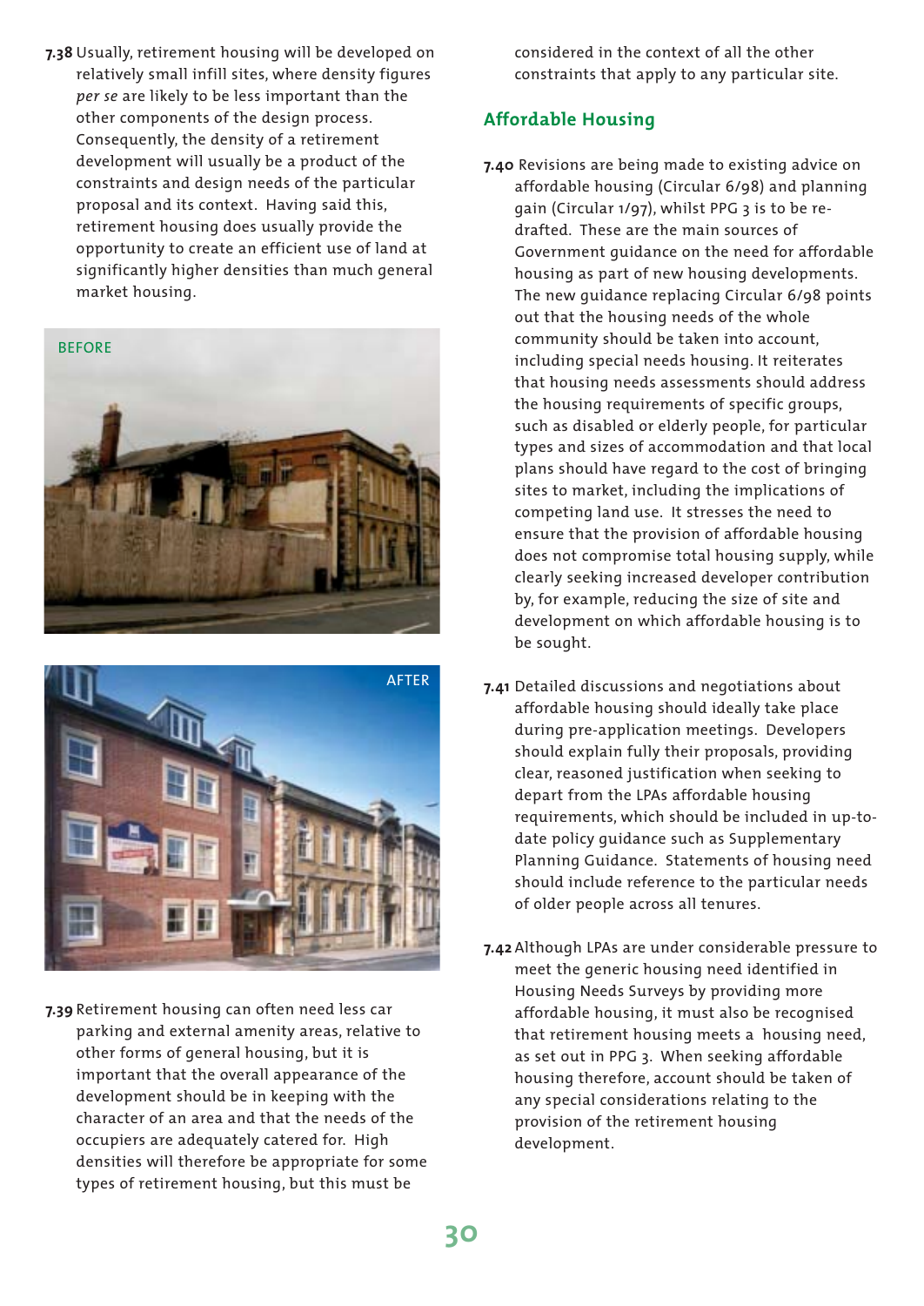**7.38** Usually, retirement housing will be developed on relatively small infill sites, where density figures *per se* are likely to be less important than the other components of the design process. Consequently, the density of a retirement development will usually be a product of the constraints and design needs of the particular proposal and its context. Having said this, retirement housing does usually provide the opportunity to create an efficient use of land at significantly higher densities than much general market housing.

BEFORE

AFTER

**7.39** Retirement housing can often need less car parking and external amenity areas, relative to other forms of general housing, but it is important that the overall appearance of the development should be in keeping with the character of an area and that the needs of the occupiers are adequately catered for. High densities will therefore be appropriate for some types of retirement housing, but this must be considered in the context of all the other constraints that apply to any particular site.

## Affordable Housing

**7.40** Revisions are being made to existing advice on affordable housing (Circular 6/98) and planning gain (Circular 1/97), whilst PPG 3 is to be re-drafted. These are the main sources of Government guidance on the need for affordable housing as part of new housing developments. The new guidance replacing Circular 6/98 points out that the housing needs of the whole community should be taken into account, including special needs housing. It reiterates that housing needs assessments should address the housing requirements of specific groups, such as disabled or elderly people, for particular types and sizes of accommodation and that local plans should have regard to the cost of bringing sites to market, including the implications of competing land use. It stresses the need to ensure that the provision of affordable housing does not compromise total housing supply, while clearly seeking increased developer contribution by, for example, reducing the size of site and development on which affordable housing is to be sought.

**7.41** Detailed discussions and negotiations about affordable housing should ideally take place during pre-application meetings. Developers should explain fully their proposals, providing clear, reasoned justification when seeking to depart from the LPAs affordable housing requirements, which should be included in up-to-date policy guidance such as Supplementary Planning Guidance. Statements of housing need should include reference to the particular needs of older people across all tenures.

**7.42** Although LPAs are under considerable pressure to meet the generic housing need identified in Housing Needs Surveys by providing more affordable housing, it must also be recognised that retirement housing meets a housing need, as set out in PPG 3. When seeking affordable housing therefore, account should be taken of any special considerations relating to the provision of the retirement housing development.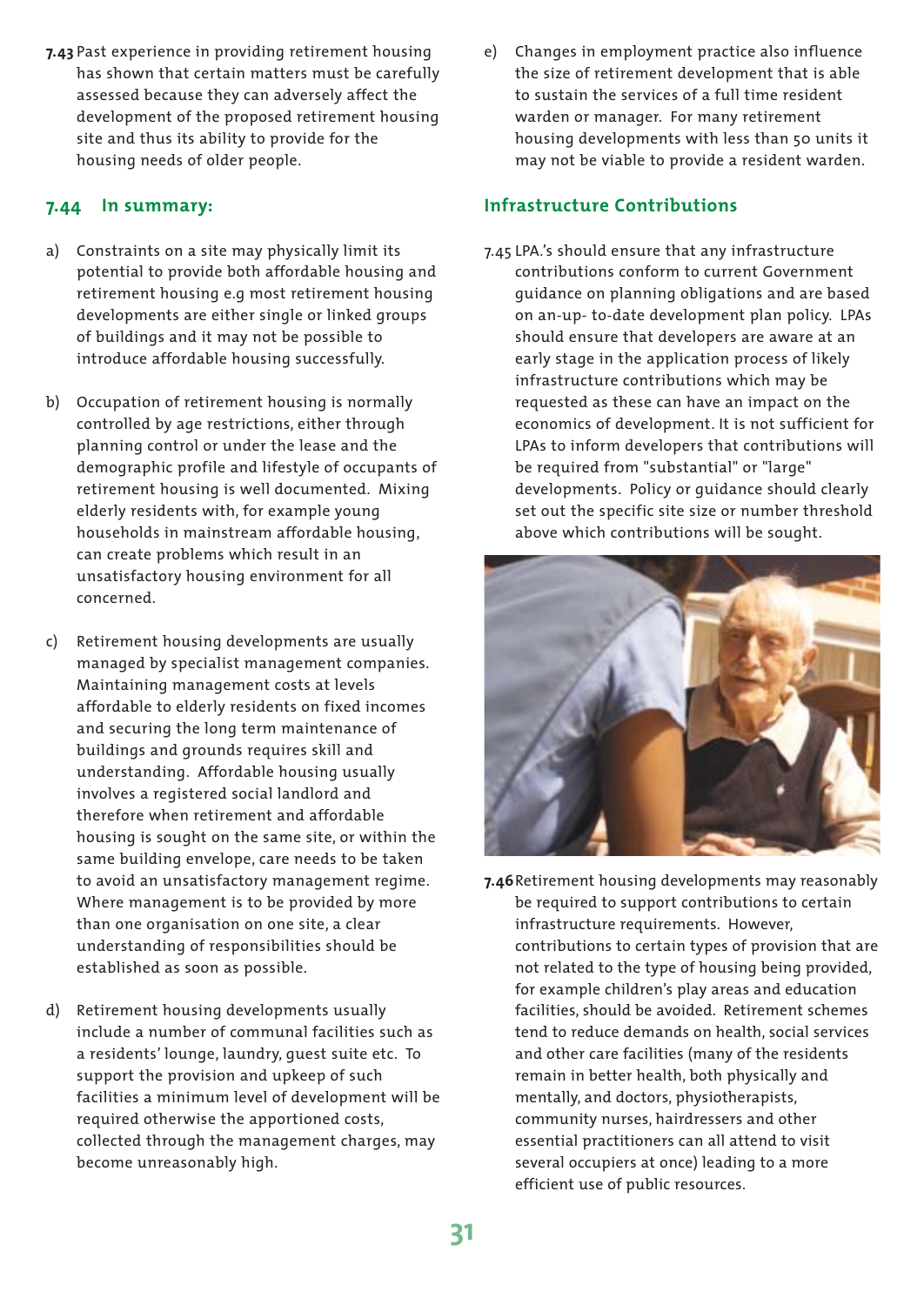**7.43** Past experience in providing retirement housing has shown that certain matters must be carefully assessed because they can adversely affect the development of the proposed retirement housing site and thus its ability to provide for the housing needs of older people.

## 7.44 In summary:

a) Constraints on a site may physically limit its potential to provide both affordable housing and retirement housing e.g most retirement housing developments are either single or linked groups of buildings and it may not be possible to introduce affordable housing successfully.

b) Occupation of retirement housing is normally controlled by age restrictions, either through planning control or under the lease and the demographic profile and lifestyle of occupants of retirement housing is well documented. Mixing elderly residents with, for example young households in mainstream affordable housing, can create problems which result in an unsatisfactory housing environment for all concerned.

c) Retirement housing developments are usually managed by specialist management companies. Maintaining management costs at levels affordable to elderly residents on fixed incomes and securing the long term maintenance of buildings and grounds requires skill and understanding. Affordable housing usually involves a registered social landlord and therefore when retirement and affordable housing is sought on the same site, or within the same building envelope, care needs to be taken to avoid an unsatisfactory management regime. Where management is to be provided by more than one organisation on one site, a clear understanding of responsibilities should be established as soon as possible.

d) Retirement housing developments usually include a number of communal facilities such as a residents' lounge, laundry, guest suite etc. To support the provision and upkeep of such facilities a minimum level of development will be required otherwise the apportioned costs, collected through the management charges, may become unreasonably high.

e) Changes in employment practice also influence the size of retirement development that is able to sustain the services of a full time resident warden or manager. For many retirement housing developments with less than 50 units it may not be viable to provide a resident warden.

## Infrastructure Contributions

7.45 LPA.'s should ensure that any infrastructure contributions conform to current Government guidance on planning obligations and are based on an-up- to-date development plan policy. LPAs should ensure that developers are aware at an early stage in the application process of likely infrastructure contributions which may be requested as these can have an impact on the economics of development. It is not sufficient for LPAs to inform developers that contributions will be required from "substantial" or "large" developments. Policy or guidance should clearly set out the specific site size or number threshold above which contributions will be sought.

**7.46** Retirement housing developments may reasonably be required to support contributions to certain infrastructure requirements. However, contributions to certain types of provision that are not related to the type of housing being provided, for example children's play areas and education facilities, should be avoided. Retirement schemes tend to reduce demands on health, social services and other care facilities (many of the residents remain in better health, both physically and mentally, and doctors, physiotherapists, community nurses, hairdressers and other essential practitioners can all attend to visit several occupiers at once) leading to a more efficient use of public resources.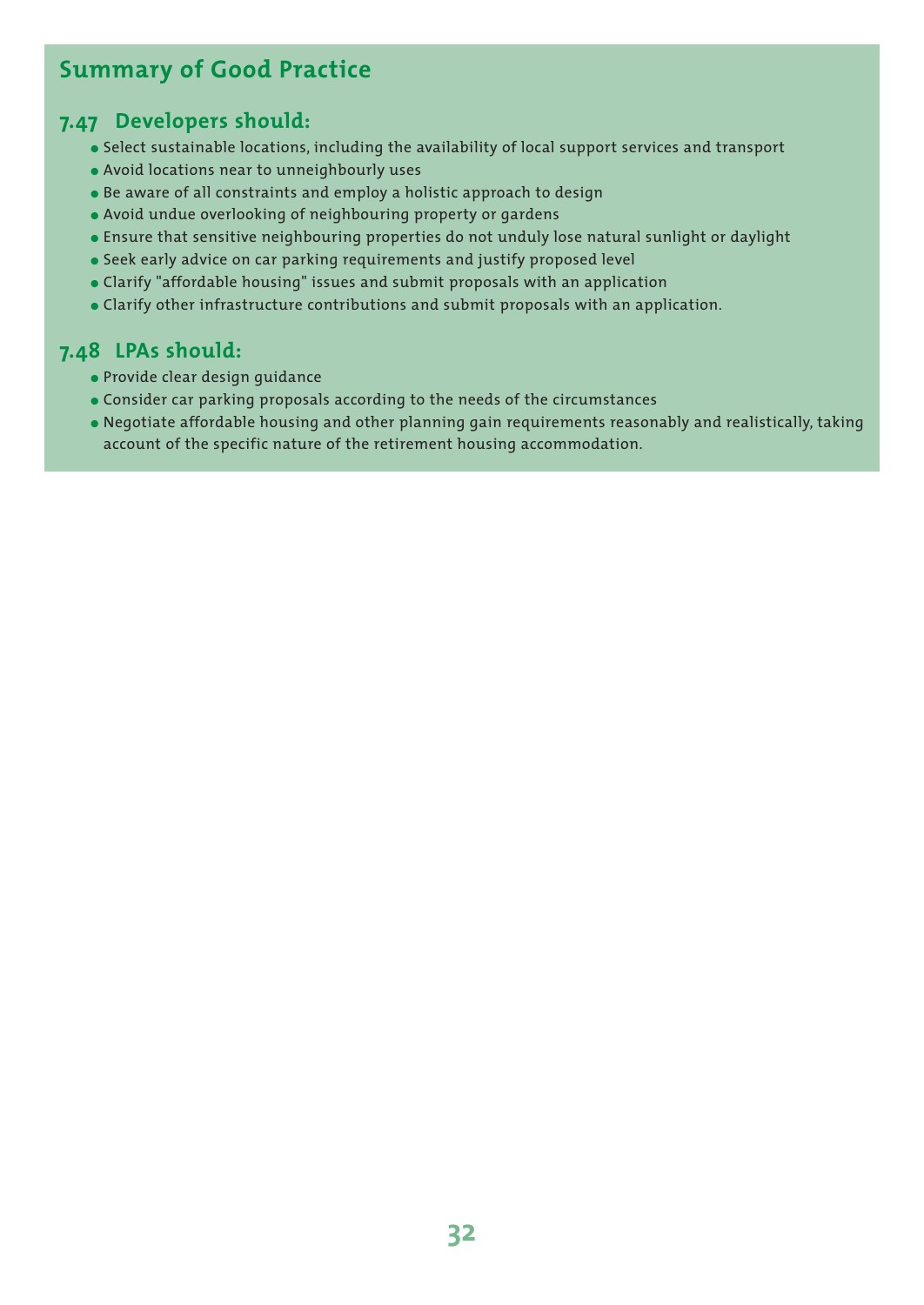## Summary of Good Practice

### 7.47 Developers should:

- Select sustainable locations, including the availability of local support services and transport
- Avoid locations near to unneighbourly uses
- Be aware of all constraints and employ a holistic approach to design
- Avoid undue overlooking of neighbouring property or gardens
- Ensure that sensitive neighbouring properties do not unduly lose natural sunlight or daylight
- Seek early advice on car parking requirements and justify proposed level
- Clarify "affordable housing" issues and submit proposals with an application
- Clarify other infrastructure contributions and submit proposals with an application.

### 7.48 LPAs should:

- Provide clear design guidance
- Consider car parking proposals according to the needs of the circumstances
- Negotiate affordable housing and other planning gain requirements reasonably and realistically, taking account of the specific nature of the retirement housing accommodation.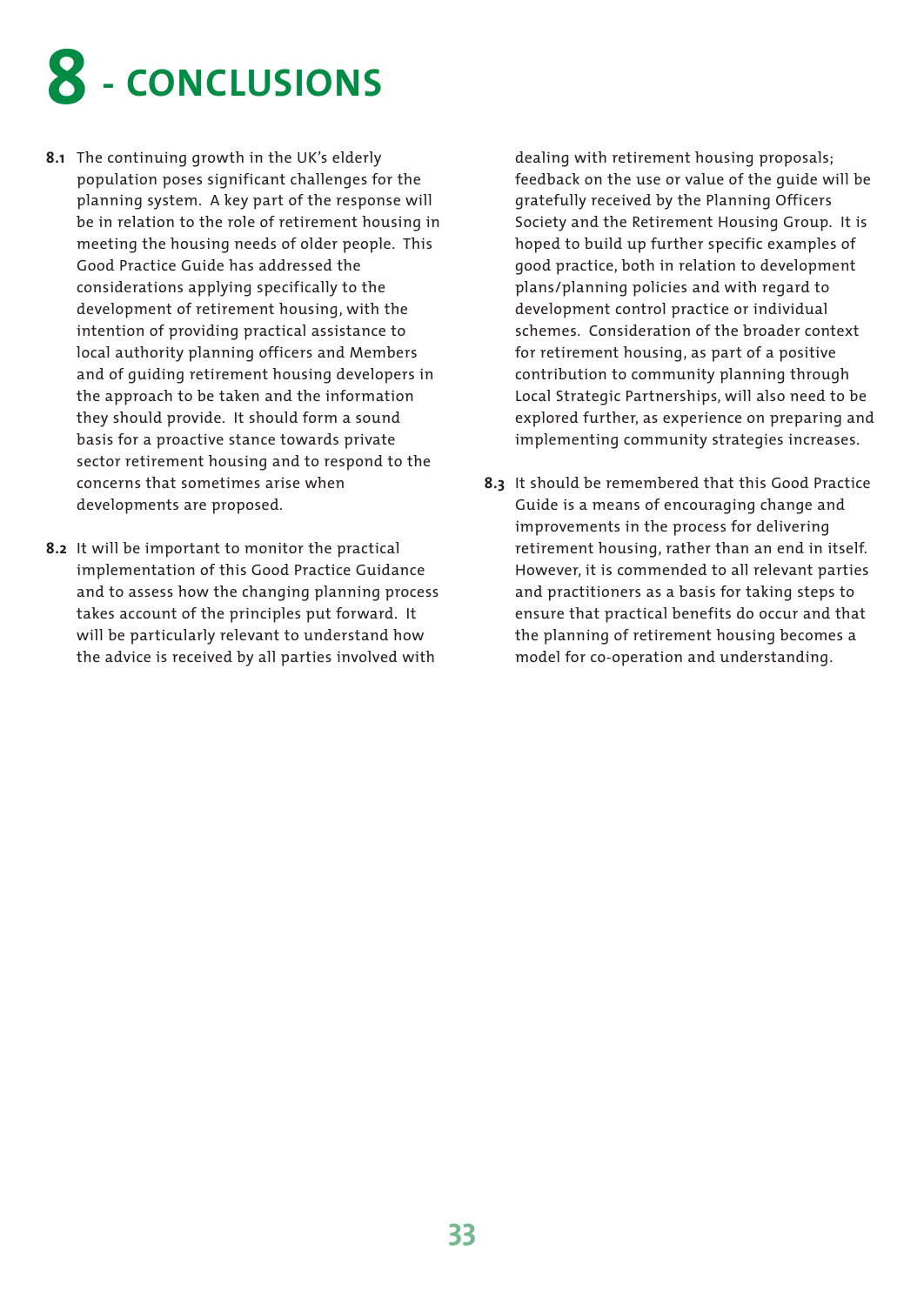# 8 - CONCLUSIONS

**8.1** The continuing growth in the UK's elderly population poses significant challenges for the planning system. A key part of the response will be in relation to the role of retirement housing in meeting the housing needs of older people. This Good Practice Guide has addressed the considerations applying specifically to the development of retirement housing, with the intention of providing practical assistance to local authority planning officers and Members and of guiding retirement housing developers in the approach to be taken and the information they should provide. It should form a sound basis for a proactive stance towards private sector retirement housing and to respond to the concerns that sometimes arise when developments are proposed.

**8.2** It will be important to monitor the practical implementation of this Good Practice Guidance and to assess how the changing planning process takes account of the principles put forward. It will be particularly relevant to understand how the advice is received by all parties involved with dealing with retirement housing proposals; feedback on the use or value of the guide will be gratefully received by the Planning Officers Society and the Retirement Housing Group. It is hoped to build up further specific examples of good practice, both in relation to development plans/planning policies and with regard to development control practice or individual schemes. Consideration of the broader context for retirement housing, as part of a positive contribution to community planning through Local Strategic Partnerships, will also need to be explored further, as experience on preparing and implementing community strategies increases.

**8.3** It should be remembered that this Good Practice Guide is a means of encouraging change and improvements in the process for delivering retirement housing, rather than an end in itself. However, it is commended to all relevant parties and practitioners as a basis for taking steps to ensure that practical benefits do occur and that the planning of retirement housing becomes a model for co-operation and understanding.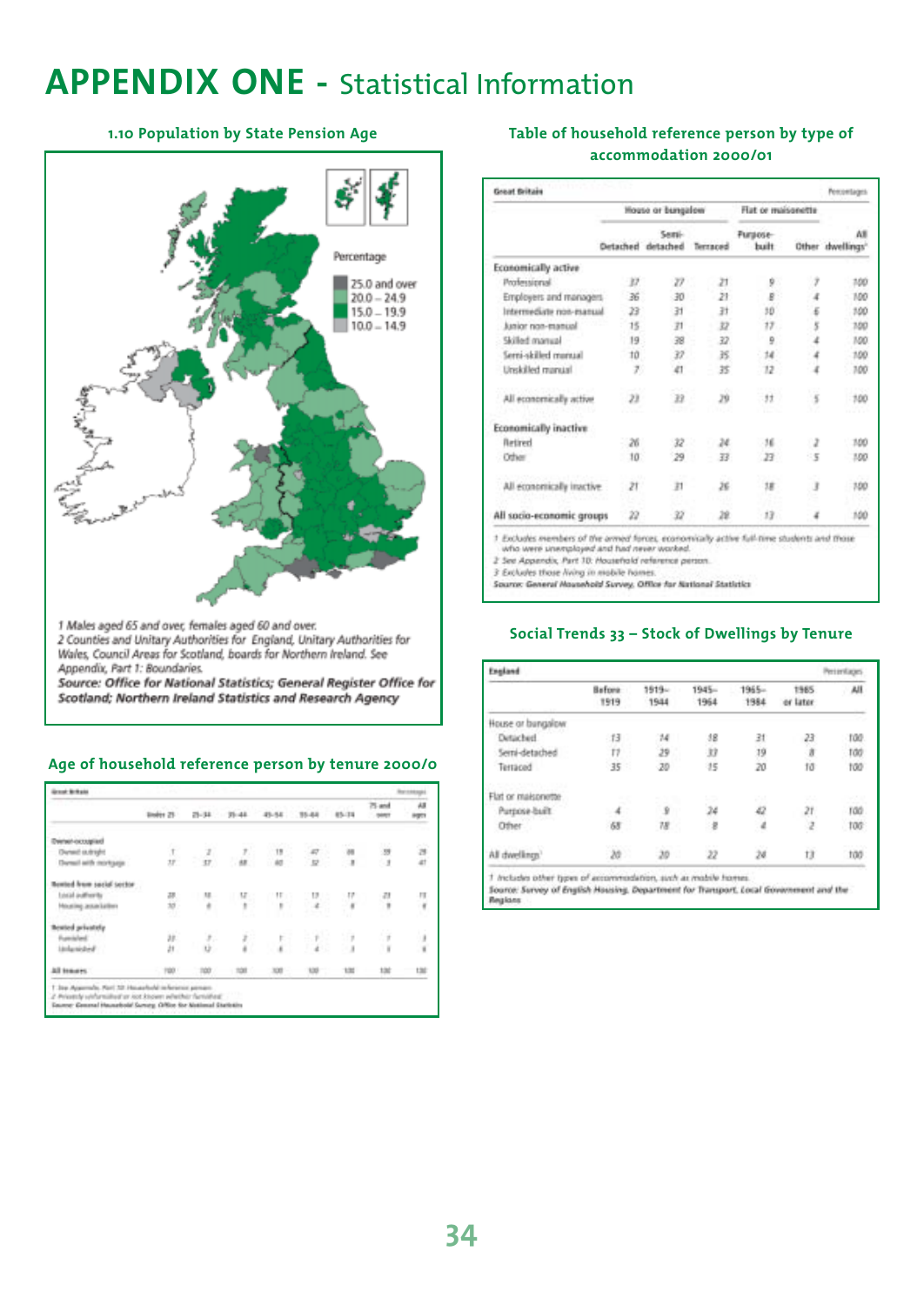# APPENDIX ONE - Statistical Information

## 1.10 Population by State Pension Age

Percentage

25.0 and over
20.0 – 24.9
15.0 – 19.9
10.0 – 14.9

*1 Males aged 65 and over, females aged 60 and over.*
*2 Counties and Unitary Authorities for England, Unitary Authorities for Wales, Council Areas for Scotland, boards for Northern Ireland. See Appendix, Part 1: Boundaries.*
***Source: Office for National Statistics; General Register Office for Scotland; Northern Ireland Statistics and Research Agency***

## Table of household reference person by type of accommodation 2000/01

**Great Britain** — Percentages

| | House or bungalow | | | Flat or maisonette | | |
|---|---|---|---|---|---|---|
| | Detached | Semi-detached | Terraced | Purpose-built | Other | All dwellings[3] |
| **Economically active** | | | | | | |
| Professional | 37 | 27 | 21 | 9 | 7 | 100 |
| Employers and managers | 36 | 30 | 21 | 8 | 4 | 100 |
| Intermediate non-manual | 23 | 31 | 31 | 10 | 6 | 100 |
| Junior non-manual | 15 | 31 | 32 | 17 | 5 | 100 |
| Skilled manual | 19 | 38 | 32 | 9 | 4 | 100 |
| Semi-skilled manual | 10 | 37 | 35 | 14 | 4 | 100 |
| Unskilled manual | 7 | 41 | 35 | 12 | 4 | 100 |
| All economically active | 23 | 33 | 29 | 11 | 5 | 100 |
| **Economically inactive** | | | | | | |
| Retired | 26 | 32 | 24 | 16 | 2 | 100 |
| Other | 10 | 29 | 33 | 23 | 5 | 100 |
| All economically inactive | 21 | 31 | 26 | 18 | 3 | 100 |
| **All socio-economic groups** | 22 | 32 | 28 | 13 | 4 | 100 |

*1 Excludes members of the armed forces, economically active full-time students and those who were unemployed and had never worked.*
*2 See Appendix, Part 10: Household reference person.*
*3 Excludes those living in mobile homes.*
***Source: General Household Survey, Office for National Statistics***

## Social Trends 33 – Stock of Dwellings by Tenure

**England** — Percentages

| | Before 1919 | 1919–1944 | 1945–1964 | 1965–1984 | 1985 or later | All |
|---|---|---|---|---|---|---|
| House or bungalow | | | | | | |
| Detached | 13 | 14 | 18 | 31 | 23 | 100 |
| Semi-detached | 11 | 29 | 33 | 19 | 8 | 100 |
| Terraced | 35 | 20 | 15 | 20 | 10 | 100 |
| Flat or maisonette | | | | | | |
| Purpose-built | 4 | 9 | 24 | 42 | 21 | 100 |
| Other | 68 | 18 | 8 | 4 | 2 | 100 |
| All dwellings[1] | 20 | 20 | 22 | 24 | 13 | 100 |

*1 Includes other types of accommodation, such as mobile homes.*
***Source: Survey of English Housing, Department for Transport, Local Government and the Regions***

## Age of household reference person by tenure 2000/0

**Great Britain** — Percentages

| | Under 25 | 25-34 | 35-44 | 45-54 | 55-64 | 65-74 | 75 and over | All ages |
|---|---|---|---|---|---|---|---|---|
| **Owner-occupied** | | | | | | | | |
| Owned outright | 1 | 2 | 7 | 19 | 47 | 69 | 59 | 29 |
| Owned with mortgage | 17 | 37 | 68 | 60 | 32 | 8 | 3 | 41 |
| **Rented from social sector** | | | | | | | | |
| Local authority | 28 | 18 | 12 | 11 | 13 | 17 | 23 | 15 |
| Housing association | 10 | 6 | 5 | 5 | 4 | 6 | 9 | 6 |
| **Rented privately** | | | | | | | | |
| Furnished | 22 | 7 | 2 | 1 | 1 | 1 | 1 | 3 |
| Unfurnished[2] | 21 | 12 | 6 | 4 | 4 | 3 | 5 | 6 |
| **All tenures** | 100 | 100 | 100 | 100 | 100 | 100 | 100 | 100 |

*1 See Appendix, Part 10: Household reference person.*
*2 Privately unfurnished or not known whether furnished.*
***Source: General Household Survey, Office for National Statistics***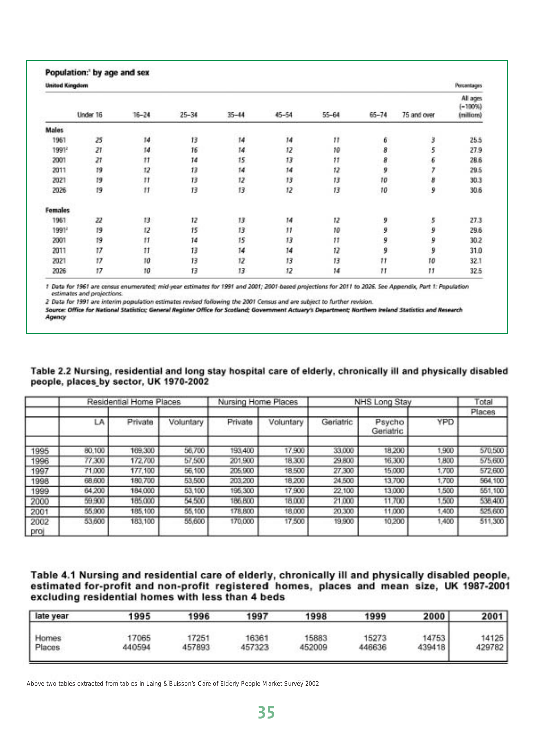**Population:[1] by age and sex**

**United Kingdom** — Percentages

| | Under 16 | 16–24 | 25–34 | 35–44 | 45–54 | 55–64 | 65–74 | 75 and over | All ages (=100%) (millions) |
|---|---|---|---|---|---|---|---|---|---|
| **Males** | | | | | | | | | |
| 1961 | 25 | 14 | 13 | 14 | 14 | 11 | 6 | 3 | 25.5 |
| 1991[2] | 21 | 14 | 16 | 14 | 12 | 10 | 8 | 5 | 27.9 |
| 2001 | 21 | 11 | 14 | 15 | 13 | 11 | 8 | 6 | 28.6 |
| 2011 | 19 | 12 | 13 | 14 | 14 | 12 | 9 | 7 | 29.5 |
| 2021 | 19 | 11 | 13 | 12 | 13 | 13 | 10 | 8 | 30.3 |
| 2026 | 19 | 11 | 13 | 13 | 12 | 13 | 10 | 9 | 30.6 |
| **Females** | | | | | | | | | |
| 1961 | 22 | 13 | 12 | 13 | 14 | 12 | 9 | 5 | 27.3 |
| 1991[2] | 19 | 12 | 15 | 13 | 11 | 10 | 9 | 9 | 29.6 |
| 2001 | 19 | 11 | 14 | 15 | 13 | 11 | 9 | 9 | 30.2 |
| 2011 | 17 | 11 | 13 | 14 | 14 | 12 | 9 | 9 | 31.0 |
| 2021 | 17 | 10 | 13 | 12 | 13 | 13 | 11 | 10 | 32.1 |
| 2026 | 17 | 10 | 13 | 13 | 12 | 14 | 11 | 11 | 32.5 |

1 Data for 1961 are census enumerated; mid-year estimates for 1991 and 2001; 2001-based projections for 2011 to 2026. See Appendix, Part 1: Population estimates and projections.
2 Data for 1991 are interim population estimates revised following the 2001 Census and are subject to further revision.
*Source: Office for National Statistics; General Register Office for Scotland; Government Actuary's Department; Northern Ireland Statistics and Research Agency*

**Table 2.2 Nursing, residential and long stay hospital care of elderly, chronically ill and physically disabled people, places by sector, UK 1970-2002**

| | Residential Home Places | | | Nursing Home Places | | NHS Long Stay | | | Total Places |
|---|---|---|---|---|---|---|---|---|---|
| | LA | Private | Voluntary | Private | Voluntary | Geriatric | Psycho Geriatric | YPD | |
| 1995 | 80,100 | 169,300 | 56,700 | 193,400 | 17,900 | 33,000 | 18,200 | 1,900 | 570,500 |
| 1996 | 77,300 | 172,700 | 57,500 | 201,900 | 18,300 | 29,800 | 16,300 | 1,800 | 575,600 |
| 1997 | 71,000 | 177,100 | 56,100 | 205,900 | 18,500 | 27,300 | 15,000 | 1,700 | 572,600 |
| 1998 | 68,600 | 180,700 | 53,500 | 203,200 | 18,200 | 24,500 | 13,700 | 1,700 | 564,100 |
| 1999 | 64,200 | 184,000 | 53,100 | 195,300 | 17,900 | 22,100 | 13,000 | 1,500 | 551,100 |
| 2000 | 59,900 | 185,000 | 54,500 | 186,800 | 18,000 | 21,000 | 11,700 | 1,500 | 538,400 |
| 2001 | 55,900 | 185,100 | 55,100 | 178,800 | 18,000 | 20,300 | 11,000 | 1,400 | 525,600 |
| 2002 proj | 53,600 | 183,100 | 55,600 | 170,000 | 17,500 | 19,900 | 10,200 | 1,400 | 511,300 |

**Table 4.1 Nursing and residential care of elderly, chronically ill and physically disabled people, estimated for-profit and non-profit registered homes, places and mean size, UK 1987-2001 excluding residential homes with less than 4 beds**

| late year | 1995 | 1996 | 1997 | 1998 | 1999 | 2000 | 2001 |
|---|---|---|---|---|---|---|---|
| Homes | 17065 | 17251 | 16361 | 15883 | 15273 | 14753 | 14125 |
| Places | 440594 | 457893 | 457323 | 452009 | 446636 | 439418 | 429782 |

Above two tables extracted from tables in Laing & Buisson's Care of Elderly People Market Survey 2002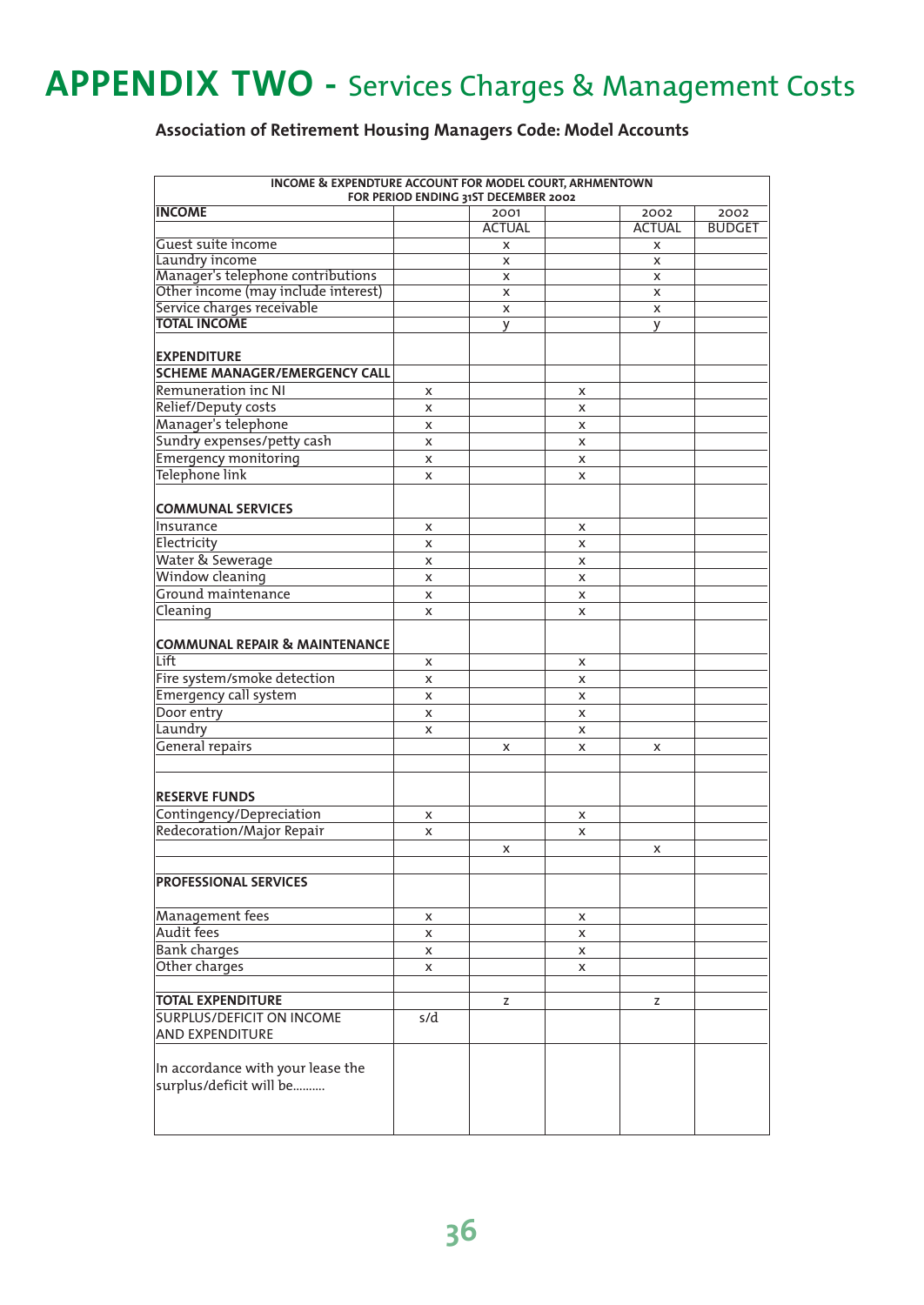# APPENDIX TWO - Services Charges & Management Costs

**Association of Retirement Housing Managers Code: Model Accounts**

| INCOME & EXPENDTURE ACCOUNT FOR MODEL COURT, ARHMENTOWN FOR PERIOD ENDING 31ST DECEMBER 2002 | | | | | |
|---|---|---|---|---|---|
| **INCOME** | | 2001 ACTUAL | | 2002 ACTUAL | 2002 BUDGET |
| Guest suite income | | x | | x | |
| Laundry income | | x | | x | |
| Manager's telephone contributions | | x | | x | |
| Other income (may include interest) | | x | | x | |
| Service charges receivable | | x | | x | |
| **TOTAL INCOME** | | y | | y | |
| **EXPENDITURE** | | | | | |
| **SCHEME MANAGER/EMERGENCY CALL** | | | | | |
| Remuneration inc NI | x | | x | | |
| Relief/Deputy costs | x | | x | | |
| Manager's telephone | x | | x | | |
| Sundry expenses/petty cash | x | | x | | |
| Emergency monitoring | x | | x | | |
| Telephone link | x | | x | | |
| **COMMUNAL SERVICES** | | | | | |
| Insurance | x | | x | | |
| Electricity | x | | x | | |
| Water & Sewerage | x | | x | | |
| Window cleaning | x | | x | | |
| Ground maintenance | x | | x | | |
| Cleaning | x | | x | | |
| **COMMUNAL REPAIR & MAINTENANCE** | | | | | |
| Lift | x | | x | | |
| Fire system/smoke detection | x | | x | | |
| Emergency call system | x | | x | | |
| Door entry | x | | x | | |
| Laundry | x | | x | | |
| General repairs | | x | x | x | |
| | | | | | |
| **RESERVE FUNDS** | | | | | |
| Contingency/Depreciation | x | | x | | |
| Redecoration/Major Repair | x | | x | | |
| | | x | | x | |
| **PROFESSIONAL SERVICES** | | | | | |
| Management fees | x | | x | | |
| Audit fees | x | | x | | |
| Bank charges | x | | x | | |
| Other charges | x | | x | | |
| **TOTAL EXPENDITURE** | | z | | z | |
| SURPLUS/DEFICIT ON INCOME AND EXPENDITURE | s/d | | | | |
| In accordance with your lease the surplus/deficit will be.......... | | | | | |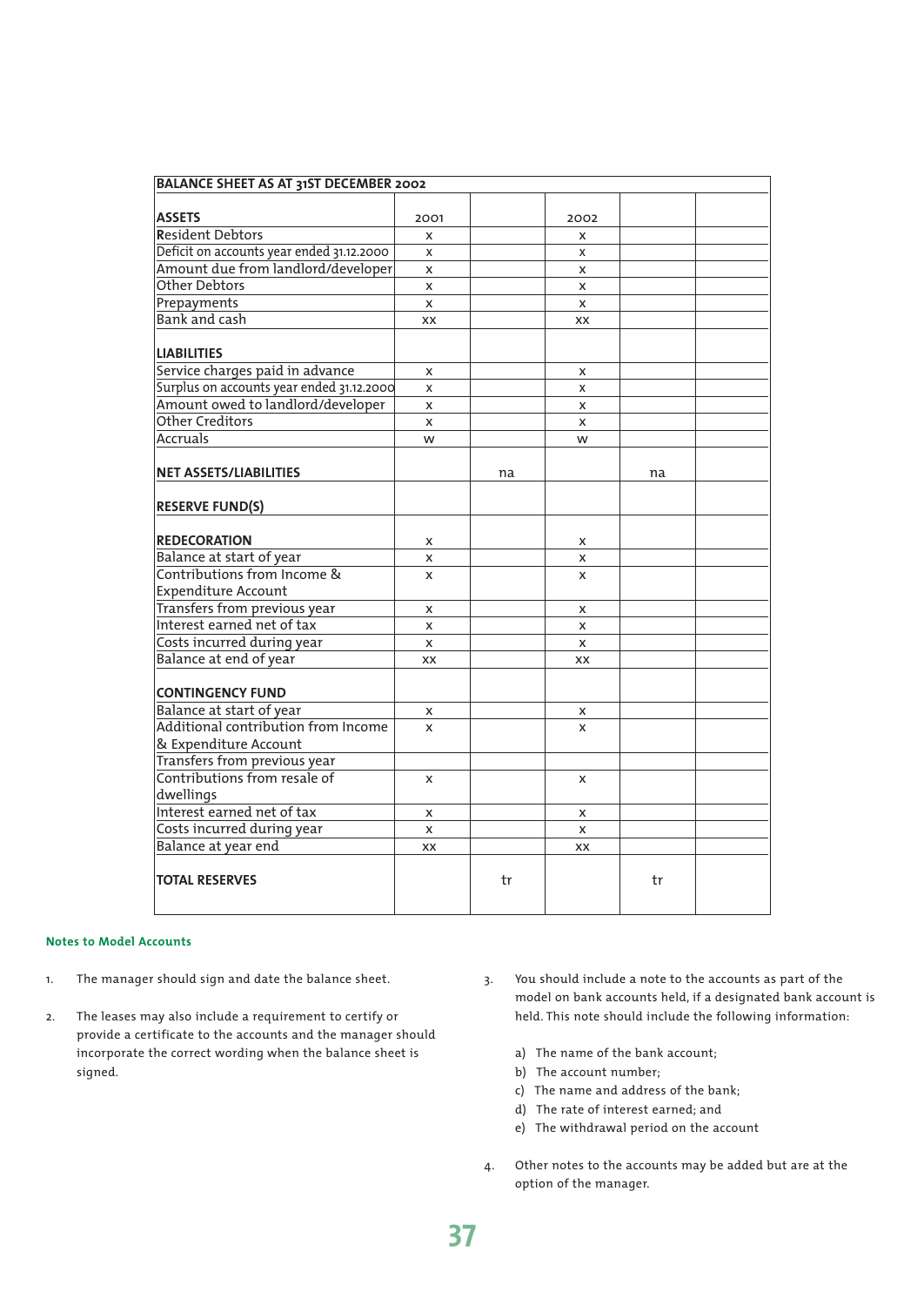| BALANCE SHEET AS AT 31ST DECEMBER 2002 | | | | | |
|---|---|---|---|---|---|
| **ASSETS** | 2001 | | 2002 | | |
| Resident Debtors | x | | x | | |
| Deficit on accounts year ended 31.12.2000 | x | | x | | |
| Amount due from landlord/developer | x | | x | | |
| Other Debtors | x | | x | | |
| Prepayments | x | | x | | |
| Bank and cash | xx | | xx | | |
| **LIABILITIES** | | | | | |
| Service charges paid in advance | x | | x | | |
| Surplus on accounts year ended 31.12.2000 | x | | x | | |
| Amount owed to landlord/developer | x | | x | | |
| Other Creditors | x | | x | | |
| Accruals | w | | w | | |
| **NET ASSETS/LIABILITIES** | | na | | na | |
| **RESERVE FUND(S)** | | | | | |
| **REDECORATION** | x | | x | | |
| Balance at start of year | x | | x | | |
| Contributions from Income & Expenditure Account | x | | x | | |
| Transfers from previous year | x | | x | | |
| Interest earned net of tax | x | | x | | |
| Costs incurred during year | x | | x | | |
| Balance at end of year | xx | | xx | | |
| **CONTINGENCY FUND** | | | | | |
| Balance at start of year | x | | x | | |
| Additional contribution from Income & Expenditure Account | x | | x | | |
| Transfers from previous year | | | | | |
| Contributions from resale of dwellings | x | | x | | |
| Interest earned net of tax | x | | x | | |
| Costs incurred during year | x | | x | | |
| Balance at year end | xx | | xx | | |
| **TOTAL RESERVES** | | tr | | tr | |

**Notes to Model Accounts**

1. The manager should sign and date the balance sheet.

2. The leases may also include a requirement to certify or provide a certificate to the accounts and the manager should incorporate the correct wording when the balance sheet is signed.

3. You should include a note to the accounts as part of the model on bank accounts held, if a designated bank account is held. This note should include the following information:

   a) The name of the bank account;
   b) The account number;
   c) The name and address of the bank;
   d) The rate of interest earned; and
   e) The withdrawal period on the account

4. Other notes to the accounts may be added but are at the option of the manager.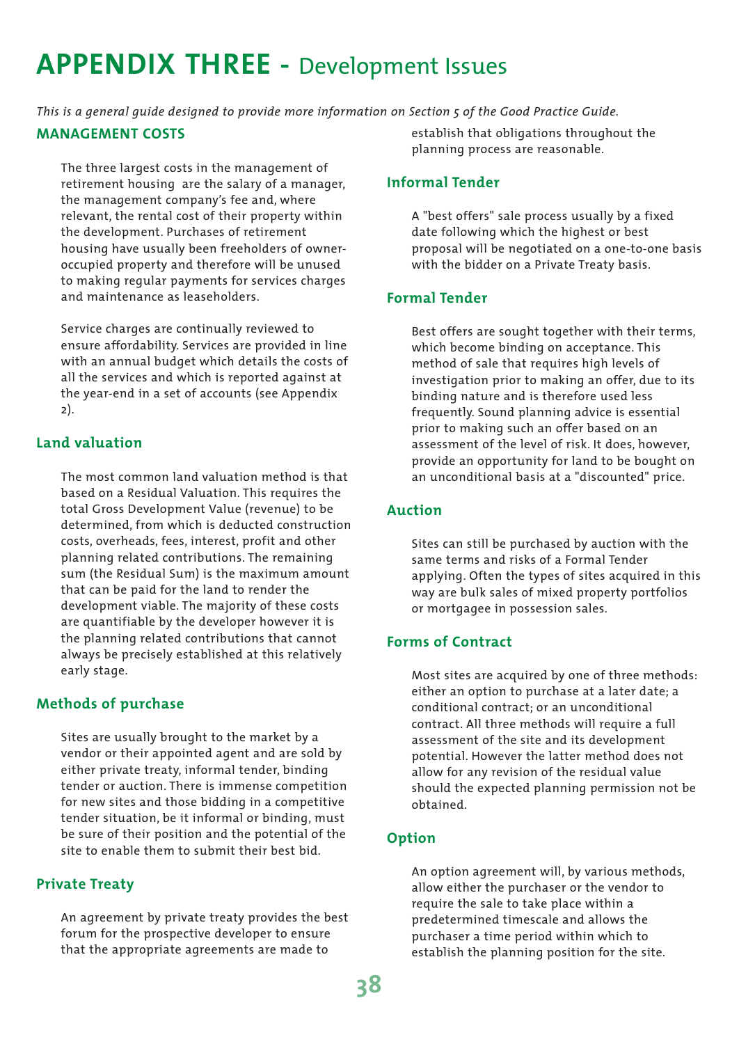# APPENDIX THREE - Development Issues

*This is a general guide designed to provide more information on Section 5 of the Good Practice Guide.*

## MANAGEMENT COSTS

The three largest costs in the management of retirement housing are the salary of a manager, the management company's fee and, where relevant, the rental cost of their property within the development. Purchases of retirement housing have usually been freeholders of owner-occupied property and therefore will be unused to making regular payments for services charges and maintenance as leaseholders.

Service charges are continually reviewed to ensure affordability. Services are provided in line with an annual budget which details the costs of all the services and which is reported against at the year-end in a set of accounts (see Appendix 2).

### Land valuation

The most common land valuation method is that based on a Residual Valuation. This requires the total Gross Development Value (revenue) to be determined, from which is deducted construction costs, overheads, fees, interest, profit and other planning related contributions. The remaining sum (the Residual Sum) is the maximum amount that can be paid for the land to render the development viable. The majority of these costs are quantifiable by the developer however it is the planning related contributions that cannot always be precisely established at this relatively early stage.

### Methods of purchase

Sites are usually brought to the market by a vendor or their appointed agent and are sold by either private treaty, informal tender, binding tender or auction. There is immense competition for new sites and those bidding in a competitive tender situation, be it informal or binding, must be sure of their position and the potential of the site to enable them to submit their best bid.

### Private Treaty

An agreement by private treaty provides the best forum for the prospective developer to ensure that the appropriate agreements are made to establish that obligations throughout the planning process are reasonable.

### Informal Tender

A "best offers" sale process usually by a fixed date following which the highest or best proposal will be negotiated on a one-to-one basis with the bidder on a Private Treaty basis.

### Formal Tender

Best offers are sought together with their terms, which become binding on acceptance. This method of sale that requires high levels of investigation prior to making an offer, due to its binding nature and is therefore used less frequently. Sound planning advice is essential prior to making such an offer based on an assessment of the level of risk. It does, however, provide an opportunity for land to be bought on an unconditional basis at a "discounted" price.

### Auction

Sites can still be purchased by auction with the same terms and risks of a Formal Tender applying. Often the types of sites acquired in this way are bulk sales of mixed property portfolios or mortgagee in possession sales.

### Forms of Contract

Most sites are acquired by one of three methods: either an option to purchase at a later date; a conditional contract; or an unconditional contract. All three methods will require a full assessment of the site and its development potential. However the latter method does not allow for any revision of the residual value should the expected planning permission not be obtained.

### Option

An option agreement will, by various methods, allow either the purchaser or the vendor to require the sale to take place within a predetermined timescale and allows the purchaser a time period within which to establish the planning position for the site.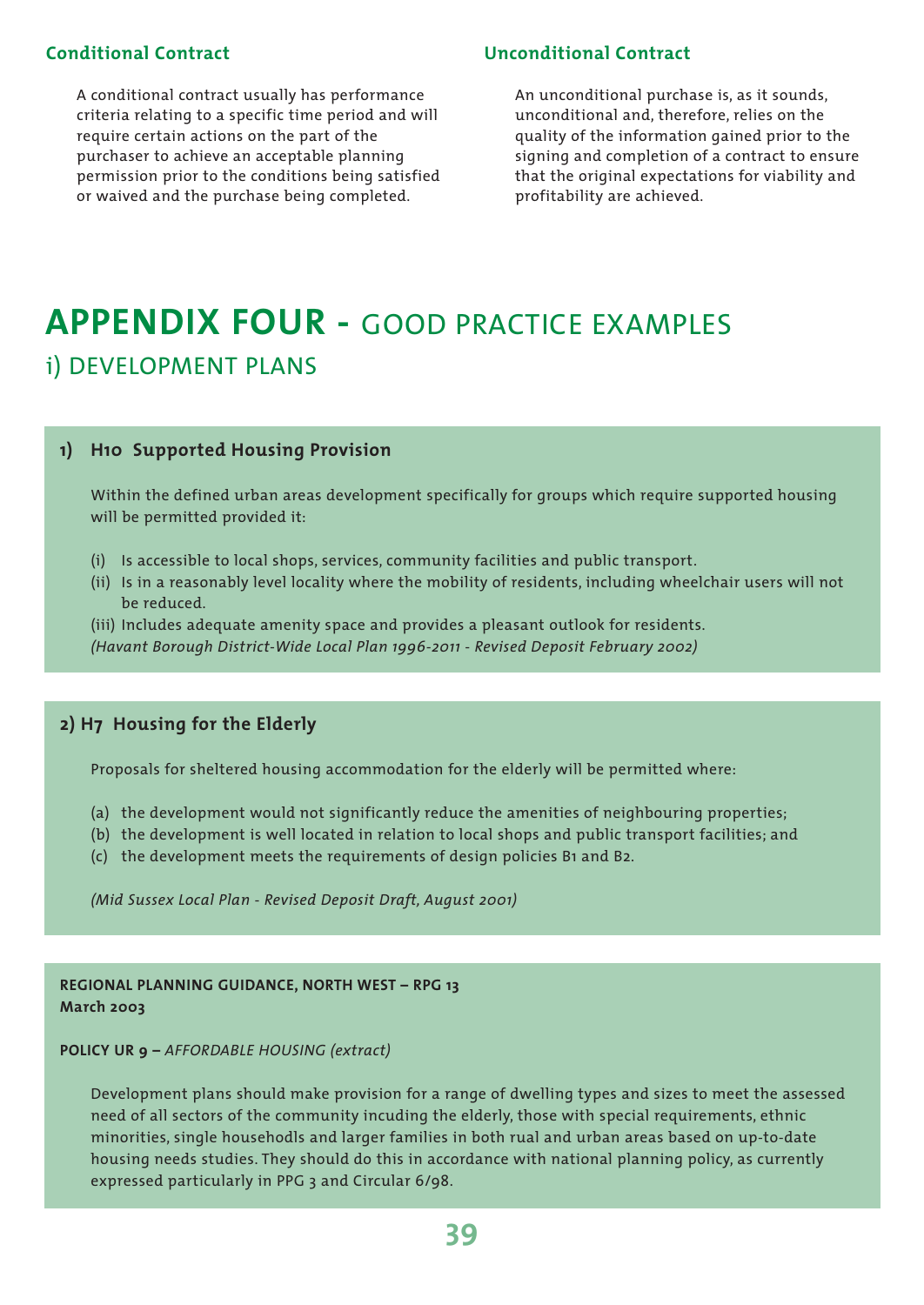### Conditional Contract

A conditional contract usually has performance criteria relating to a specific time period and will require certain actions on the part of the purchaser to achieve an acceptable planning permission prior to the conditions being satisfied or waived and the purchase being completed.

### Unconditional Contract

An unconditional purchase is, as it sounds, unconditional and, therefore, relies on the quality of the information gained prior to the signing and completion of a contract to ensure that the original expectations for viability and profitability are achieved.

# APPENDIX FOUR - GOOD PRACTICE EXAMPLES

## i) DEVELOPMENT PLANS

**1) H10 Supported Housing Provision**

Within the defined urban areas development specifically for groups which require supported housing will be permitted provided it:

(i) Is accessible to local shops, services, community facilities and public transport.
(ii) Is in a reasonably level locality where the mobility of residents, including wheelchair users will not be reduced.
(iii) Includes adequate amenity space and provides a pleasant outlook for residents.
*(Havant Borough District-Wide Local Plan 1996-2011 - Revised Deposit February 2002)*

**2) H7 Housing for the Elderly**

Proposals for sheltered housing accommodation for the elderly will be permitted where:

(a) the development would not significantly reduce the amenities of neighbouring properties;
(b) the development is well located in relation to local shops and public transport facilities; and
(c) the development meets the requirements of design policies B1 and B2.

*(Mid Sussex Local Plan - Revised Deposit Draft, August 2001)*

**REGIONAL PLANNING GUIDANCE, NORTH WEST – RPG 13**
**March 2003**

**POLICY UR 9 –** *AFFORDABLE HOUSING (extract)*

Development plans should make provision for a range of dwelling types and sizes to meet the assessed need of all sectors of the community incuding the elderly, those with special requirements, ethnic minorities, single househodls and larger families in both rual and urban areas based on up-to-date housing needs studies. They should do this in accordance with national planning policy, as currently expressed particularly in PPG 3 and Circular 6/98.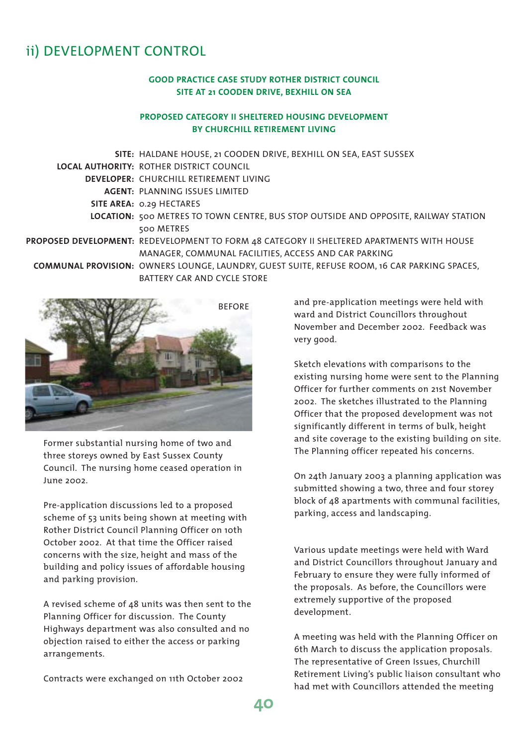## ii) DEVELOPMENT CONTROL

**GOOD PRACTICE CASE STUDY ROTHER DISTRICT COUNCIL**
**SITE AT 21 COODEN DRIVE, BEXHILL ON SEA**

**PROPOSED CATEGORY II SHELTERED HOUSING DEVELOPMENT**
**BY CHURCHILL RETIREMENT LIVING**

| | |
|---|---|
| **SITE:** | HALDANE HOUSE, 21 COODEN DRIVE, BEXHILL ON SEA, EAST SUSSEX |
| **LOCAL AUTHORITY:** | ROTHER DISTRICT COUNCIL |
| **DEVELOPER:** | CHURCHILL RETIREMENT LIVING |
| **AGENT:** | PLANNING ISSUES LIMITED |
| **SITE AREA:** | 0.29 HECTARES |
| **LOCATION:** | 500 METRES TO TOWN CENTRE, BUS STOP OUTSIDE AND OPPOSITE, RAILWAY STATION 500 METRES |
| **PROPOSED DEVELOPMENT:** | REDEVELOPMENT TO FORM 48 CATEGORY II SHELTERED APARTMENTS WITH HOUSE MANAGER, COMMUNAL FACILITIES, ACCESS AND CAR PARKING |
| **COMMUNAL PROVISION:** | OWNERS LOUNGE, LAUNDRY, GUEST SUITE, REFUSE ROOM, 16 CAR PARKING SPACES, BATTERY CAR AND CYCLE STORE |

BEFORE

Former substantial nursing home of two and three storeys owned by East Sussex County Council. The nursing home ceased operation in June 2002.

Pre-application discussions led to a proposed scheme of 53 units being shown at meeting with Rother District Council Planning Officer on 10th October 2002. At that time the Officer raised concerns with the size, height and mass of the building and policy issues of affordable housing and parking provision.

A revised scheme of 48 units was then sent to the Planning Officer for discussion. The County Highways department was also consulted and no objection raised to either the access or parking arrangements.

Contracts were exchanged on 11th October 2002 and pre-application meetings were held with ward and District Councillors throughout November and December 2002. Feedback was very good.

Sketch elevations with comparisons to the existing nursing home were sent to the Planning Officer for further comments on 21st November 2002. The sketches illustrated to the Planning Officer that the proposed development was not significantly different in terms of bulk, height and site coverage to the existing building on site. The Planning officer repeated his concerns.

On 24th January 2003 a planning application was submitted showing a two, three and four storey block of 48 apartments with communal facilities, parking, access and landscaping.

Various update meetings were held with Ward and District Councillors throughout January and February to ensure they were fully informed of the proposals. As before, the Councillors were extremely supportive of the proposed development.

A meeting was held with the Planning Officer on 6th March to discuss the application proposals. The representative of Green Issues, Churchill Retirement Living's public liaison consultant who had met with Councillors attended the meeting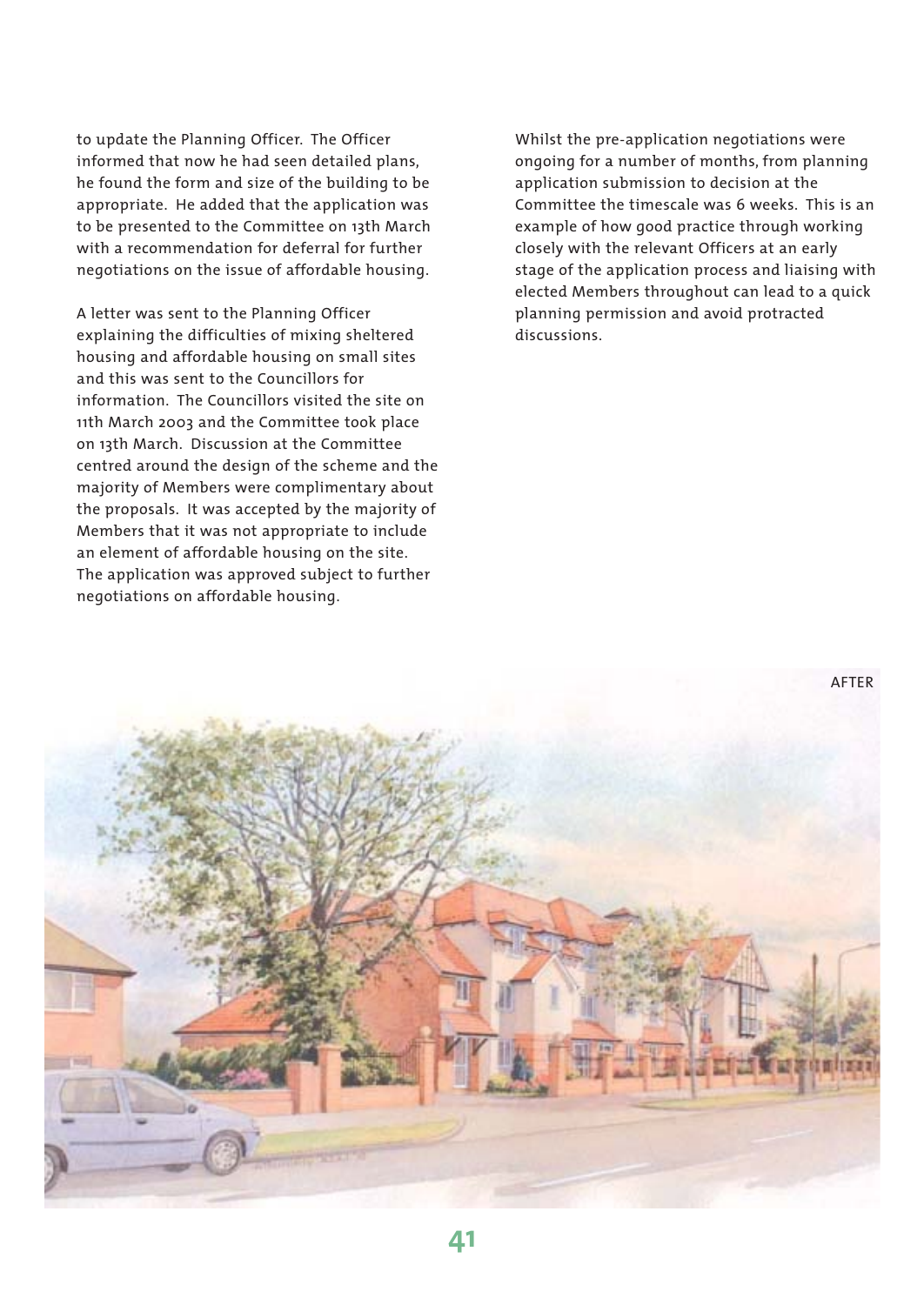to update the Planning Officer. The Officer informed that now he had seen detailed plans, he found the form and size of the building to be appropriate. He added that the application was to be presented to the Committee on 13th March with a recommendation for deferral for further negotiations on the issue of affordable housing.

A letter was sent to the Planning Officer explaining the difficulties of mixing sheltered housing and affordable housing on small sites and this was sent to the Councillors for information. The Councillors visited the site on 11th March 2003 and the Committee took place on 13th March. Discussion at the Committee centred around the design of the scheme and the majority of Members were complimentary about the proposals. It was accepted by the majority of Members that it was not appropriate to include an element of affordable housing on the site. The application was approved subject to further negotiations on affordable housing.

Whilst the pre-application negotiations were ongoing for a number of months, from planning application submission to decision at the Committee the timescale was 6 weeks. This is an example of how good practice through working closely with the relevant Officers at an early stage of the application process and liaising with elected Members throughout can lead to a quick planning permission and avoid protracted discussions.

AFTER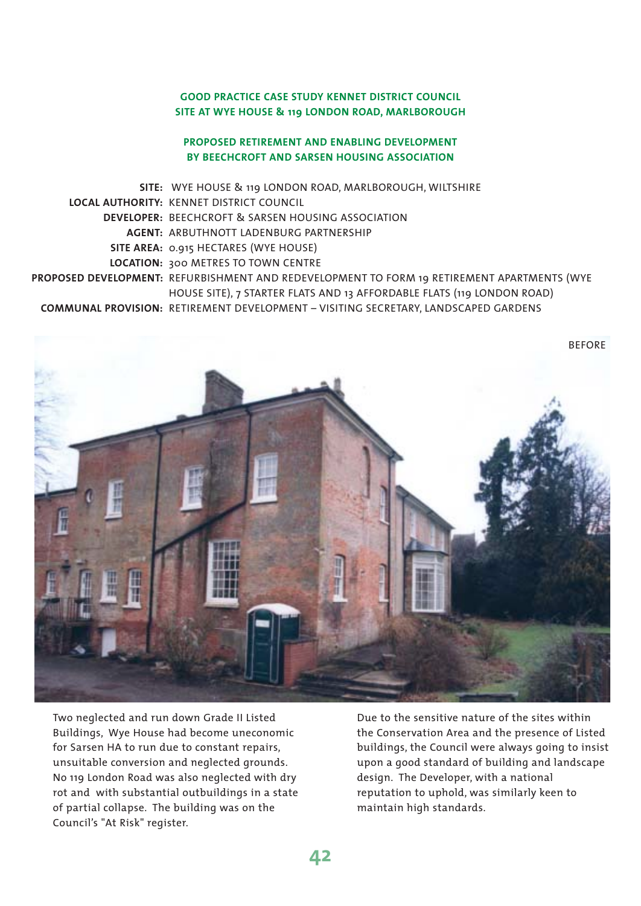## GOOD PRACTICE CASE STUDY KENNET DISTRICT COUNCIL
## SITE AT WYE HOUSE & 119 LONDON ROAD, MARLBOROUGH

### PROPOSED RETIREMENT AND ENABLING DEVELOPMENT BY BEECHCROFT AND SARSEN HOUSING ASSOCIATION

| | |
|---|---|
| **SITE:** | WYE HOUSE & 119 LONDON ROAD, MARLBOROUGH, WILTSHIRE |
| **LOCAL AUTHORITY:** | KENNET DISTRICT COUNCIL |
| **DEVELOPER:** | BEECHCROFT & SARSEN HOUSING ASSOCIATION |
| **AGENT:** | ARBUTHNOTT LADENBURG PARTNERSHIP |
| **SITE AREA:** | 0.915 HECTARES (WYE HOUSE) |
| **LOCATION:** | 300 METRES TO TOWN CENTRE |
| **PROPOSED DEVELOPMENT:** | REFURBISHMENT AND REDEVELOPMENT TO FORM 19 RETIREMENT APARTMENTS (WYE HOUSE SITE), 7 STARTER FLATS AND 13 AFFORDABLE FLATS (119 LONDON ROAD) |
| **COMMUNAL PROVISION:** | RETIREMENT DEVELOPMENT – VISITING SECRETARY, LANDSCAPED GARDENS |

BEFORE

Two neglected and run down Grade II Listed Buildings, Wye House had become uneconomic for Sarsen HA to run due to constant repairs, unsuitable conversion and neglected grounds. No 119 London Road was also neglected with dry rot and with substantial outbuildings in a state of partial collapse. The building was on the Council's "At Risk" register.

Due to the sensitive nature of the sites within the Conservation Area and the presence of Listed buildings, the Council were always going to insist upon a good standard of building and landscape design. The Developer, with a national reputation to uphold, was similarly keen to maintain high standards.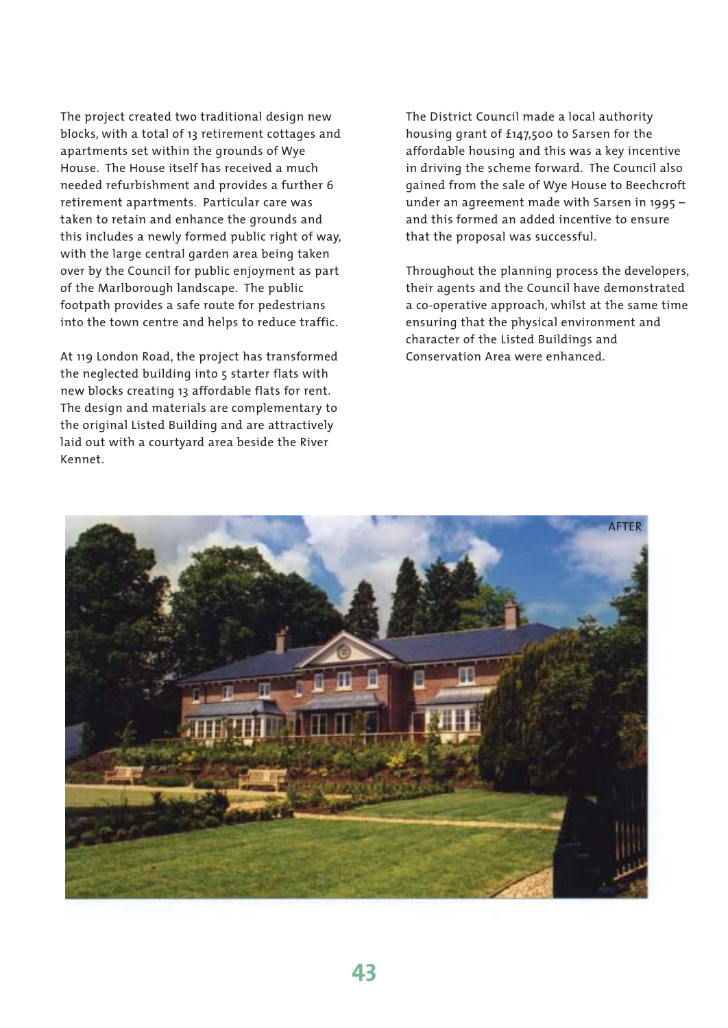The project created two traditional design new blocks, with a total of 13 retirement cottages and apartments set within the grounds of Wye House. The House itself has received a much needed refurbishment and provides a further 6 retirement apartments. Particular care was taken to retain and enhance the grounds and this includes a newly formed public right of way, with the large central garden area being taken over by the Council for public enjoyment as part of the Marlborough landscape. The public footpath provides a safe route for pedestrians into the town centre and helps to reduce traffic.

At 119 London Road, the project has transformed the neglected building into 5 starter flats with new blocks creating 13 affordable flats for rent. The design and materials are complementary to the original Listed Building and are attractively laid out with a courtyard area beside the River Kennet.

The District Council made a local authority housing grant of £147,500 to Sarsen for the affordable housing and this was a key incentive in driving the scheme forward. The Council also gained from the sale of Wye House to Beechcroft under an agreement made with Sarsen in 1995 – and this formed an added incentive to ensure that the proposal was successful.

Throughout the planning process the developers, their agents and the Council have demonstrated a co-operative approach, whilst at the same time ensuring that the physical environment and character of the Listed Buildings and Conservation Area were enhanced.

AFTER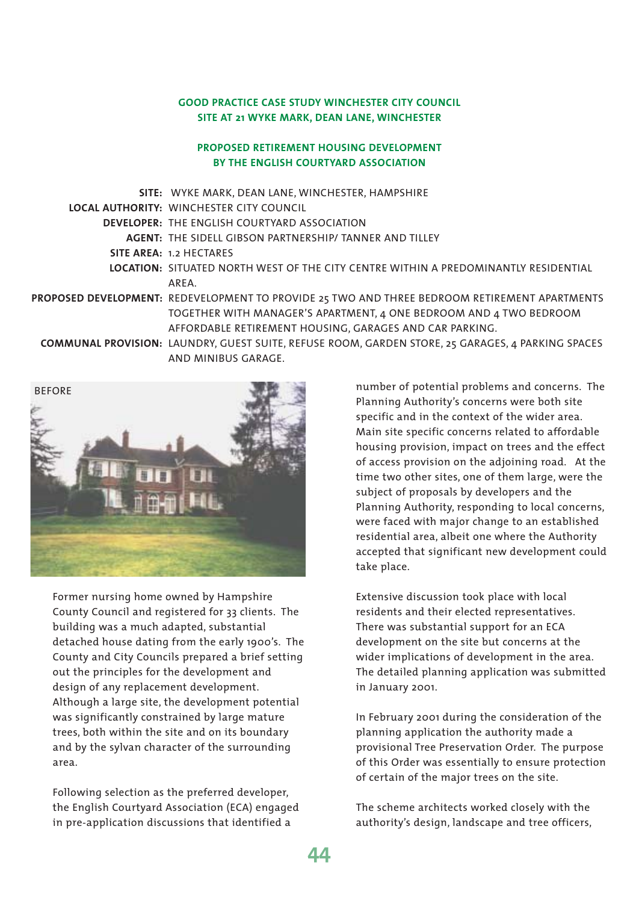## GOOD PRACTICE CASE STUDY WINCHESTER CITY COUNCIL
## SITE AT 21 WYKE MARK, DEAN LANE, WINCHESTER

### PROPOSED RETIREMENT HOUSING DEVELOPMENT BY THE ENGLISH COURTYARD ASSOCIATION

| | |
|---|---|
| **SITE:** | WYKE MARK, DEAN LANE, WINCHESTER, HAMPSHIRE |
| **LOCAL AUTHORITY:** | WINCHESTER CITY COUNCIL |
| **DEVELOPER:** | THE ENGLISH COURTYARD ASSOCIATION |
| **AGENT:** | THE SIDELL GIBSON PARTNERSHIP/ TANNER AND TILLEY |
| **SITE AREA:** | 1.2 HECTARES |
| **LOCATION:** | SITUATED NORTH WEST OF THE CITY CENTRE WITHIN A PREDOMINANTLY RESIDENTIAL AREA. |
| **PROPOSED DEVELOPMENT:** | REDEVELOPMENT TO PROVIDE 25 TWO AND THREE BEDROOM RETIREMENT APARTMENTS TOGETHER WITH MANAGER'S APARTMENT, 4 ONE BEDROOM AND 4 TWO BEDROOM AFFORDABLE RETIREMENT HOUSING, GARAGES AND CAR PARKING. |
| **COMMUNAL PROVISION:** | LAUNDRY, GUEST SUITE, REFUSE ROOM, GARDEN STORE, 25 GARAGES, 4 PARKING SPACES AND MINIBUS GARAGE. |

BEFORE

Former nursing home owned by Hampshire County Council and registered for 33 clients. The building was a much adapted, substantial detached house dating from the early 1900's. The County and City Councils prepared a brief setting out the principles for the development and design of any replacement development. Although a large site, the development potential was significantly constrained by large mature trees, both within the site and on its boundary and by the sylvan character of the surrounding area.

Following selection as the preferred developer, the English Courtyard Association (ECA) engaged in pre-application discussions that identified a number of potential problems and concerns. The Planning Authority's concerns were both site specific and in the context of the wider area. Main site specific concerns related to affordable housing provision, impact on trees and the effect of access provision on the adjoining road. At the time two other sites, one of them large, were the subject of proposals by developers and the Planning Authority, responding to local concerns, were faced with major change to an established residential area, albeit one where the Authority accepted that significant new development could take place.

Extensive discussion took place with local residents and their elected representatives. There was substantial support for an ECA development on the site but concerns at the wider implications of development in the area. The detailed planning application was submitted in January 2001.

In February 2001 during the consideration of the planning application the authority made a provisional Tree Preservation Order. The purpose of this Order was essentially to ensure protection of certain of the major trees on the site.

The scheme architects worked closely with the authority's design, landscape and tree officers,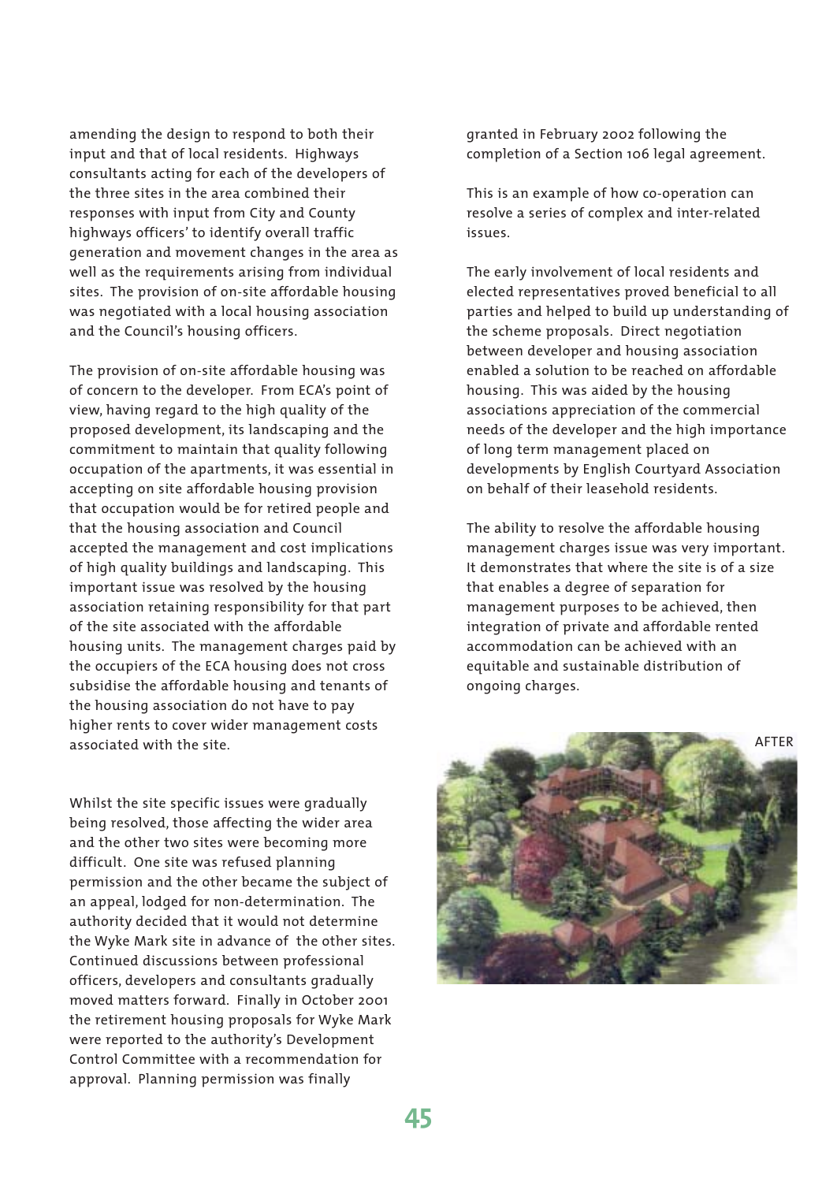amending the design to respond to both their input and that of local residents. Highways consultants acting for each of the developers of the three sites in the area combined their responses with input from City and County highways officers' to identify overall traffic generation and movement changes in the area as well as the requirements arising from individual sites. The provision of on-site affordable housing was negotiated with a local housing association and the Council's housing officers.

The provision of on-site affordable housing was of concern to the developer. From ECA's point of view, having regard to the high quality of the proposed development, its landscaping and the commitment to maintain that quality following occupation of the apartments, it was essential in accepting on site affordable housing provision that occupation would be for retired people and that the housing association and Council accepted the management and cost implications of high quality buildings and landscaping. This important issue was resolved by the housing association retaining responsibility for that part of the site associated with the affordable housing units. The management charges paid by the occupiers of the ECA housing does not cross subsidise the affordable housing and tenants of the housing association do not have to pay higher rents to cover wider management costs associated with the site.

Whilst the site specific issues were gradually being resolved, those affecting the wider area and the other two sites were becoming more difficult. One site was refused planning permission and the other became the subject of an appeal, lodged for non-determination. The authority decided that it would not determine the Wyke Mark site in advance of the other sites. Continued discussions between professional officers, developers and consultants gradually moved matters forward. Finally in October 2001 the retirement housing proposals for Wyke Mark were reported to the authority's Development Control Committee with a recommendation for approval. Planning permission was finally granted in February 2002 following the completion of a Section 106 legal agreement.

This is an example of how co-operation can resolve a series of complex and inter-related issues.

The early involvement of local residents and elected representatives proved beneficial to all parties and helped to build up understanding of the scheme proposals. Direct negotiation between developer and housing association enabled a solution to be reached on affordable housing. This was aided by the housing associations appreciation of the commercial needs of the developer and the high importance of long term management placed on developments by English Courtyard Association on behalf of their leasehold residents.

The ability to resolve the affordable housing management charges issue was very important. It demonstrates that where the site is of a size that enables a degree of separation for management purposes to be achieved, then integration of private and affordable rented accommodation can be achieved with an equitable and sustainable distribution of ongoing charges.

AFTER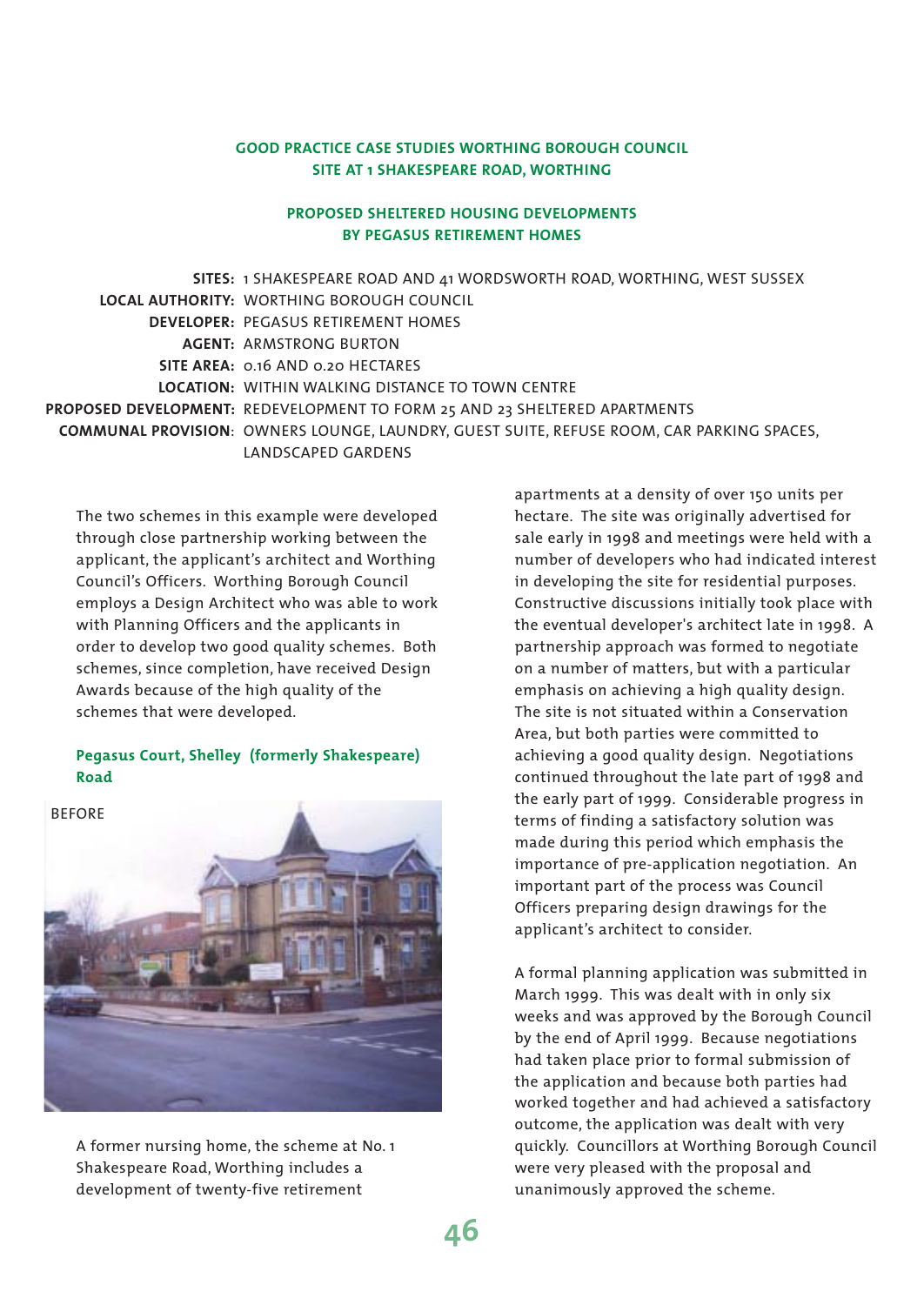## GOOD PRACTICE CASE STUDIES WORTHING BOROUGH COUNCIL
## SITE AT 1 SHAKESPEARE ROAD, WORTHING

### PROPOSED SHELTERED HOUSING DEVELOPMENTS
### BY PEGASUS RETIREMENT HOMES

**SITES:** 1 SHAKESPEARE ROAD AND 41 WORDSWORTH ROAD, WORTHING, WEST SUSSEX
**LOCAL AUTHORITY:** WORTHING BOROUGH COUNCIL
**DEVELOPER:** PEGASUS RETIREMENT HOMES
**AGENT:** ARMSTRONG BURTON
**SITE AREA:** 0.16 AND 0.20 HECTARES
**LOCATION:** WITHIN WALKING DISTANCE TO TOWN CENTRE
**PROPOSED DEVELOPMENT:** REDEVELOPMENT TO FORM 25 AND 23 SHELTERED APARTMENTS
**COMMUNAL PROVISION:** OWNERS LOUNGE, LAUNDRY, GUEST SUITE, REFUSE ROOM, CAR PARKING SPACES, LANDSCAPED GARDENS

The two schemes in this example were developed through close partnership working between the applicant, the applicant's architect and Worthing Council's Officers. Worthing Borough Council employs a Design Architect who was able to work with Planning Officers and the applicants in order to develop two good quality schemes. Both schemes, since completion, have received Design Awards because of the high quality of the schemes that were developed.

### Pegasus Court, Shelley (formerly Shakespeare) Road

BEFORE

A former nursing home, the scheme at No. 1 Shakespeare Road, Worthing includes a development of twenty-five retirement apartments at a density of over 150 units per hectare. The site was originally advertised for sale early in 1998 and meetings were held with a number of developers who had indicated interest in developing the site for residential purposes. Constructive discussions initially took place with the eventual developer's architect late in 1998. A partnership approach was formed to negotiate on a number of matters, but with a particular emphasis on achieving a high quality design. The site is not situated within a Conservation Area, but both parties were committed to achieving a good quality design. Negotiations continued throughout the late part of 1998 and the early part of 1999. Considerable progress in terms of finding a satisfactory solution was made during this period which emphasis the importance of pre-application negotiation. An important part of the process was Council Officers preparing design drawings for the applicant's architect to consider.

A formal planning application was submitted in March 1999. This was dealt with in only six weeks and was approved by the Borough Council by the end of April 1999. Because negotiations had taken place prior to formal submission of the application and because both parties had worked together and had achieved a satisfactory outcome, the application was dealt with very quickly. Councillors at Worthing Borough Council were very pleased with the proposal and unanimously approved the scheme.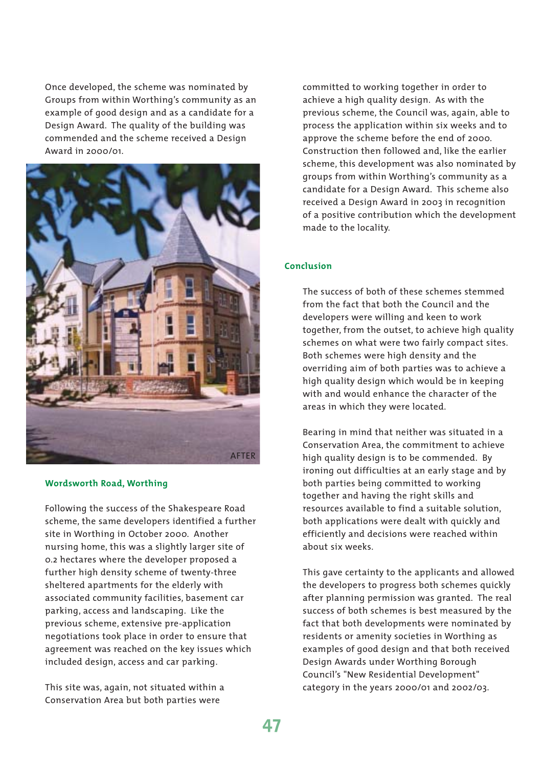Once developed, the scheme was nominated by Groups from within Worthing's community as an example of good design and as a candidate for a Design Award. The quality of the building was commended and the scheme received a Design Award in 2000/01.

AFTER

### Wordsworth Road, Worthing

Following the success of the Shakespeare Road scheme, the same developers identified a further site in Worthing in October 2000. Another nursing home, this was a slightly larger site of 0.2 hectares where the developer proposed a further high density scheme of twenty-three sheltered apartments for the elderly with associated community facilities, basement car parking, access and landscaping. Like the previous scheme, extensive pre-application negotiations took place in order to ensure that agreement was reached on the key issues which included design, access and car parking.

This site was, again, not situated within a Conservation Area but both parties were committed to working together in order to achieve a high quality design. As with the previous scheme, the Council was, again, able to process the application within six weeks and to approve the scheme before the end of 2000. Construction then followed and, like the earlier scheme, this development was also nominated by groups from within Worthing's community as a candidate for a Design Award. This scheme also received a Design Award in 2003 in recognition of a positive contribution which the development made to the locality.

### Conclusion

The success of both of these schemes stemmed from the fact that both the Council and the developers were willing and keen to work together, from the outset, to achieve high quality schemes on what were two fairly compact sites. Both schemes were high density and the overriding aim of both parties was to achieve a high quality design which would be in keeping with and would enhance the character of the areas in which they were located.

Bearing in mind that neither was situated in a Conservation Area, the commitment to achieve high quality design is to be commended. By ironing out difficulties at an early stage and by both parties being committed to working together and having the right skills and resources available to find a suitable solution, both applications were dealt with quickly and efficiently and decisions were reached within about six weeks.

This gave certainty to the applicants and allowed the developers to progress both schemes quickly after planning permission was granted. The real success of both schemes is best measured by the fact that both developments were nominated by residents or amenity societies in Worthing as examples of good design and that both received Design Awards under Worthing Borough Council's "New Residential Development" category in the years 2000/01 and 2002/03.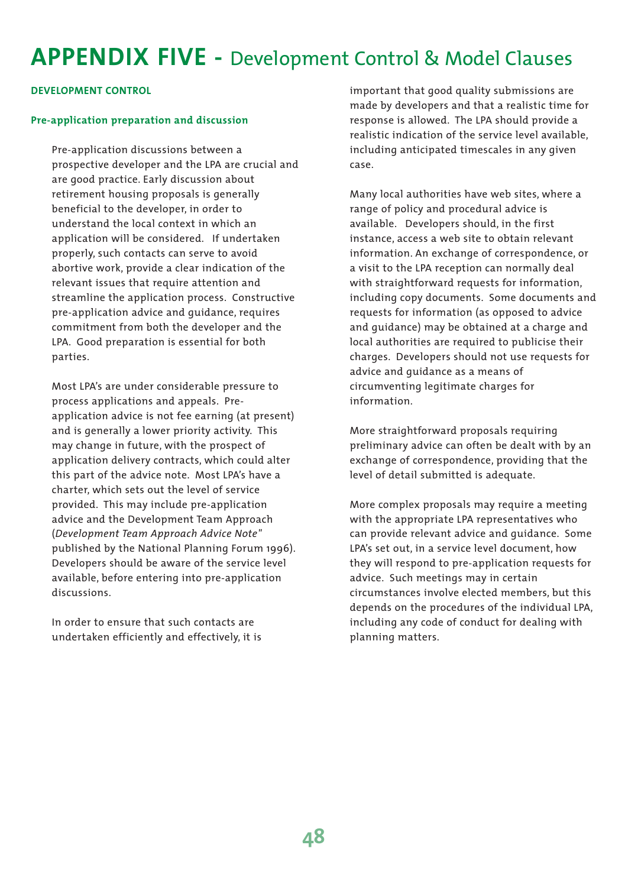# APPENDIX FIVE - Development Control & Model Clauses

## DEVELOPMENT CONTROL

### Pre-application preparation and discussion

Pre-application discussions between a prospective developer and the LPA are crucial and are good practice. Early discussion about retirement housing proposals is generally beneficial to the developer, in order to understand the local context in which an application will be considered. If undertaken properly, such contacts can serve to avoid abortive work, provide a clear indication of the relevant issues that require attention and streamline the application process. Constructive pre-application advice and guidance, requires commitment from both the developer and the LPA. Good preparation is essential for both parties.

Most LPA's are under considerable pressure to process applications and appeals. Pre-application advice is not fee earning (at present) and is generally a lower priority activity. This may change in future, with the prospect of application delivery contracts, which could alter this part of the advice note. Most LPA's have a charter, which sets out the level of service provided. This may include pre-application advice and the Development Team Approach (*Development Team Approach Advice Note*" published by the National Planning Forum 1996). Developers should be aware of the service level available, before entering into pre-application discussions.

In order to ensure that such contacts are undertaken efficiently and effectively, it is important that good quality submissions are made by developers and that a realistic time for response is allowed. The LPA should provide a realistic indication of the service level available, including anticipated timescales in any given case.

Many local authorities have web sites, where a range of policy and procedural advice is available. Developers should, in the first instance, access a web site to obtain relevant information. An exchange of correspondence, or a visit to the LPA reception can normally deal with straightforward requests for information, including copy documents. Some documents and requests for information (as opposed to advice and guidance) may be obtained at a charge and local authorities are required to publicise their charges. Developers should not use requests for advice and guidance as a means of circumventing legitimate charges for information.

More straightforward proposals requiring preliminary advice can often be dealt with by an exchange of correspondence, providing that the level of detail submitted is adequate.

More complex proposals may require a meeting with the appropriate LPA representatives who can provide relevant advice and guidance. Some LPA's set out, in a service level document, how they will respond to pre-application requests for advice. Such meetings may in certain circumstances involve elected members, but this depends on the procedures of the individual LPA, including any code of conduct for dealing with planning matters.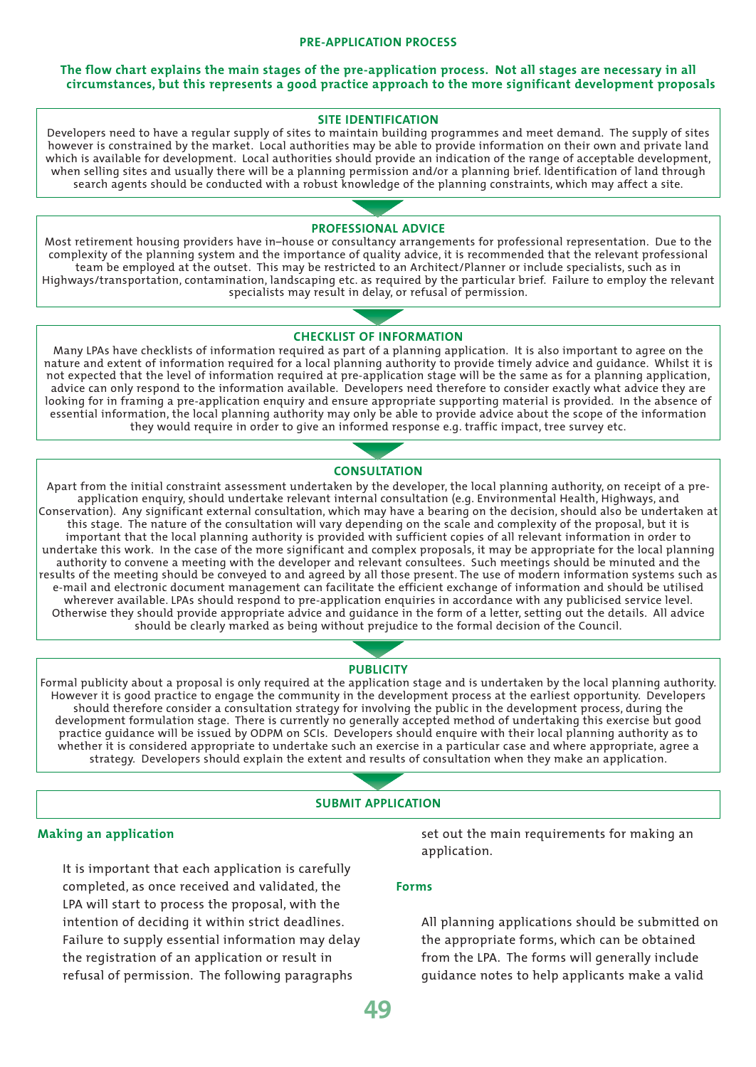## PRE-APPLICATION PROCESS

**The flow chart explains the main stages of the pre-application process. Not all stages are necessary in all circumstances, but this represents a good practice approach to the more significant development proposals**

### SITE IDENTIFICATION

Developers need to have a regular supply of sites to maintain building programmes and meet demand. The supply of sites however is constrained by the market. Local authorities may be able to provide information on their own and private land which is available for development. Local authorities should provide an indication of the range of acceptable development, when selling sites and usually there will be a planning permission and/or a planning brief. Identification of land through search agents should be conducted with a robust knowledge of the planning constraints, which may affect a site.

### PROFESSIONAL ADVICE

Most retirement housing providers have in–house or consultancy arrangements for professional representation. Due to the complexity of the planning system and the importance of quality advice, it is recommended that the relevant professional team be employed at the outset. This may be restricted to an Architect/Planner or include specialists, such as in Highways/transportation, contamination, landscaping etc. as required by the particular brief. Failure to employ the relevant specialists may result in delay, or refusal of permission.

### CHECKLIST OF INFORMATION

Many LPAs have checklists of information required as part of a planning application. It is also important to agree on the nature and extent of information required for a local planning authority to provide timely advice and guidance. Whilst it is not expected that the level of information required at pre-application stage will be the same as for a planning application, advice can only respond to the information available. Developers need therefore to consider exactly what advice they are looking for in framing a pre-application enquiry and ensure appropriate supporting material is provided. In the absence of essential information, the local planning authority may only be able to provide advice about the scope of the information they would require in order to give an informed response e.g. traffic impact, tree survey etc.

### CONSULTATION

Apart from the initial constraint assessment undertaken by the developer, the local planning authority, on receipt of a pre-application enquiry, should undertake relevant internal consultation (e.g. Environmental Health, Highways, and Conservation). Any significant external consultation, which may have a bearing on the decision, should also be undertaken at this stage. The nature of the consultation will vary depending on the scale and complexity of the proposal, but it is important that the local planning authority is provided with sufficient copies of all relevant information in order to undertake this work. In the case of the more significant and complex proposals, it may be appropriate for the local planning authority to convene a meeting with the developer and relevant consultees. Such meetings should be minuted and the results of the meeting should be conveyed to and agreed by all those present. The use of modern information systems such as e-mail and electronic document management can facilitate the efficient exchange of information and should be utilised wherever available. LPAs should respond to pre-application enquiries in accordance with any publicised service level. Otherwise they should provide appropriate advice and guidance in the form of a letter, setting out the details. All advice should be clearly marked as being without prejudice to the formal decision of the Council.

### PUBLICITY

Formal publicity about a proposal is only required at the application stage and is undertaken by the local planning authority. However it is good practice to engage the community in the development process at the earliest opportunity. Developers should therefore consider a consultation strategy for involving the public in the development process, during the development formulation stage. There is currently no generally accepted method of undertaking this exercise but good practice guidance will be issued by ODPM on SCIs. Developers should enquire with their local planning authority as to whether it is considered appropriate to undertake such an exercise in a particular case and where appropriate, agree a strategy. Developers should explain the extent and results of consultation when they make an application.

### SUBMIT APPLICATION

### Making an application

It is important that each application is carefully completed, as once received and validated, the LPA will start to process the proposal, with the intention of deciding it within strict deadlines. Failure to supply essential information may delay the registration of an application or result in refusal of permission. The following paragraphs set out the main requirements for making an application.

#### Forms

All planning applications should be submitted on the appropriate forms, which can be obtained from the LPA. The forms will generally include guidance notes to help applicants make a valid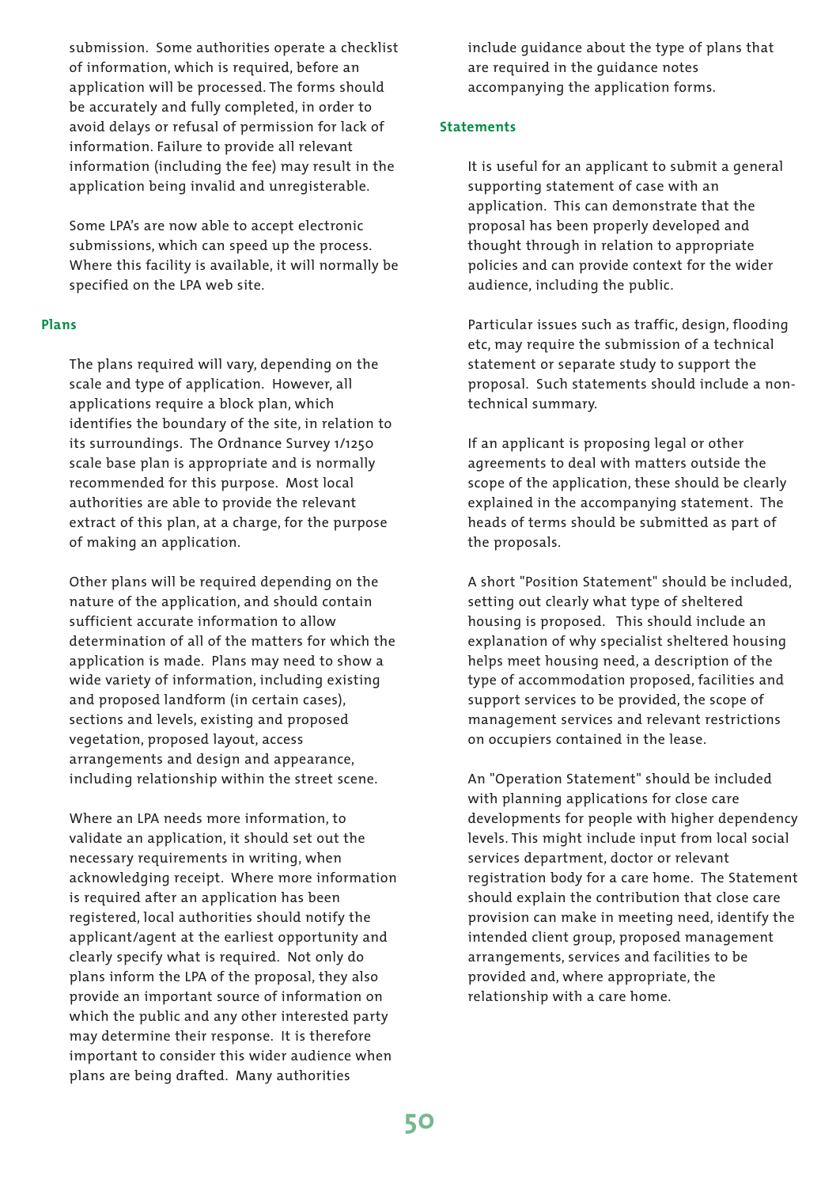submission. Some authorities operate a checklist of information, which is required, before an application will be processed. The forms should be accurately and fully completed, in order to avoid delays or refusal of permission for lack of information. Failure to provide all relevant information (including the fee) may result in the application being invalid and unregisterable.

Some LPA's are now able to accept electronic submissions, which can speed up the process. Where this facility is available, it will normally be specified on the LPA web site.

### Plans

The plans required will vary, depending on the scale and type of application. However, all applications require a block plan, which identifies the boundary of the site, in relation to its surroundings. The Ordnance Survey 1/1250 scale base plan is appropriate and is normally recommended for this purpose. Most local authorities are able to provide the relevant extract of this plan, at a charge, for the purpose of making an application.

Other plans will be required depending on the nature of the application, and should contain sufficient accurate information to allow determination of all of the matters for which the application is made. Plans may need to show a wide variety of information, including existing and proposed landform (in certain cases), sections and levels, existing and proposed vegetation, proposed layout, access arrangements and design and appearance, including relationship within the street scene.

Where an LPA needs more information, to validate an application, it should set out the necessary requirements in writing, when acknowledging receipt. Where more information is required after an application has been registered, local authorities should notify the applicant/agent at the earliest opportunity and clearly specify what is required. Not only do plans inform the LPA of the proposal, they also provide an important source of information on which the public and any other interested party may determine their response. It is therefore important to consider this wider audience when plans are being drafted. Many authorities include guidance about the type of plans that are required in the guidance notes accompanying the application forms.

### Statements

It is useful for an applicant to submit a general supporting statement of case with an application. This can demonstrate that the proposal has been properly developed and thought through in relation to appropriate policies and can provide context for the wider audience, including the public.

Particular issues such as traffic, design, flooding etc, may require the submission of a technical statement or separate study to support the proposal. Such statements should include a non-technical summary.

If an applicant is proposing legal or other agreements to deal with matters outside the scope of the application, these should be clearly explained in the accompanying statement. The heads of terms should be submitted as part of the proposals.

A short "Position Statement" should be included, setting out clearly what type of sheltered housing is proposed. This should include an explanation of why specialist sheltered housing helps meet housing need, a description of the type of accommodation proposed, facilities and support services to be provided, the scope of management services and relevant restrictions on occupiers contained in the lease.

An "Operation Statement" should be included with planning applications for close care developments for people with higher dependency levels. This might include input from local social services department, doctor or relevant registration body for a care home. The Statement should explain the contribution that close care provision can make in meeting need, identify the intended client group, proposed management arrangements, services and facilities to be provided and, where appropriate, the relationship with a care home.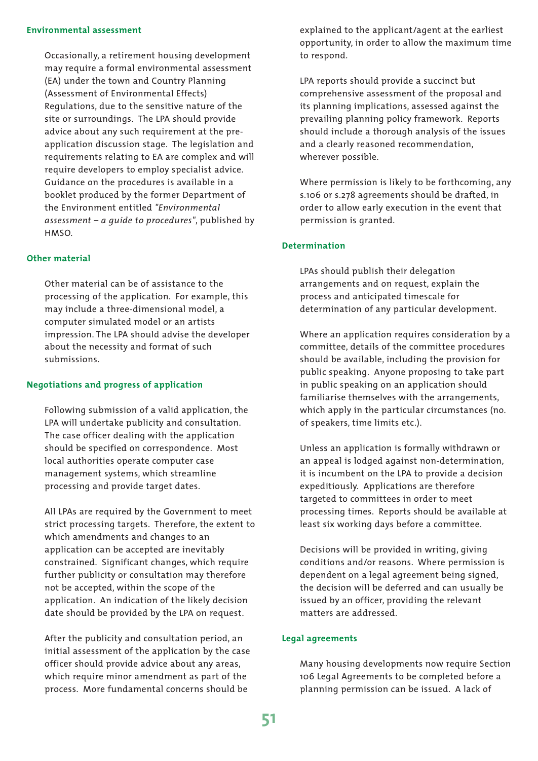### Environmental assessment

Occasionally, a retirement housing development may require a formal environmental assessment (EA) under the town and Country Planning (Assessment of Environmental Effects) Regulations, due to the sensitive nature of the site or surroundings. The LPA should provide advice about any such requirement at the pre-application discussion stage. The legislation and requirements relating to EA are complex and will require developers to employ specialist advice. Guidance on the procedures is available in a booklet produced by the former Department of the Environment entitled *"Environmental assessment – a guide to procedures"*, published by HMSO.

### Other material

Other material can be of assistance to the processing of the application. For example, this may include a three-dimensional model, a computer simulated model or an artists impression. The LPA should advise the developer about the necessity and format of such submissions.

### Negotiations and progress of application

Following submission of a valid application, the LPA will undertake publicity and consultation. The case officer dealing with the application should be specified on correspondence. Most local authorities operate computer case management systems, which streamline processing and provide target dates.

All LPAs are required by the Government to meet strict processing targets. Therefore, the extent to which amendments and changes to an application can be accepted are inevitably constrained. Significant changes, which require further publicity or consultation may therefore not be accepted, within the scope of the application. An indication of the likely decision date should be provided by the LPA on request.

After the publicity and consultation period, an initial assessment of the application by the case officer should provide advice about any areas, which require minor amendment as part of the process. More fundamental concerns should be explained to the applicant/agent at the earliest opportunity, in order to allow the maximum time to respond.

LPA reports should provide a succinct but comprehensive assessment of the proposal and its planning implications, assessed against the prevailing planning policy framework. Reports should include a thorough analysis of the issues and a clearly reasoned recommendation, wherever possible.

Where permission is likely to be forthcoming, any s.106 or s.278 agreements should be drafted, in order to allow early execution in the event that permission is granted.

### Determination

LPAs should publish their delegation arrangements and on request, explain the process and anticipated timescale for determination of any particular development.

Where an application requires consideration by a committee, details of the committee procedures should be available, including the provision for public speaking. Anyone proposing to take part in public speaking on an application should familiarise themselves with the arrangements, which apply in the particular circumstances (no. of speakers, time limits etc.).

Unless an application is formally withdrawn or an appeal is lodged against non-determination, it is incumbent on the LPA to provide a decision expeditiously. Applications are therefore targeted to committees in order to meet processing times. Reports should be available at least six working days before a committee.

Decisions will be provided in writing, giving conditions and/or reasons. Where permission is dependent on a legal agreement being signed, the decision will be deferred and can usually be issued by an officer, providing the relevant matters are addressed.

### Legal agreements

Many housing developments now require Section 106 Legal Agreements to be completed before a planning permission can be issued. A lack of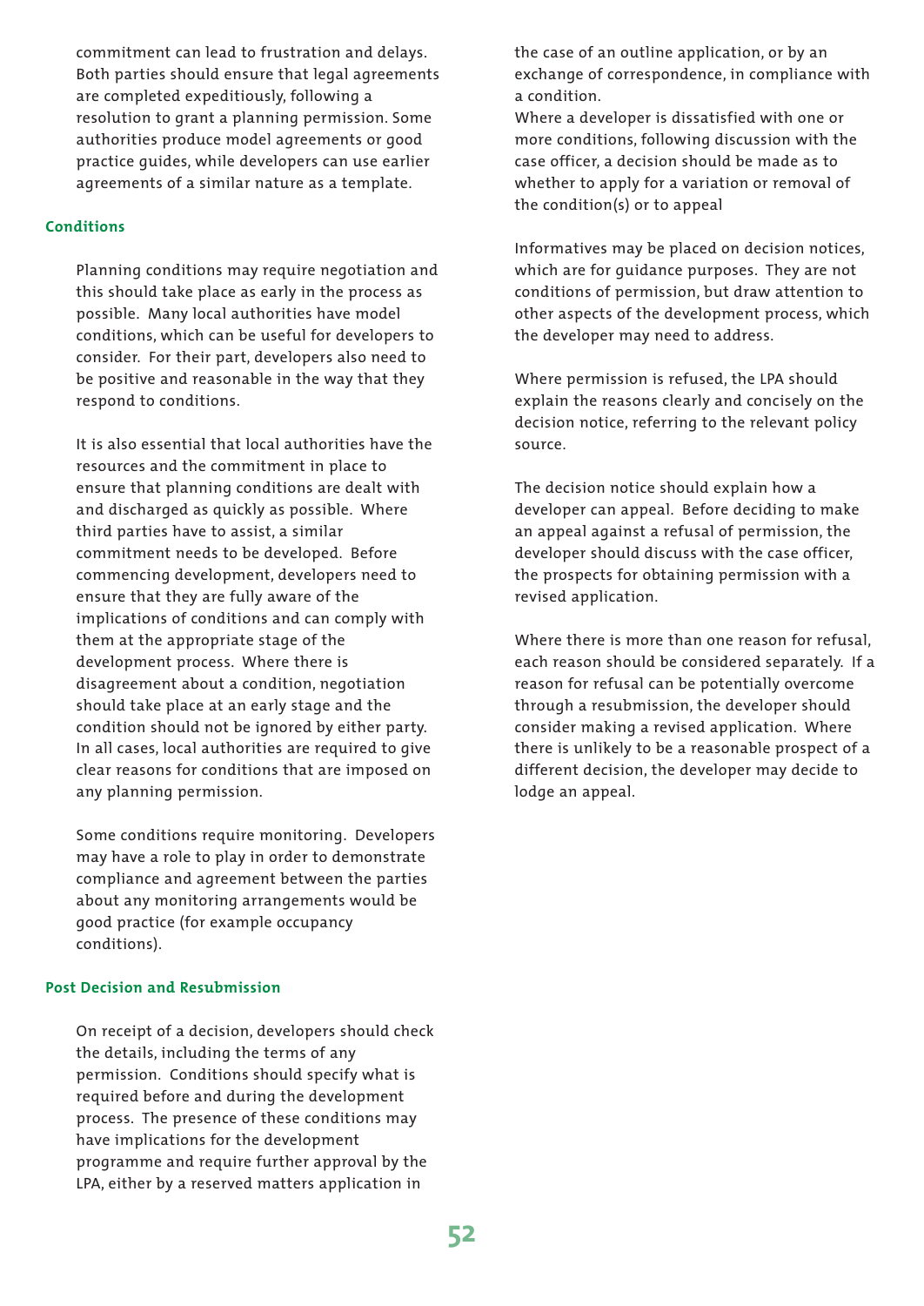commitment can lead to frustration and delays. Both parties should ensure that legal agreements are completed expeditiously, following a resolution to grant a planning permission. Some authorities produce model agreements or good practice guides, while developers can use earlier agreements of a similar nature as a template.

### Conditions

Planning conditions may require negotiation and this should take place as early in the process as possible. Many local authorities have model conditions, which can be useful for developers to consider. For their part, developers also need to be positive and reasonable in the way that they respond to conditions.

It is also essential that local authorities have the resources and the commitment in place to ensure that planning conditions are dealt with and discharged as quickly as possible. Where third parties have to assist, a similar commitment needs to be developed. Before commencing development, developers need to ensure that they are fully aware of the implications of conditions and can comply with them at the appropriate stage of the development process. Where there is disagreement about a condition, negotiation should take place at an early stage and the condition should not be ignored by either party. In all cases, local authorities are required to give clear reasons for conditions that are imposed on any planning permission.

Some conditions require monitoring. Developers may have a role to play in order to demonstrate compliance and agreement between the parties about any monitoring arrangements would be good practice (for example occupancy conditions).

### Post Decision and Resubmission

On receipt of a decision, developers should check the details, including the terms of any permission. Conditions should specify what is required before and during the development process. The presence of these conditions may have implications for the development programme and require further approval by the LPA, either by a reserved matters application in the case of an outline application, or by an exchange of correspondence, in compliance with a condition.
Where a developer is dissatisfied with one or more conditions, following discussion with the case officer, a decision should be made as to whether to apply for a variation or removal of the condition(s) or to appeal

Informatives may be placed on decision notices, which are for guidance purposes. They are not conditions of permission, but draw attention to other aspects of the development process, which the developer may need to address.

Where permission is refused, the LPA should explain the reasons clearly and concisely on the decision notice, referring to the relevant policy source.

The decision notice should explain how a developer can appeal. Before deciding to make an appeal against a refusal of permission, the developer should discuss with the case officer, the prospects for obtaining permission with a revised application.

Where there is more than one reason for refusal, each reason should be considered separately. If a reason for refusal can be potentially overcome through a resubmission, the developer should consider making a revised application. Where there is unlikely to be a reasonable prospect of a different decision, the developer may decide to lodge an appeal.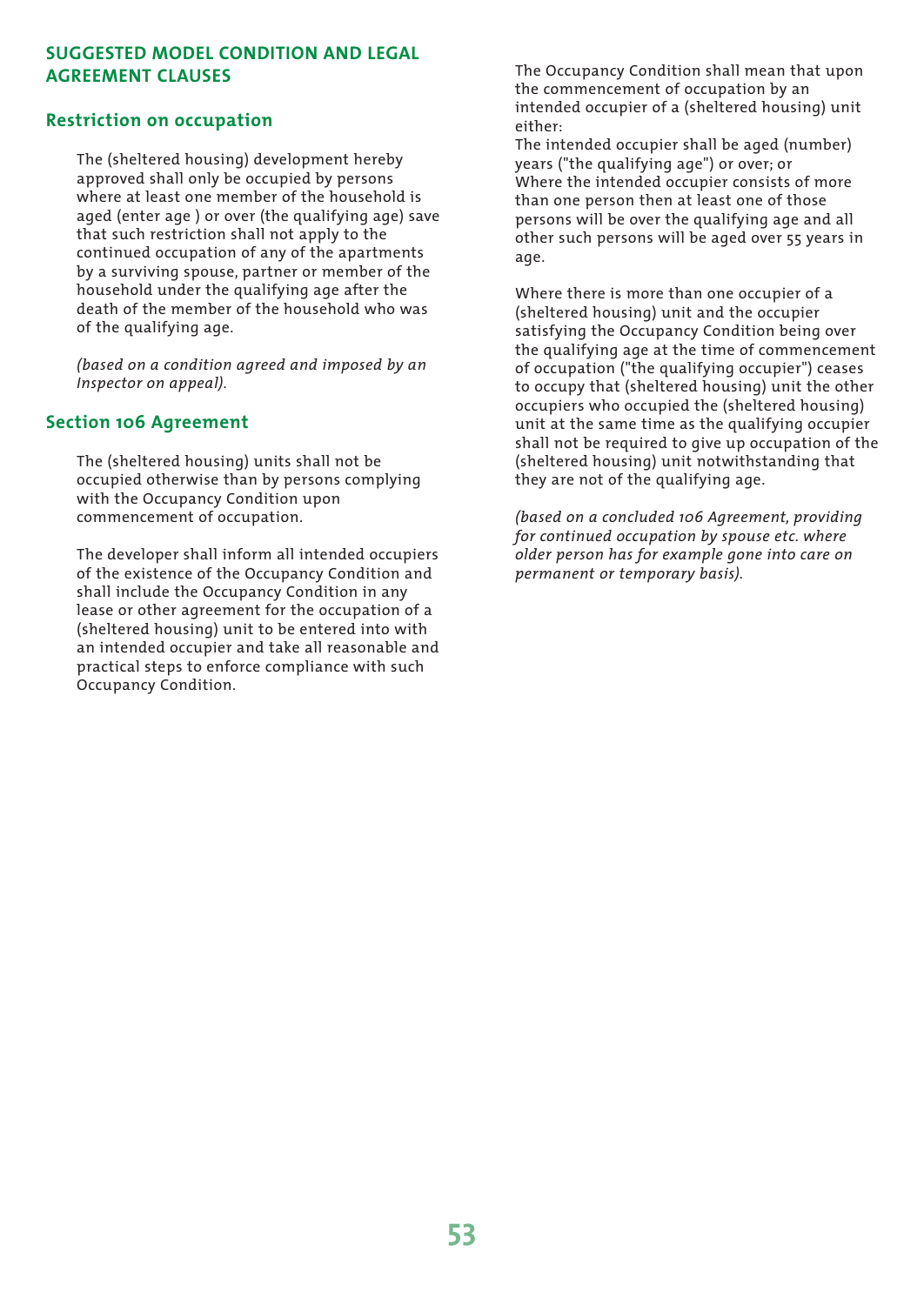## SUGGESTED MODEL CONDITION AND LEGAL AGREEMENT CLAUSES

### Restriction on occupation

The (sheltered housing) development hereby approved shall only be occupied by persons where at least one member of the household is aged (enter age ) or over (the qualifying age) save that such restriction shall not apply to the continued occupation of any of the apartments by a surviving spouse, partner or member of the household under the qualifying age after the death of the member of the household who was of the qualifying age.

*(based on a condition agreed and imposed by an Inspector on appeal).*

### Section 106 Agreement

The (sheltered housing) units shall not be occupied otherwise than by persons complying with the Occupancy Condition upon commencement of occupation.

The developer shall inform all intended occupiers of the existence of the Occupancy Condition and shall include the Occupancy Condition in any lease or other agreement for the occupation of a (sheltered housing) unit to be entered into with an intended occupier and take all reasonable and practical steps to enforce compliance with such Occupancy Condition.

The Occupancy Condition shall mean that upon the commencement of occupation by an intended occupier of a (sheltered housing) unit either:
The intended occupier shall be aged (number) years ("the qualifying age") or over; or
Where the intended occupier consists of more than one person then at least one of those persons will be over the qualifying age and all other such persons will be aged over 55 years in age.

Where there is more than one occupier of a (sheltered housing) unit and the occupier satisfying the Occupancy Condition being over the qualifying age at the time of commencement of occupation ("the qualifying occupier") ceases to occupy that (sheltered housing) unit the other occupiers who occupied the (sheltered housing) unit at the same time as the qualifying occupier shall not be required to give up occupation of the (sheltered housing) unit notwithstanding that they are not of the qualifying age.

*(based on a concluded 106 Agreement, providing for continued occupation by spouse etc. where older person has for example gone into care on permanent or temporary basis).*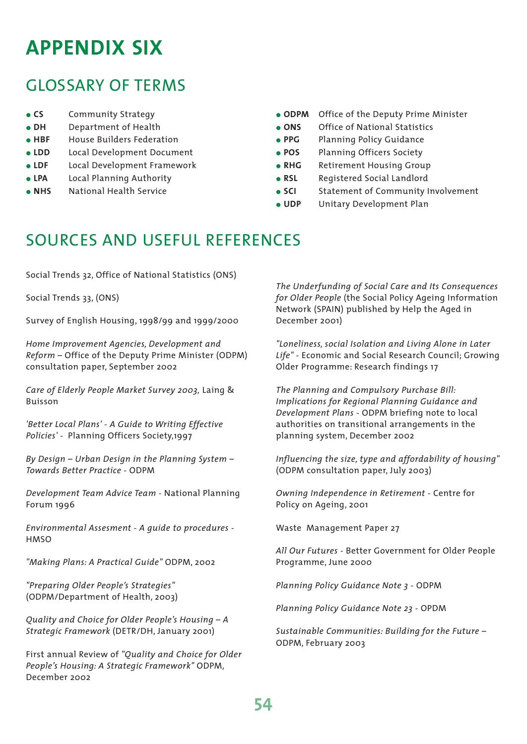# APPENDIX SIX

## GLOSSARY OF TERMS

- **CS** Community Strategy
- **DH** Department of Health
- **HBF** House Builders Federation
- **LDD** Local Development Document
- **LDF** Local Development Framework
- **LPA** Local Planning Authority
- **NHS** National Health Service
- **ODPM** Office of the Deputy Prime Minister
- **ONS** Office of National Statistics
- **PPG** Planning Policy Guidance
- **POS** Planning Officers Society
- **RHG** Retirement Housing Group
- **RSL** Registered Social Landlord
- **SCI** Statement of Community Involvement
- **UDP** Unitary Development Plan

## SOURCES AND USEFUL REFERENCES

Social Trends 32, Office of National Statistics (ONS)

Social Trends 33, (ONS)

Survey of English Housing, 1998/99 and 1999/2000

*Home Improvement Agencies, Development and Reform* – Office of the Deputy Prime Minister (ODPM) consultation paper, September 2002

*Care of Elderly People Market Survey 2003,* Laing & Buisson

*'Better Local Plans' - A Guide to Writing Effective Policies'* - Planning Officers Society,1997

*By Design – Urban Design in the Planning System – Towards Better Practice* - ODPM

*Development Team Advice Team* - National Planning Forum 1996

*Environmental Assesment - A guide to procedures* - HMSO

*"Making Plans: A Practical Guide"* ODPM, 2002

*"Preparing Older People's Strategies"* (ODPM/Department of Health, 2003)

*Quality and Choice for Older People's Housing – A Strategic Framework* (DETR/DH, January 2001)

First annual Review of *"Quality and Choice for Older People's Housing: A Strategic Framework"* ODPM, December 2002

*The Underfunding of Social Care and Its Consequences for Older People* (the Social Policy Ageing Information Network (SPAIN) published by Help the Aged in December 2001)

*"Loneliness, social Isolation and Living Alone in Later Life"* - Economic and Social Research Council; Growing Older Programme: Research findings 17

*The Planning and Compulsory Purchase Bill: Implications for Regional Planning Guidance and Development Plans* - ODPM briefing note to local authorities on transitional arrangements in the planning system, December 2002

*Influencing the size, type and affordability of housing"* (ODPM consultation paper, July 2003)

*Owning Independence in Retirement* - Centre for Policy on Ageing, 2001

Waste Management Paper 27

*All Our Futures* - Better Government for Older People Programme, June 2000

*Planning Policy Guidance Note 3* - ODPM

*Planning Policy Guidance Note 23* - OPDM

*Sustainable Communities: Building for the Future* – ODPM, February 2003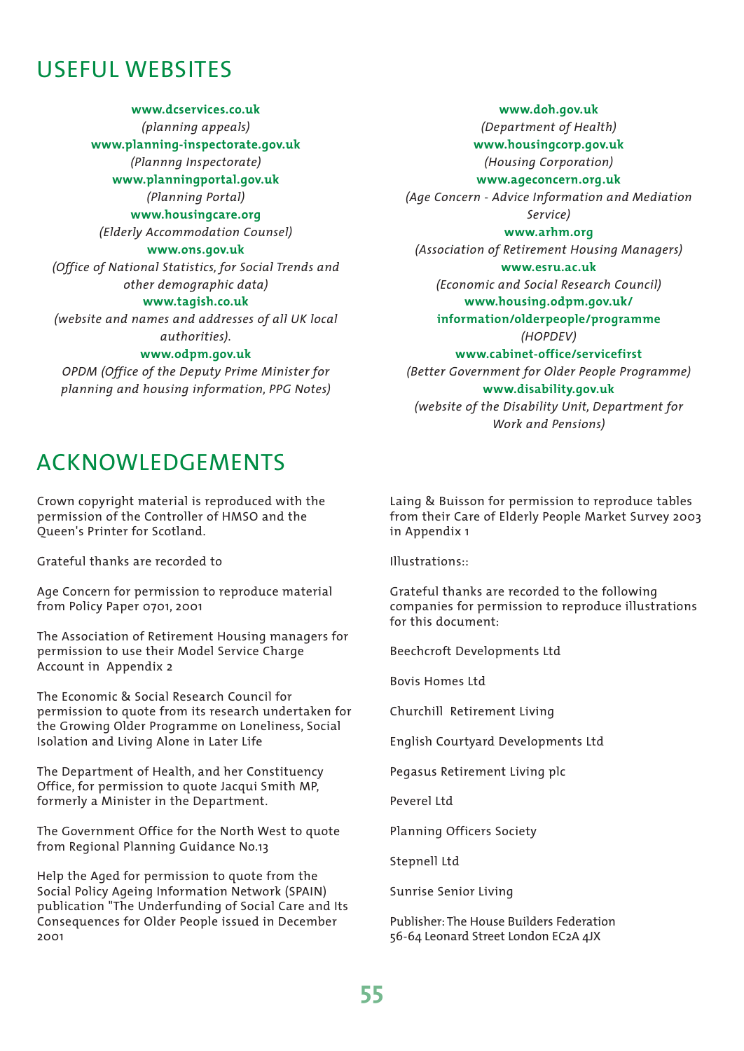## USEFUL WEBSITES

**www.dcservices.co.uk**
*(planning appeals)*
**www.planning-inspectorate.gov.uk**
*(Plannng Inspectorate)*
**www.planningportal.gov.uk**
*(Planning Portal)*
**www.housingcare.org**
*(Elderly Accommodation Counsel)*
**www.ons.gov.uk**
*(Office of National Statistics, for Social Trends and other demographic data)*
**www.tagish.co.uk**
*(website and names and addresses of all UK local authorities).*
**www.odpm.gov.uk**
*OPDM (Office of the Deputy Prime Minister for planning and housing information, PPG Notes)*

**www.doh.gov.uk**
*(Department of Health)*
**www.housingcorp.gov.uk**
*(Housing Corporation)*
**www.ageconcern.org.uk**
*(Age Concern - Advice Information and Mediation Service)*
**www.arhm.org**
*(Association of Retirement Housing Managers)*
**www.esru.ac.uk**
*(Economic and Social Research Council)*
**www.housing.odpm.gov.uk/information/olderpeople/programme**
*(HOPDEV)*
**www.cabinet-office/servicefirst**
*(Better Government for Older People Programme)*
**www.disability.gov.uk**
*(website of the Disability Unit, Department for Work and Pensions)*

## ACKNOWLEDGEMENTS

Crown copyright material is reproduced with the permission of the Controller of HMSO and the Queen's Printer for Scotland.

Grateful thanks are recorded to

Age Concern for permission to reproduce material from Policy Paper 0701, 2001

The Association of Retirement Housing managers for permission to use their Model Service Charge Account in Appendix 2

The Economic & Social Research Council for permission to quote from its research undertaken for the Growing Older Programme on Loneliness, Social Isolation and Living Alone in Later Life

The Department of Health, and her Constituency Office, for permission to quote Jacqui Smith MP, formerly a Minister in the Department.

The Government Office for the North West to quote from Regional Planning Guidance No.13

Help the Aged for permission to quote from the Social Policy Ageing Information Network (SPAIN) publication "The Underfunding of Social Care and Its Consequences for Older People issued in December 2001

Laing & Buisson for permission to reproduce tables from their Care of Elderly People Market Survey 2003 in Appendix 1

Illustrations::

Grateful thanks are recorded to the following companies for permission to reproduce illustrations for this document:

Beechcroft Developments Ltd

Bovis Homes Ltd

Churchill Retirement Living

English Courtyard Developments Ltd

Pegasus Retirement Living plc

Peverel Ltd

Planning Officers Society

Stepnell Ltd

Sunrise Senior Living

Publisher: The House Builders Federation
56-64 Leonard Street London EC2A 4JX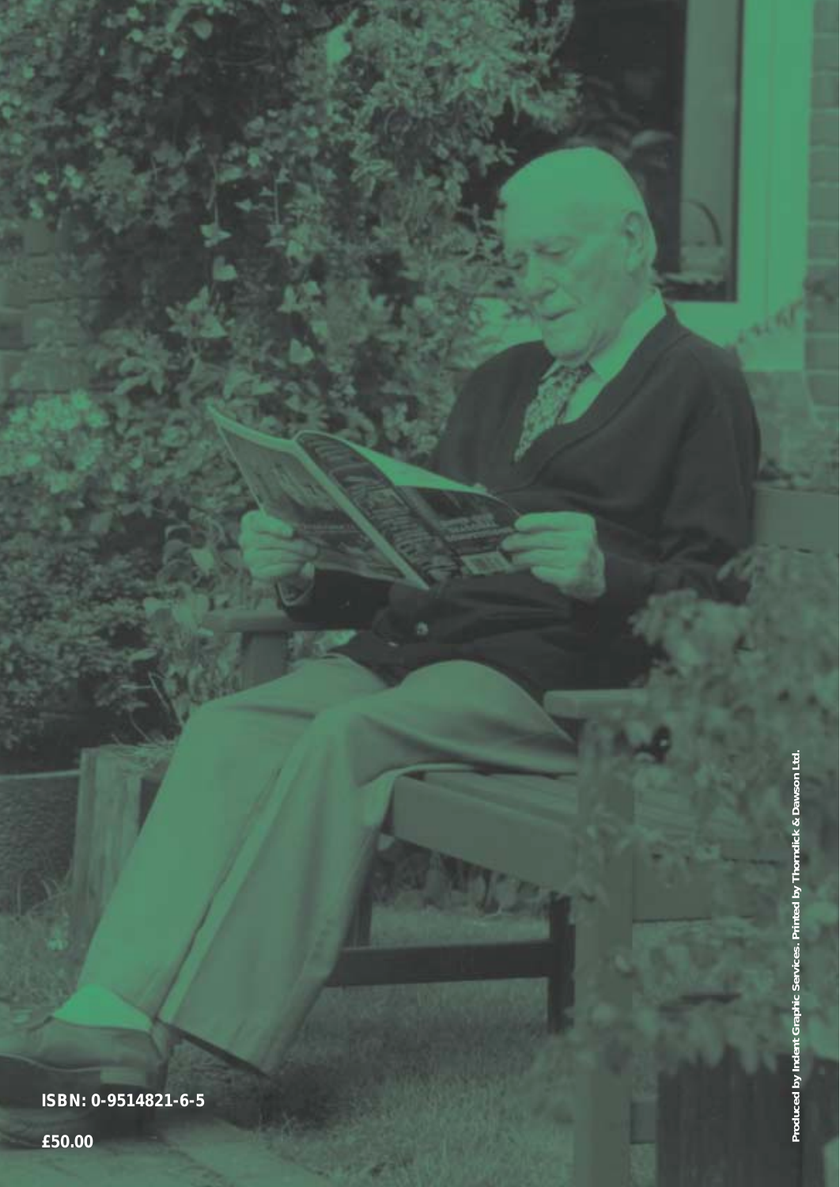ISBN: 0-9514821-6-5

£50.00

Produced by Indent Graphic Services. Printed by Thorndick & Dawson Ltd.